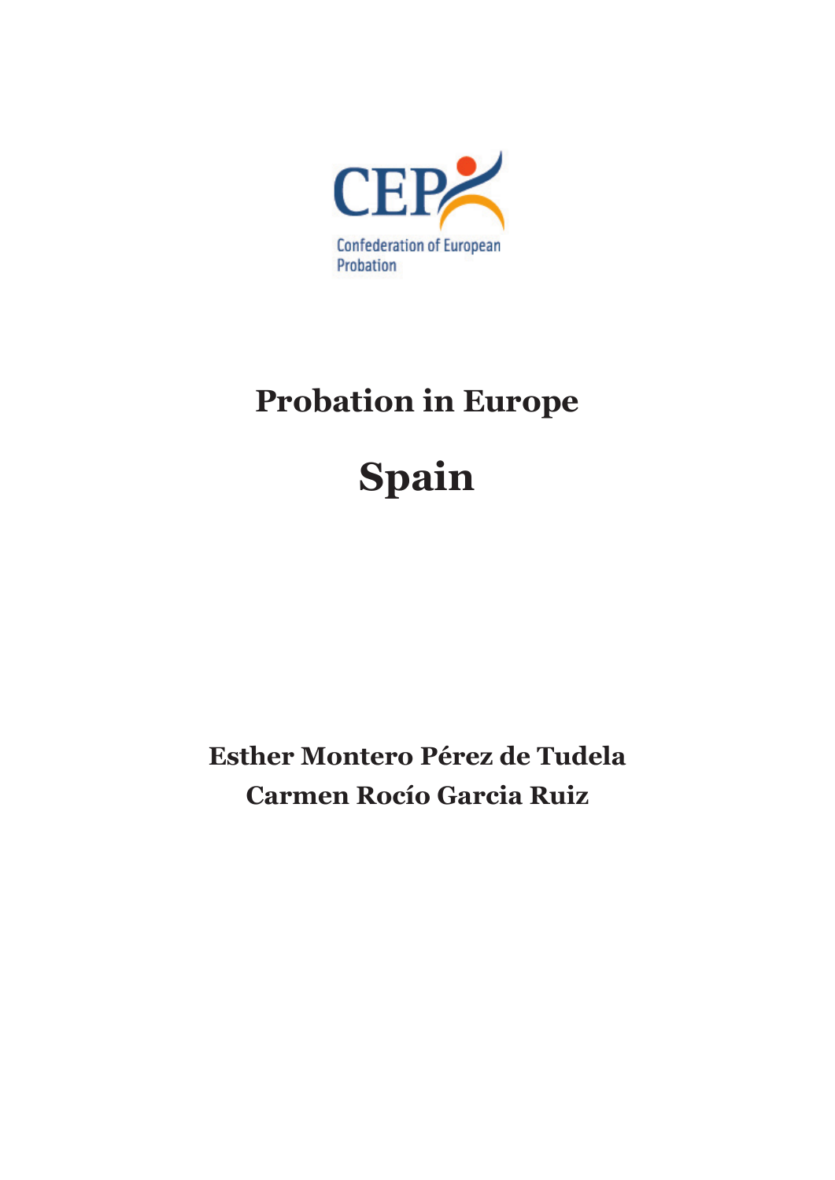CEP

Confederation of European Probation

# Probation in Europe

# Spain

**Esther Montero Pérez de Tudela**
**Carmen Rocío Garcia Ruiz**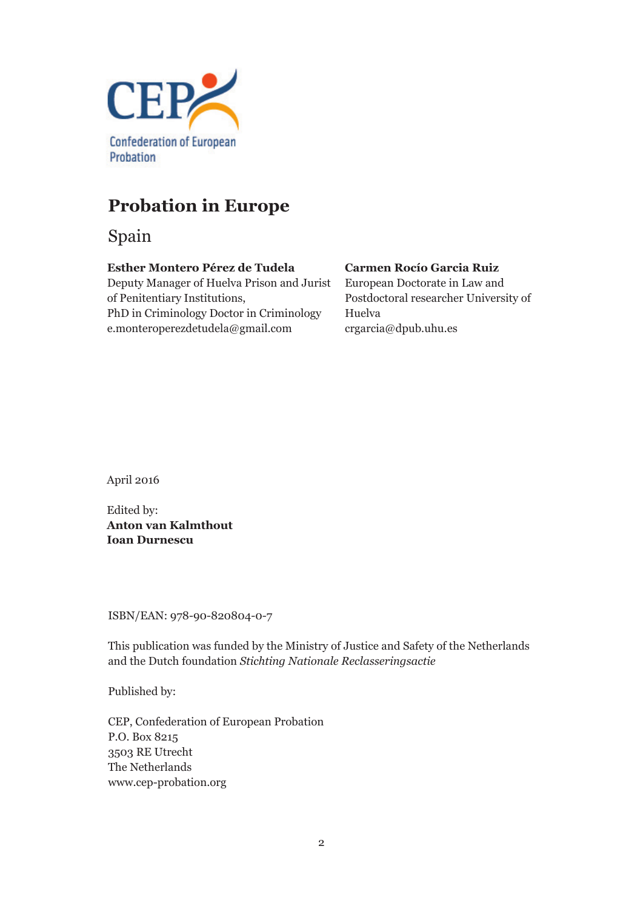CEP

Confederation of European Probation

# Probation in Europe

## Spain

**Esther Montero Pérez de Tudela**
Deputy Manager of Huelva Prison and Jurist of Penitentiary Institutions,
PhD in Criminology Doctor in Criminology
e.monteroperezdetudela@gmail.com

**Carmen Rocío Garcia Ruiz**
European Doctorate in Law and Postdoctoral researcher University of Huelva
crgarcia@dpub.uhu.es

April 2016

Edited by:
**Anton van Kalmthout**
**Ioan Durnescu**

ISBN/EAN: 978-90-820804-0-7

This publication was funded by the Ministry of Justice and Safety of the Netherlands and the Dutch foundation *Stichting Nationale Reclasseringsactie*

Published by:

CEP, Confederation of European Probation
P.O. Box 8215
3503 RE Utrecht
The Netherlands
www.cep-probation.org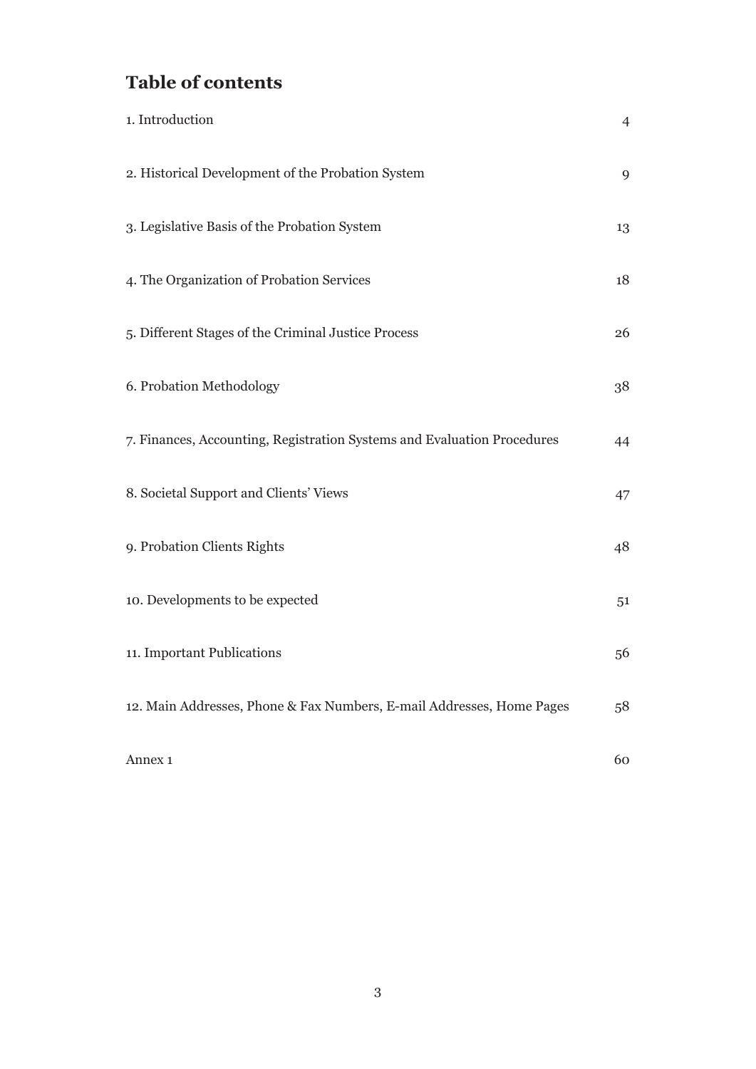# Table of contents

| | |
|---|---|
| 1. Introduction | 4 |
| 2. Historical Development of the Probation System | 9 |
| 3. Legislative Basis of the Probation System | 13 |
| 4. The Organization of Probation Services | 18 |
| 5. Different Stages of the Criminal Justice Process | 26 |
| 6. Probation Methodology | 38 |
| 7. Finances, Accounting, Registration Systems and Evaluation Procedures | 44 |
| 8. Societal Support and Clients' Views | 47 |
| 9. Probation Clients Rights | 48 |
| 10. Developments to be expected | 51 |
| 11. Important Publications | 56 |
| 12. Main Addresses, Phone & Fax Numbers, E-mail Addresses, Home Pages | 58 |
| Annex 1 | 60 |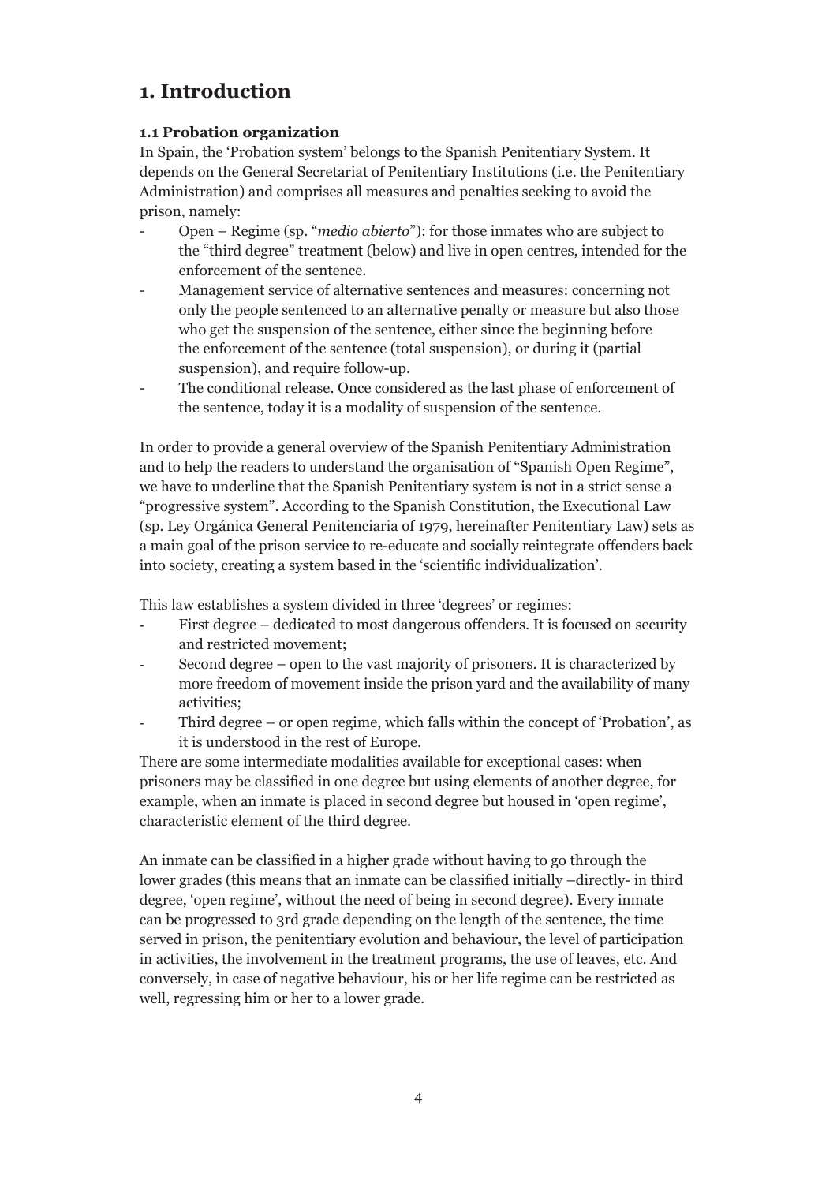# 1. Introduction

### 1.1 Probation organization

In Spain, the 'Probation system' belongs to the Spanish Penitentiary System. It depends on the General Secretariat of Penitentiary Institutions (i.e. the Penitentiary Administration) and comprises all measures and penalties seeking to avoid the prison, namely:

- Open – Regime (sp. "*medio abierto*"): for those inmates who are subject to the "third degree" treatment (below) and live in open centres, intended for the enforcement of the sentence.
- Management service of alternative sentences and measures: concerning not only the people sentenced to an alternative penalty or measure but also those who get the suspension of the sentence, either since the beginning before the enforcement of the sentence (total suspension), or during it (partial suspension), and require follow-up.
- The conditional release. Once considered as the last phase of enforcement of the sentence, today it is a modality of suspension of the sentence.

In order to provide a general overview of the Spanish Penitentiary Administration and to help the readers to understand the organisation of "Spanish Open Regime", we have to underline that the Spanish Penitentiary system is not in a strict sense a "progressive system". According to the Spanish Constitution, the Executional Law (sp. Ley Orgánica General Penitenciaria of 1979, hereinafter Penitentiary Law) sets as a main goal of the prison service to re-educate and socially reintegrate offenders back into society, creating a system based in the 'scientific individualization'.

This law establishes a system divided in three 'degrees' or regimes:

- First degree – dedicated to most dangerous offenders. It is focused on security and restricted movement;
- Second degree – open to the vast majority of prisoners. It is characterized by more freedom of movement inside the prison yard and the availability of many activities;
- Third degree – or open regime, which falls within the concept of 'Probation', as it is understood in the rest of Europe.

There are some intermediate modalities available for exceptional cases: when prisoners may be classified in one degree but using elements of another degree, for example, when an inmate is placed in second degree but housed in 'open regime', characteristic element of the third degree.

An inmate can be classified in a higher grade without having to go through the lower grades (this means that an inmate can be classified initially –directly- in third degree, 'open regime', without the need of being in second degree). Every inmate can be progressed to 3rd grade depending on the length of the sentence, the time served in prison, the penitentiary evolution and behaviour, the level of participation in activities, the involvement in the treatment programs, the use of leaves, etc. And conversely, in case of negative behaviour, his or her life regime can be restricted as well, regressing him or her to a lower grade.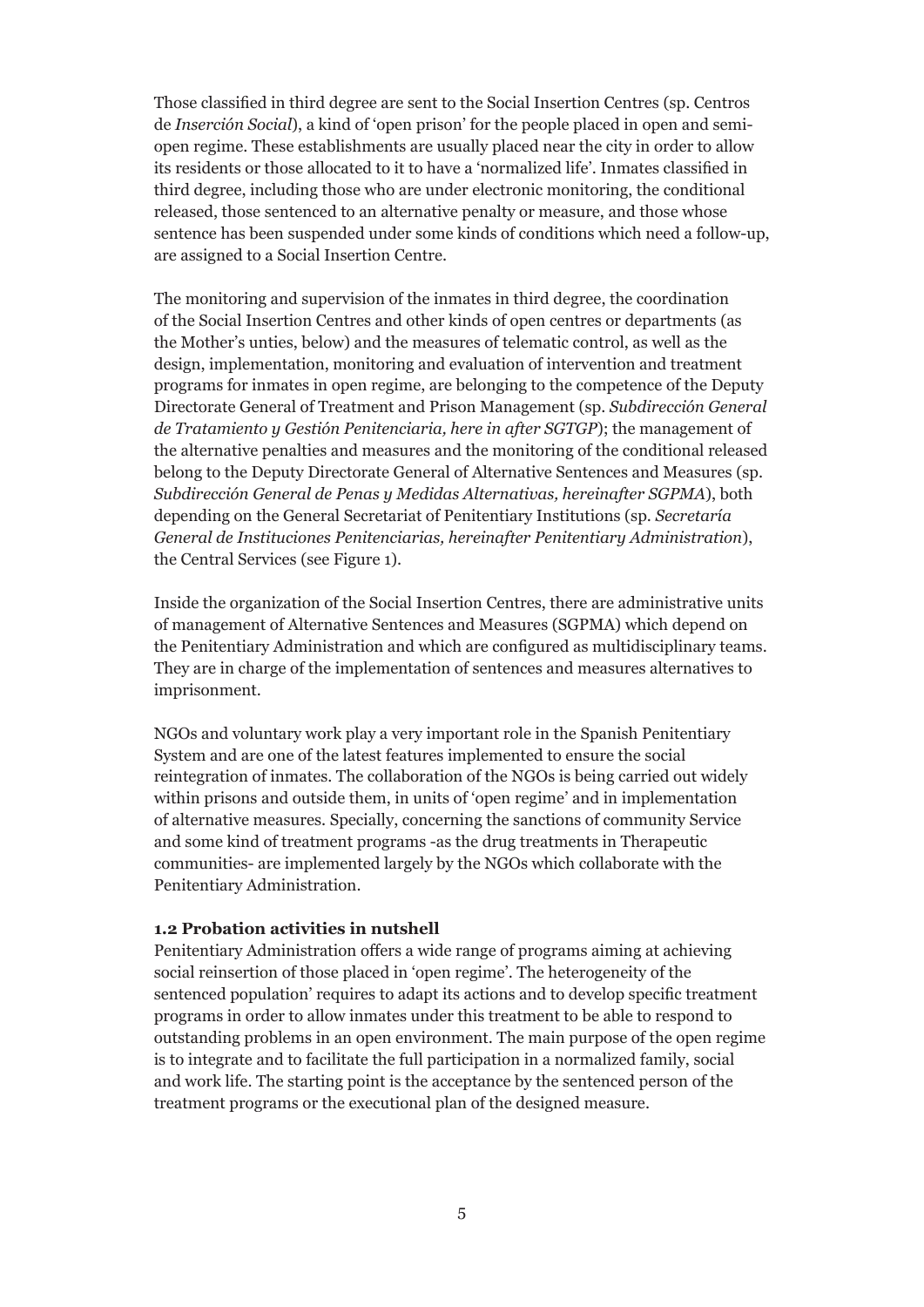Those classified in third degree are sent to the Social Insertion Centres (sp. Centros de *Inserción Social*), a kind of 'open prison' for the people placed in open and semi-open regime. These establishments are usually placed near the city in order to allow its residents or those allocated to it to have a 'normalized life'. Inmates classified in third degree, including those who are under electronic monitoring, the conditional released, those sentenced to an alternative penalty or measure, and those whose sentence has been suspended under some kinds of conditions which need a follow-up, are assigned to a Social Insertion Centre.

The monitoring and supervision of the inmates in third degree, the coordination of the Social Insertion Centres and other kinds of open centres or departments (as the Mother's unties, below) and the measures of telematic control, as well as the design, implementation, monitoring and evaluation of intervention and treatment programs for inmates in open regime, are belonging to the competence of the Deputy Directorate General of Treatment and Prison Management (sp. *Subdirección General de Tratamiento y Gestión Penitenciaria, here in after SGTGP*); the management of the alternative penalties and measures and the monitoring of the conditional released belong to the Deputy Directorate General of Alternative Sentences and Measures (sp. *Subdirección General de Penas y Medidas Alternativas, hereinafter SGPMA*), both depending on the General Secretariat of Penitentiary Institutions (sp. *Secretaría General de Instituciones Penitenciarias, hereinafter Penitentiary Administration*), the Central Services (see Figure 1).

Inside the organization of the Social Insertion Centres, there are administrative units of management of Alternative Sentences and Measures (SGPMA) which depend on the Penitentiary Administration and which are configured as multidisciplinary teams. They are in charge of the implementation of sentences and measures alternatives to imprisonment.

NGOs and voluntary work play a very important role in the Spanish Penitentiary System and are one of the latest features implemented to ensure the social reintegration of inmates. The collaboration of the NGOs is being carried out widely within prisons and outside them, in units of 'open regime' and in implementation of alternative measures. Specially, concerning the sanctions of community Service and some kind of treatment programs -as the drug treatments in Therapeutic communities- are implemented largely by the NGOs which collaborate with the Penitentiary Administration.

### 1.2 Probation activities in nutshell

Penitentiary Administration offers a wide range of programs aiming at achieving social reinsertion of those placed in 'open regime'. The heterogeneity of the sentenced population' requires to adapt its actions and to develop specific treatment programs in order to allow inmates under this treatment to be able to respond to outstanding problems in an open environment. The main purpose of the open regime is to integrate and to facilitate the full participation in a normalized family, social and work life. The starting point is the acceptance by the sentenced person of the treatment programs or the executional plan of the designed measure.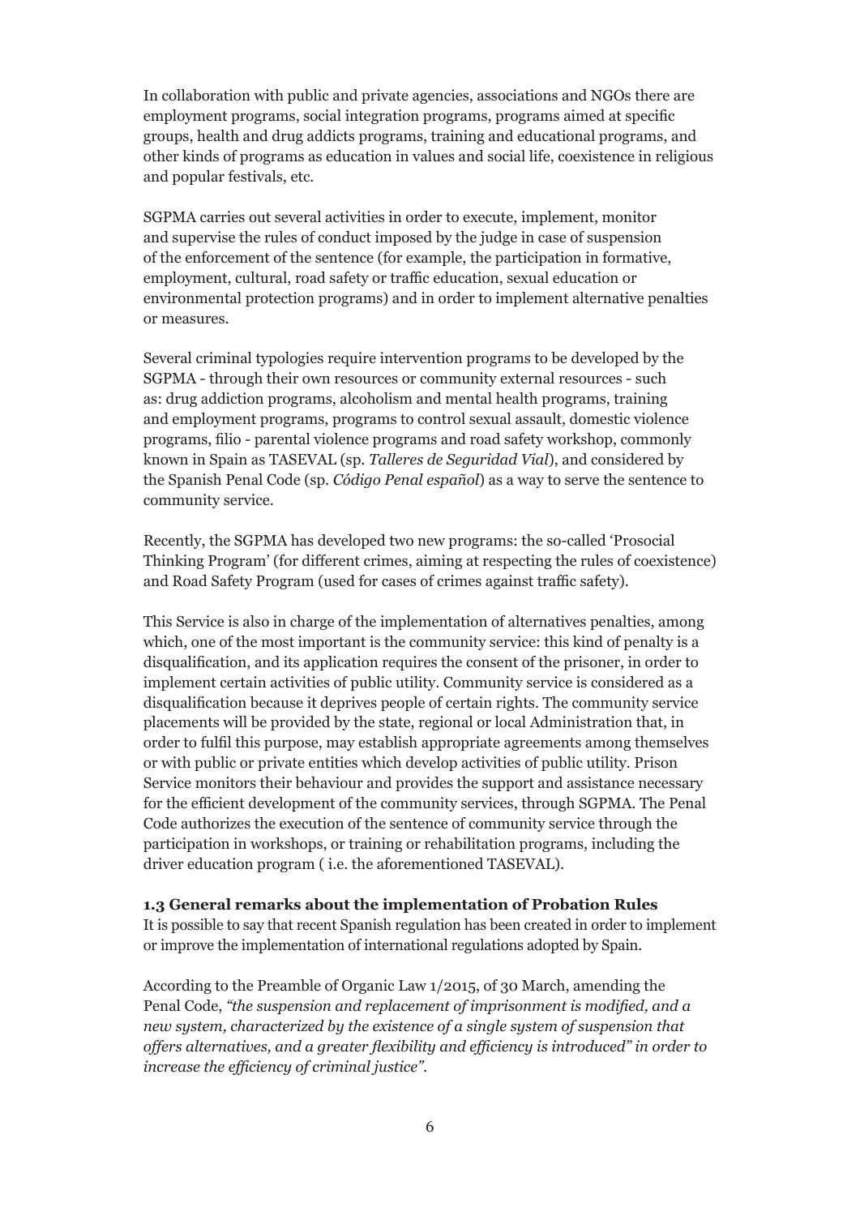In collaboration with public and private agencies, associations and NGOs there are employment programs, social integration programs, programs aimed at specific groups, health and drug addicts programs, training and educational programs, and other kinds of programs as education in values and social life, coexistence in religious and popular festivals, etc.

SGPMA carries out several activities in order to execute, implement, monitor and supervise the rules of conduct imposed by the judge in case of suspension of the enforcement of the sentence (for example, the participation in formative, employment, cultural, road safety or traffic education, sexual education or environmental protection programs) and in order to implement alternative penalties or measures.

Several criminal typologies require intervention programs to be developed by the SGPMA - through their own resources or community external resources - such as: drug addiction programs, alcoholism and mental health programs, training and employment programs, programs to control sexual assault, domestic violence programs, filio - parental violence programs and road safety workshop, commonly known in Spain as TASEVAL (sp. *Talleres de Seguridad Vial*), and considered by the Spanish Penal Code (sp. *Código Penal español*) as a way to serve the sentence to community service.

Recently, the SGPMA has developed two new programs: the so-called 'Prosocial Thinking Program' (for different crimes, aiming at respecting the rules of coexistence) and Road Safety Program (used for cases of crimes against traffic safety).

This Service is also in charge of the implementation of alternatives penalties, among which, one of the most important is the community service: this kind of penalty is a disqualification, and its application requires the consent of the prisoner, in order to implement certain activities of public utility. Community service is considered as a disqualification because it deprives people of certain rights. The community service placements will be provided by the state, regional or local Administration that, in order to fulfil this purpose, may establish appropriate agreements among themselves or with public or private entities which develop activities of public utility. Prison Service monitors their behaviour and provides the support and assistance necessary for the efficient development of the community services, through SGPMA. The Penal Code authorizes the execution of the sentence of community service through the participation in workshops, or training or rehabilitation programs, including the driver education program ( i.e. the aforementioned TASEVAL).

### 1.3 General remarks about the implementation of Probation Rules

It is possible to say that recent Spanish regulation has been created in order to implement or improve the implementation of international regulations adopted by Spain.

According to the Preamble of Organic Law 1/2015, of 30 March, amending the Penal Code, *"the suspension and replacement of imprisonment is modified, and a new system, characterized by the existence of a single system of suspension that offers alternatives, and a greater flexibility and efficiency is introduced" in order to increase the efficiency of criminal justice".*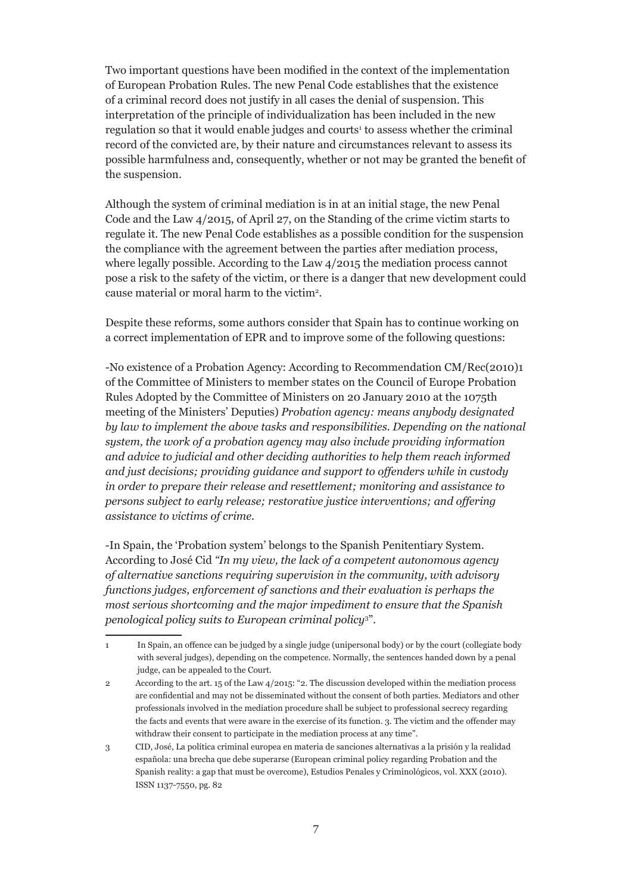Two important questions have been modified in the context of the implementation of European Probation Rules. The new Penal Code establishes that the existence of a criminal record does not justify in all cases the denial of suspension. This interpretation of the principle of individualization has been included in the new regulation so that it would enable judges and courts[1] to assess whether the criminal record of the convicted are, by their nature and circumstances relevant to assess its possible harmfulness and, consequently, whether or not may be granted the benefit of the suspension.

Although the system of criminal mediation is in at an initial stage, the new Penal Code and the Law 4/2015, of April 27, on the Standing of the crime victim starts to regulate it. The new Penal Code establishes as a possible condition for the suspension the compliance with the agreement between the parties after mediation process, where legally possible. According to the Law 4/2015 the mediation process cannot pose a risk to the safety of the victim, or there is a danger that new development could cause material or moral harm to the victim[2].

Despite these reforms, some authors consider that Spain has to continue working on a correct implementation of EPR and to improve some of the following questions:

-No existence of a Probation Agency: According to Recommendation CM/Rec(2010)1 of the Committee of Ministers to member states on the Council of Europe Probation Rules Adopted by the Committee of Ministers on 20 January 2010 at the 1075th meeting of the Ministers' Deputies) *Probation agency: means anybody designated by law to implement the above tasks and responsibilities. Depending on the national system, the work of a probation agency may also include providing information and advice to judicial and other deciding authorities to help them reach informed and just decisions; providing guidance and support to offenders while in custody in order to prepare their release and resettlement; monitoring and assistance to persons subject to early release; restorative justice interventions; and offering assistance to victims of crime.*

-In Spain, the 'Probation system' belongs to the Spanish Penitentiary System. According to José Cid *"In my view, the lack of a competent autonomous agency of alternative sanctions requiring supervision in the community, with advisory functions judges, enforcement of sanctions and their evaluation is perhaps the most serious shortcoming and the major impediment to ensure that the Spanish penological policy suits to European criminal policy*[3]".

---

[1] In Spain, an offence can be judged by a single judge (unipersonal body) or by the court (collegiate body with several judges), depending on the competence. Normally, the sentences handed down by a penal judge, can be appealed to the Court.

[2] According to the art. 15 of the Law 4/2015: "2. The discussion developed within the mediation process are confidential and may not be disseminated without the consent of both parties. Mediators and other professionals involved in the mediation procedure shall be subject to professional secrecy regarding the facts and events that were aware in the exercise of its function. 3. The victim and the offender may withdraw their consent to participate in the mediation process at any time".

[3] CID, José, La política criminal europea en materia de sanciones alternativas a la prisión y la realidad española: una brecha que debe superarse (European criminal policy regarding Probation and the Spanish reality: a gap that must be overcome), Estudios Penales y Criminológicos, vol. XXX (2010). ISSN 1137-7550, pg. 82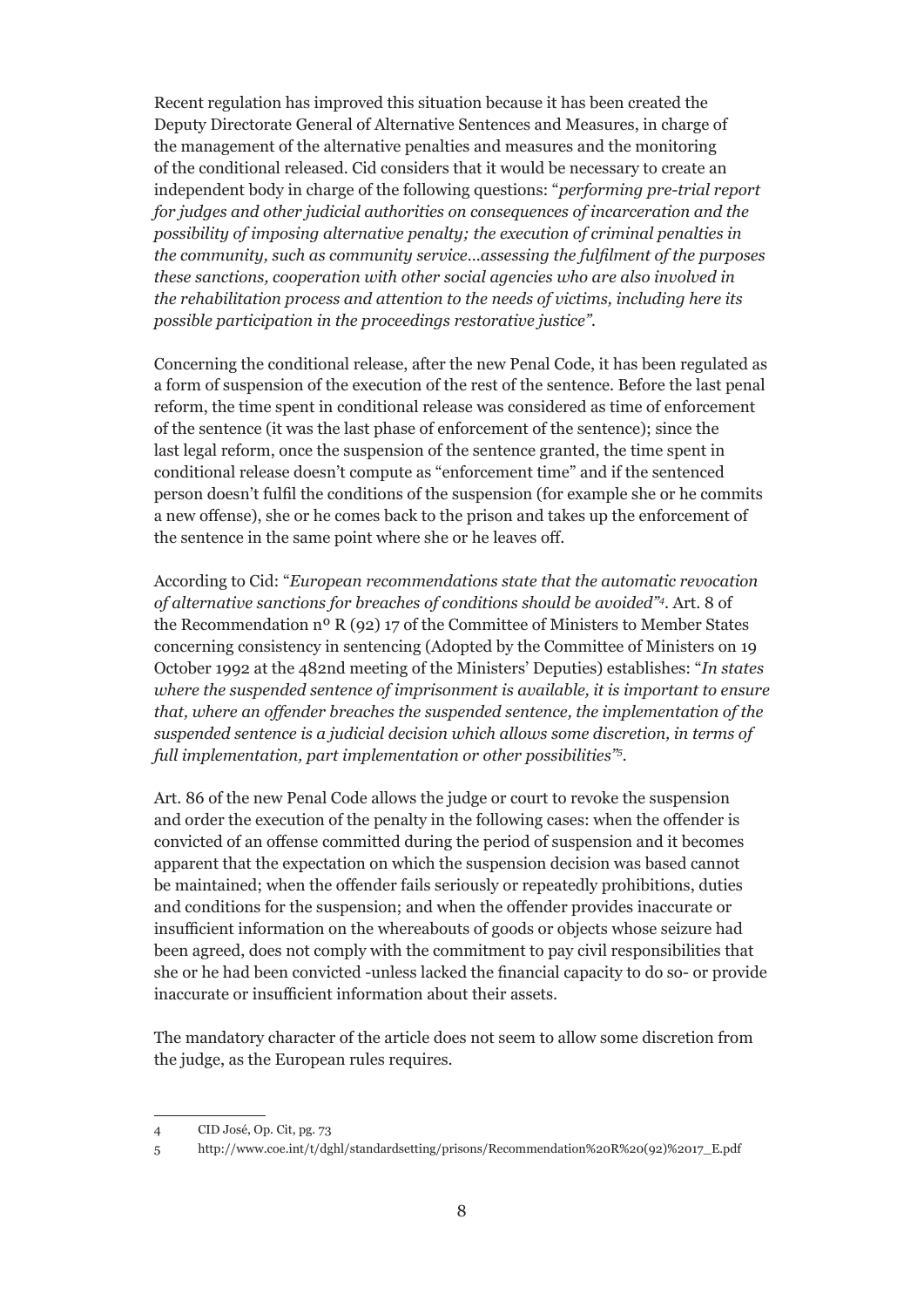Recent regulation has improved this situation because it has been created the Deputy Directorate General of Alternative Sentences and Measures, in charge of the management of the alternative penalties and measures and the monitoring of the conditional released. Cid considers that it would be necessary to create an independent body in charge of the following questions: "*performing pre-trial report for judges and other judicial authorities on consequences of incarceration and the possibility of imposing alternative penalty; the execution of criminal penalties in the community, such as community service…assessing the fulfilment of the purposes these sanctions, cooperation with other social agencies who are also involved in the rehabilitation process and attention to the needs of victims, including here its possible participation in the proceedings restorative justice*".

Concerning the conditional release, after the new Penal Code, it has been regulated as a form of suspension of the execution of the rest of the sentence. Before the last penal reform, the time spent in conditional release was considered as time of enforcement of the sentence (it was the last phase of enforcement of the sentence); since the last legal reform, once the suspension of the sentence granted, the time spent in conditional release doesn't compute as "enforcement time" and if the sentenced person doesn't fulfil the conditions of the suspension (for example she or he commits a new offense), she or he comes back to the prison and takes up the enforcement of the sentence in the same point where she or he leaves off.

According to Cid: "*European recommendations state that the automatic revocation of alternative sanctions for breaches of conditions should be avoided*"[4]. Art. 8 of the Recommendation nº R (92) 17 of the Committee of Ministers to Member States concerning consistency in sentencing (Adopted by the Committee of Ministers on 19 October 1992 at the 482nd meeting of the Ministers' Deputies) establishes: "*In states where the suspended sentence of imprisonment is available, it is important to ensure that, where an offender breaches the suspended sentence, the implementation of the suspended sentence is a judicial decision which allows some discretion, in terms of full implementation, part implementation or other possibilities*"[5].

Art. 86 of the new Penal Code allows the judge or court to revoke the suspension and order the execution of the penalty in the following cases: when the offender is convicted of an offense committed during the period of suspension and it becomes apparent that the expectation on which the suspension decision was based cannot be maintained; when the offender fails seriously or repeatedly prohibitions, duties and conditions for the suspension; and when the offender provides inaccurate or insufficient information on the whereabouts of goods or objects whose seizure had been agreed, does not comply with the commitment to pay civil responsibilities that she or he had been convicted -unless lacked the financial capacity to do so- or provide inaccurate or insufficient information about their assets.

The mandatory character of the article does not seem to allow some discretion from the judge, as the European rules requires.

---

4 CID José, Op. Cit, pg. 73

5 http://www.coe.int/t/dghl/standardsetting/prisons/Recommendation%20R%20(92)%2017_E.pdf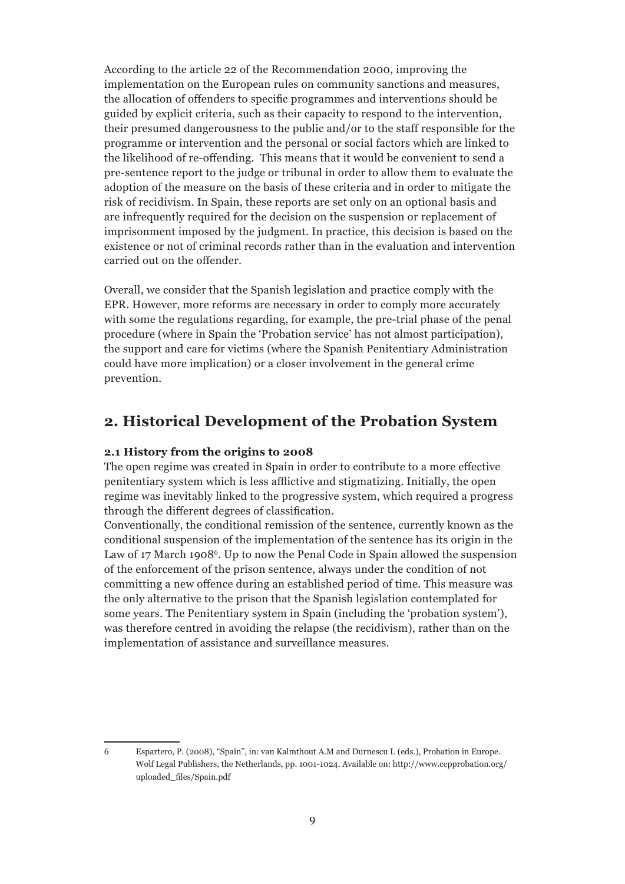According to the article 22 of the Recommendation 2000, improving the implementation on the European rules on community sanctions and measures, the allocation of offenders to specific programmes and interventions should be guided by explicit criteria, such as their capacity to respond to the intervention, their presumed dangerousness to the public and/or to the staff responsible for the programme or intervention and the personal or social factors which are linked to the likelihood of re-offending. This means that it would be convenient to send a pre-sentence report to the judge or tribunal in order to allow them to evaluate the adoption of the measure on the basis of these criteria and in order to mitigate the risk of recidivism. In Spain, these reports are set only on an optional basis and are infrequently required for the decision on the suspension or replacement of imprisonment imposed by the judgment. In practice, this decision is based on the existence or not of criminal records rather than in the evaluation and intervention carried out on the offender.

Overall, we consider that the Spanish legislation and practice comply with the EPR. However, more reforms are necessary in order to comply more accurately with some the regulations regarding, for example, the pre-trial phase of the penal procedure (where in Spain the 'Probation service' has not almost participation), the support and care for victims (where the Spanish Penitentiary Administration could have more implication) or a closer involvement in the general crime prevention.

## 2. Historical Development of the Probation System

### 2.1 History from the origins to 2008

The open regime was created in Spain in order to contribute to a more effective penitentiary system which is less afflictive and stigmatizing. Initially, the open regime was inevitably linked to the progressive system, which required a progress through the different degrees of classification.

Conventionally, the conditional remission of the sentence, currently known as the conditional suspension of the implementation of the sentence has its origin in the Law of 17 March 1908[6]. Up to now the Penal Code in Spain allowed the suspension of the enforcement of the prison sentence, always under the condition of not committing a new offence during an established period of time. This measure was the only alternative to the prison that the Spanish legislation contemplated for some years. The Penitentiary system in Spain (including the 'probation system'), was therefore centred in avoiding the relapse (the recidivism), rather than on the implementation of assistance and surveillance measures.

6 Espartero, P. (2008), "Spain", in: van Kalmthout A.M and Durnescu I. (eds.), Probation in Europe. Wolf Legal Publishers, the Netherlands, pp. 1001-1024. Available on: http://www.cepprobation.org/uploaded_files/Spain.pdf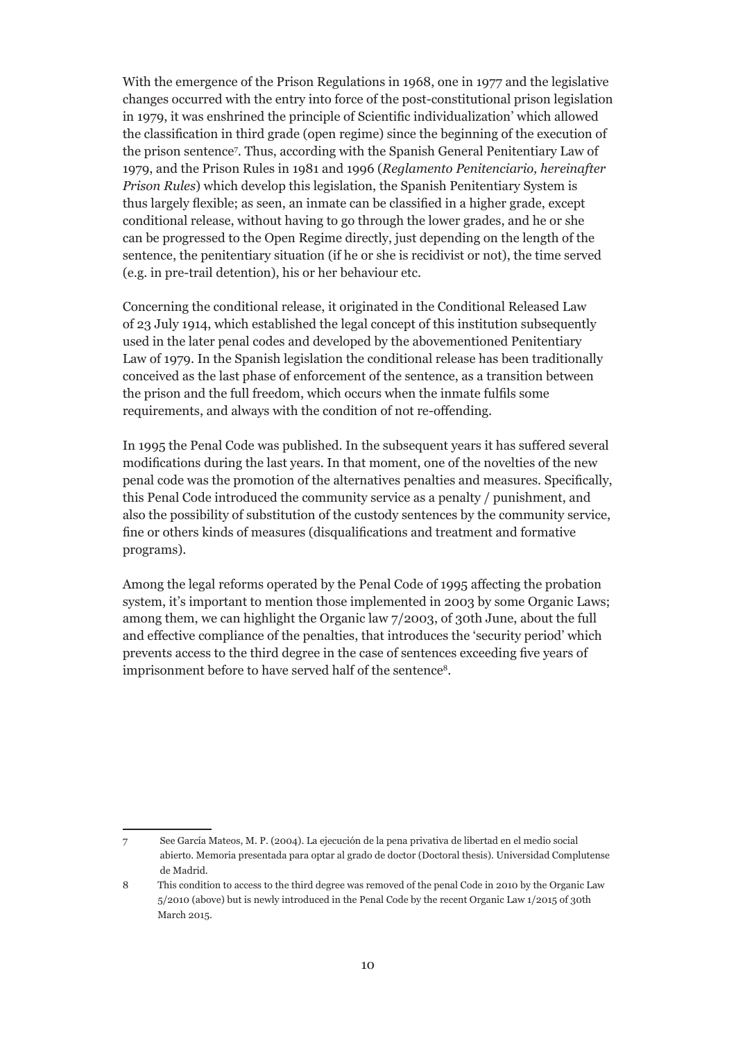With the emergence of the Prison Regulations in 1968, one in 1977 and the legislative changes occurred with the entry into force of the post-constitutional prison legislation in 1979, it was enshrined the principle of Scientific individualization' which allowed the classification in third grade (open regime) since the beginning of the execution of the prison sentence[7]. Thus, according with the Spanish General Penitentiary Law of 1979, and the Prison Rules in 1981 and 1996 (*Reglamento Penitenciario, hereinafter Prison Rules*) which develop this legislation, the Spanish Penitentiary System is thus largely flexible; as seen, an inmate can be classified in a higher grade, except conditional release, without having to go through the lower grades, and he or she can be progressed to the Open Regime directly, just depending on the length of the sentence, the penitentiary situation (if he or she is recidivist or not), the time served (e.g. in pre-trail detention), his or her behaviour etc.

Concerning the conditional release, it originated in the Conditional Released Law of 23 July 1914, which established the legal concept of this institution subsequently used in the later penal codes and developed by the abovementioned Penitentiary Law of 1979. In the Spanish legislation the conditional release has been traditionally conceived as the last phase of enforcement of the sentence, as a transition between the prison and the full freedom, which occurs when the inmate fulfils some requirements, and always with the condition of not re-offending.

In 1995 the Penal Code was published. In the subsequent years it has suffered several modifications during the last years. In that moment, one of the novelties of the new penal code was the promotion of the alternatives penalties and measures. Specifically, this Penal Code introduced the community service as a penalty / punishment, and also the possibility of substitution of the custody sentences by the community service, fine or others kinds of measures (disqualifications and treatment and formative programs).

Among the legal reforms operated by the Penal Code of 1995 affecting the probation system, it's important to mention those implemented in 2003 by some Organic Laws; among them, we can highlight the Organic law 7/2003, of 30th June, about the full and effective compliance of the penalties, that introduces the 'security period' which prevents access to the third degree in the case of sentences exceeding five years of imprisonment before to have served half of the sentence[8].

---

7 See García Mateos, M. P. (2004). La ejecución de la pena privativa de libertad en el medio social abierto. Memoria presentada para optar al grado de doctor (Doctoral thesis). Universidad Complutense de Madrid.

8 This condition to access to the third degree was removed of the penal Code in 2010 by the Organic Law 5/2010 (above) but is newly introduced in the Penal Code by the recent Organic Law 1/2015 of 30th March 2015.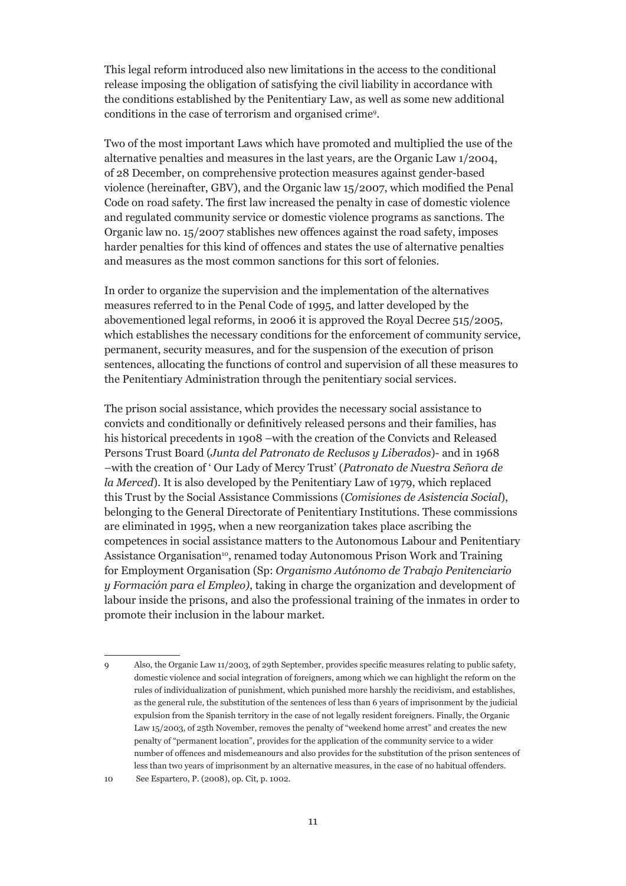This legal reform introduced also new limitations in the access to the conditional release imposing the obligation of satisfying the civil liability in accordance with the conditions established by the Penitentiary Law, as well as some new additional conditions in the case of terrorism and organised crime[9].

Two of the most important Laws which have promoted and multiplied the use of the alternative penalties and measures in the last years, are the Organic Law 1/2004, of 28 December, on comprehensive protection measures against gender-based violence (hereinafter, GBV), and the Organic law 15/2007, which modified the Penal Code on road safety. The first law increased the penalty in case of domestic violence and regulated community service or domestic violence programs as sanctions. The Organic law no. 15/2007 stablishes new offences against the road safety, imposes harder penalties for this kind of offences and states the use of alternative penalties and measures as the most common sanctions for this sort of felonies.

In order to organize the supervision and the implementation of the alternatives measures referred to in the Penal Code of 1995, and latter developed by the abovementioned legal reforms, in 2006 it is approved the Royal Decree 515/2005, which establishes the necessary conditions for the enforcement of community service, permanent, security measures, and for the suspension of the execution of prison sentences, allocating the functions of control and supervision of all these measures to the Penitentiary Administration through the penitentiary social services.

The prison social assistance, which provides the necessary social assistance to convicts and conditionally or definitively released persons and their families, has his historical precedents in 1908 –with the creation of the Convicts and Released Persons Trust Board (*Junta del Patronato de Reclusos y Liberados*)- and in 1968 –with the creation of ' Our Lady of Mercy Trust' (*Patronato de Nuestra Señora de la Merced*). It is also developed by the Penitentiary Law of 1979, which replaced this Trust by the Social Assistance Commissions (*Comisiones de Asistencia Social*), belonging to the General Directorate of Penitentiary Institutions. These commissions are eliminated in 1995, when a new reorganization takes place ascribing the competences in social assistance matters to the Autonomous Labour and Penitentiary Assistance Organisation[10], renamed today Autonomous Prison Work and Training for Employment Organisation (Sp: *Organismo Autónomo de Trabajo Penitenciario y Formación para el Empleo)*, taking in charge the organization and development of labour inside the prisons, and also the professional training of the inmates in order to promote their inclusion in the labour market.

---

9 Also, the Organic Law 11/2003, of 29th September, provides specific measures relating to public safety, domestic violence and social integration of foreigners, among which we can highlight the reform on the rules of individualization of punishment, which punished more harshly the recidivism, and establishes, as the general rule, the substitution of the sentences of less than 6 years of imprisonment by the judicial expulsion from the Spanish territory in the case of not legally resident foreigners. Finally, the Organic Law 15/2003, of 25th November, removes the penalty of "weekend home arrest" and creates the new penalty of "permanent location", provides for the application of the community service to a wider number of offences and misdemeanours and also provides for the substitution of the prison sentences of less than two years of imprisonment by an alternative measures, in the case of no habitual offenders.

10 See Espartero, P. (2008), op. Cit, p. 1002.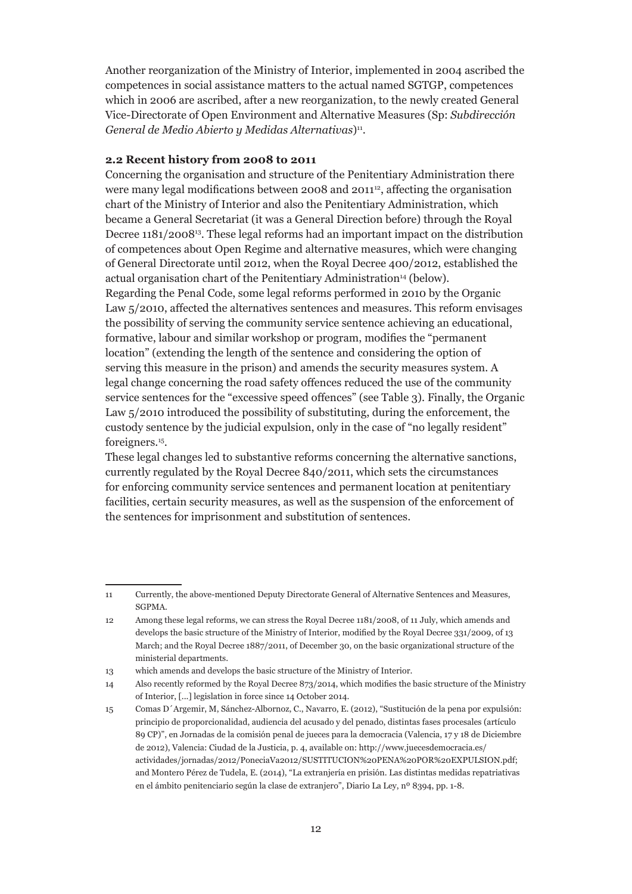Another reorganization of the Ministry of Interior, implemented in 2004 ascribed the competences in social assistance matters to the actual named SGTGP, competences which in 2006 are ascribed, after a new reorganization, to the newly created General Vice-Directorate of Open Environment and Alternative Measures (Sp: *Subdirección General de Medio Abierto y Medidas Alternativas*)[11].

### 2.2 Recent history from 2008 to 2011

Concerning the organisation and structure of the Penitentiary Administration there were many legal modifications between 2008 and 2011[12], affecting the organisation chart of the Ministry of Interior and also the Penitentiary Administration, which became a General Secretariat (it was a General Direction before) through the Royal Decree 1181/2008[13]. These legal reforms had an important impact on the distribution of competences about Open Regime and alternative measures, which were changing of General Directorate until 2012, when the Royal Decree 400/2012, established the actual organisation chart of the Penitentiary Administration[14] (below).

Regarding the Penal Code, some legal reforms performed in 2010 by the Organic Law 5/2010, affected the alternatives sentences and measures. This reform envisages the possibility of serving the community service sentence achieving an educational, formative, labour and similar workshop or program, modifies the "permanent location" (extending the length of the sentence and considering the option of serving this measure in the prison) and amends the security measures system. A legal change concerning the road safety offences reduced the use of the community service sentences for the "excessive speed offences" (see Table 3). Finally, the Organic Law 5/2010 introduced the possibility of substituting, during the enforcement, the custody sentence by the judicial expulsion, only in the case of "no legally resident" foreigners.[15].

These legal changes led to substantive reforms concerning the alternative sanctions, currently regulated by the Royal Decree 840/2011, which sets the circumstances for enforcing community service sentences and permanent location at penitentiary facilities, certain security measures, as well as the suspension of the enforcement of the sentences for imprisonment and substitution of sentences.

---

11 Currently, the above-mentioned Deputy Directorate General of Alternative Sentences and Measures, SGPMA.

12 Among these legal reforms, we can stress the Royal Decree 1181/2008, of 11 July, which amends and develops the basic structure of the Ministry of Interior, modified by the Royal Decree 331/2009, of 13 March; and the Royal Decree 1887/2011, of December 30, on the basic organizational structure of the ministerial departments.

13 which amends and develops the basic structure of the Ministry of Interior.

14 Also recently reformed by the Royal Decree 873/2014, which modifies the basic structure of the Ministry of Interior, [...] legislation in force since 14 October 2014.

15 Comas D´Argemir, M, Sánchez-Albornoz, C., Navarro, E. (2012), "Sustitución de la pena por expulsión: principio de proporcionalidad, audiencia del acusado y del penado, distintas fases procesales (artículo 89 CP)", en Jornadas de la comisión penal de jueces para la democracia (Valencia, 17 y 18 de Diciembre de 2012), Valencia: Ciudad de la Justicia, p. 4, available on: http://www.juecesdemocracia.es/actividades/jornadas/2012/PoneciaVa2012/SUSTITUCION%20PENA%20POR%20EXPULSION.pdf; and Montero Pérez de Tudela, E. (2014), "La extranjería en prisión. Las distintas medidas repatriativas en el ámbito penitenciario según la clase de extranjero", Diario La Ley, nº 8394, pp. 1-8.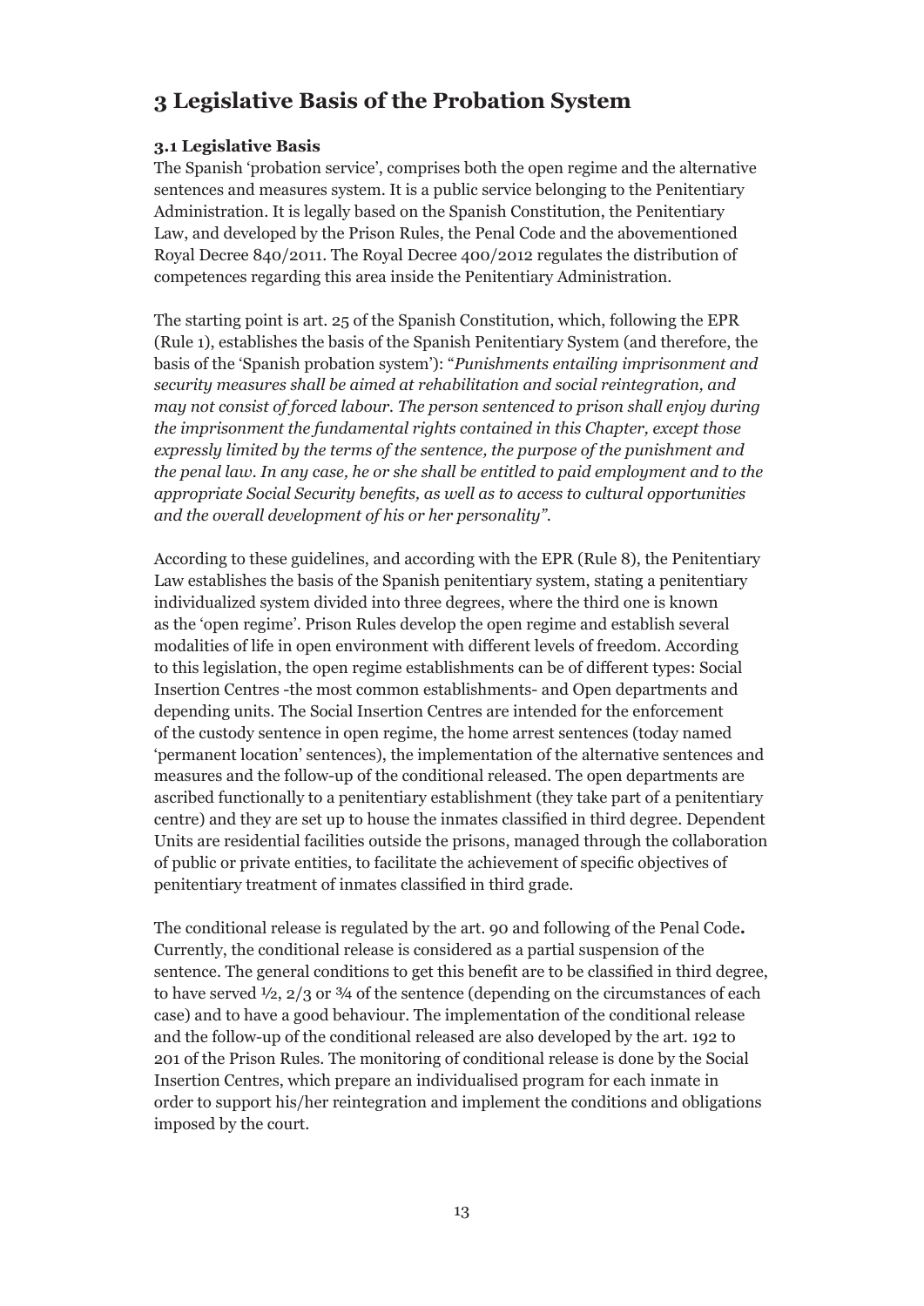# 3 Legislative Basis of the Probation System

### 3.1 Legislative Basis

The Spanish 'probation service', comprises both the open regime and the alternative sentences and measures system. It is a public service belonging to the Penitentiary Administration. It is legally based on the Spanish Constitution, the Penitentiary Law, and developed by the Prison Rules, the Penal Code and the abovementioned Royal Decree 840/2011. The Royal Decree 400/2012 regulates the distribution of competences regarding this area inside the Penitentiary Administration.

The starting point is art. 25 of the Spanish Constitution, which, following the EPR (Rule 1), establishes the basis of the Spanish Penitentiary System (and therefore, the basis of the 'Spanish probation system'): "*Punishments entailing imprisonment and security measures shall be aimed at rehabilitation and social reintegration, and may not consist of forced labour. The person sentenced to prison shall enjoy during the imprisonment the fundamental rights contained in this Chapter, except those expressly limited by the terms of the sentence, the purpose of the punishment and the penal law. In any case, he or she shall be entitled to paid employment and to the appropriate Social Security benefits, as well as to access to cultural opportunities and the overall development of his or her personality*".

According to these guidelines, and according with the EPR (Rule 8), the Penitentiary Law establishes the basis of the Spanish penitentiary system, stating a penitentiary individualized system divided into three degrees, where the third one is known as the 'open regime'. Prison Rules develop the open regime and establish several modalities of life in open environment with different levels of freedom. According to this legislation, the open regime establishments can be of different types: Social Insertion Centres -the most common establishments- and Open departments and depending units. The Social Insertion Centres are intended for the enforcement of the custody sentence in open regime, the home arrest sentences (today named 'permanent location' sentences), the implementation of the alternative sentences and measures and the follow-up of the conditional released. The open departments are ascribed functionally to a penitentiary establishment (they take part of a penitentiary centre) and they are set up to house the inmates classified in third degree. Dependent Units are residential facilities outside the prisons, managed through the collaboration of public or private entities, to facilitate the achievement of specific objectives of penitentiary treatment of inmates classified in third grade.

The conditional release is regulated by the art. 90 and following of the Penal Code**.** Currently, the conditional release is considered as a partial suspension of the sentence. The general conditions to get this benefit are to be classified in third degree, to have served ½, 2/3 or ¾ of the sentence (depending on the circumstances of each case) and to have a good behaviour. The implementation of the conditional release and the follow-up of the conditional released are also developed by the art. 192 to 201 of the Prison Rules. The monitoring of conditional release is done by the Social Insertion Centres, which prepare an individualised program for each inmate in order to support his/her reintegration and implement the conditions and obligations imposed by the court.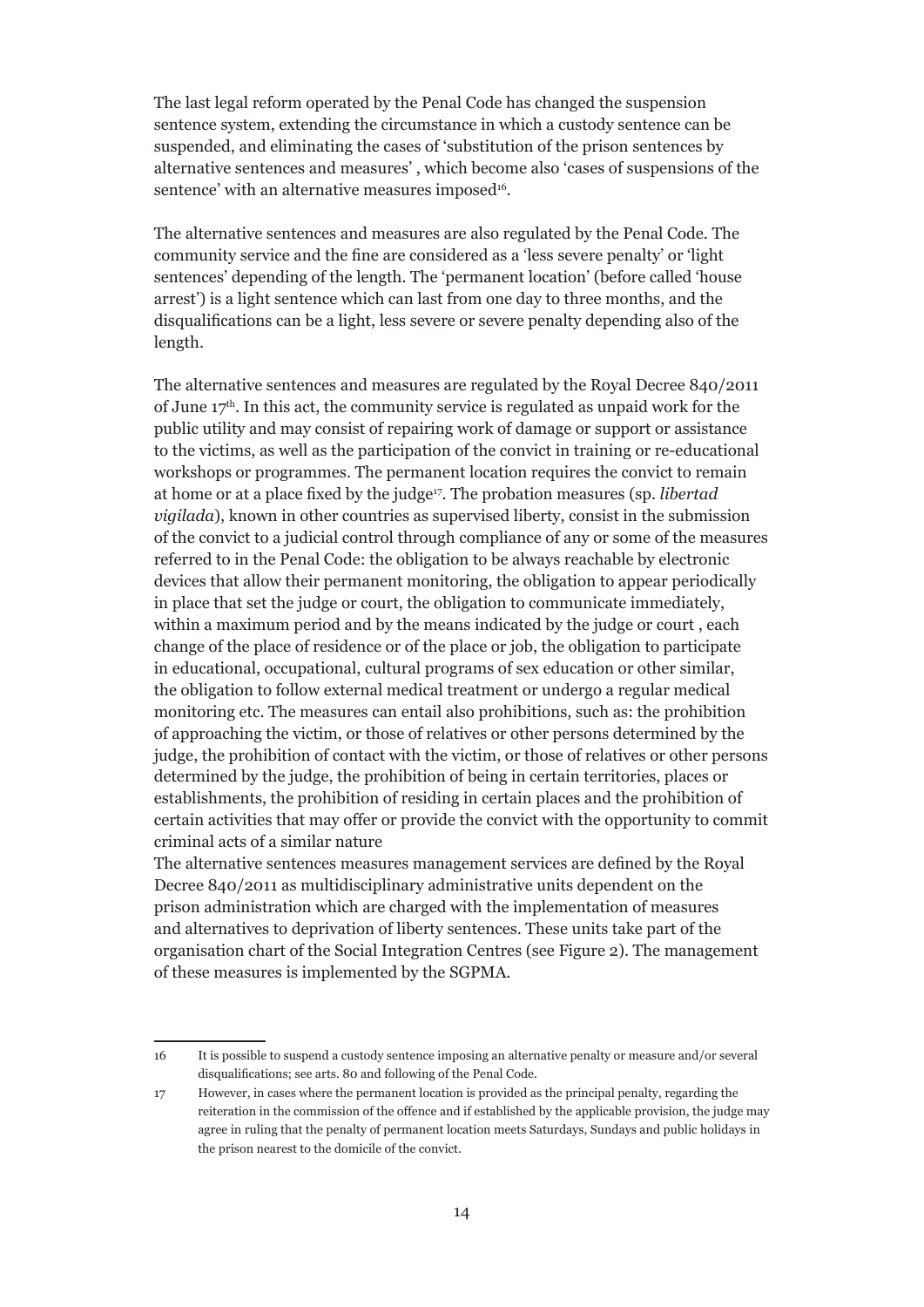The last legal reform operated by the Penal Code has changed the suspension sentence system, extending the circumstance in which a custody sentence can be suspended, and eliminating the cases of 'substitution of the prison sentences by alternative sentences and measures' , which become also 'cases of suspensions of the sentence' with an alternative measures imposed[16].

The alternative sentences and measures are also regulated by the Penal Code. The community service and the fine are considered as a 'less severe penalty' or 'light sentences' depending of the length. The 'permanent location' (before called 'house arrest') is a light sentence which can last from one day to three months, and the disqualifications can be a light, less severe or severe penalty depending also of the length.

The alternative sentences and measures are regulated by the Royal Decree 840/2011 of June 17th. In this act, the community service is regulated as unpaid work for the public utility and may consist of repairing work of damage or support or assistance to the victims, as well as the participation of the convict in training or re-educational workshops or programmes. The permanent location requires the convict to remain at home or at a place fixed by the judge[17]. The probation measures (sp. *libertad vigilada*), known in other countries as supervised liberty, consist in the submission of the convict to a judicial control through compliance of any or some of the measures referred to in the Penal Code: the obligation to be always reachable by electronic devices that allow their permanent monitoring, the obligation to appear periodically in place that set the judge or court, the obligation to communicate immediately, within a maximum period and by the means indicated by the judge or court , each change of the place of residence or of the place or job, the obligation to participate in educational, occupational, cultural programs of sex education or other similar, the obligation to follow external medical treatment or undergo a regular medical monitoring etc. The measures can entail also prohibitions, such as: the prohibition of approaching the victim, or those of relatives or other persons determined by the judge, the prohibition of contact with the victim, or those of relatives or other persons determined by the judge, the prohibition of being in certain territories, places or establishments, the prohibition of residing in certain places and the prohibition of certain activities that may offer or provide the convict with the opportunity to commit criminal acts of a similar nature

The alternative sentences measures management services are defined by the Royal Decree 840/2011 as multidisciplinary administrative units dependent on the prison administration which are charged with the implementation of measures and alternatives to deprivation of liberty sentences. These units take part of the organisation chart of the Social Integration Centres (see Figure 2). The management of these measures is implemented by the SGPMA.

---

16 It is possible to suspend a custody sentence imposing an alternative penalty or measure and/or several disqualifications; see arts. 80 and following of the Penal Code.

17 However, in cases where the permanent location is provided as the principal penalty, regarding the reiteration in the commission of the offence and if established by the applicable provision, the judge may agree in ruling that the penalty of permanent location meets Saturdays, Sundays and public holidays in the prison nearest to the domicile of the convict.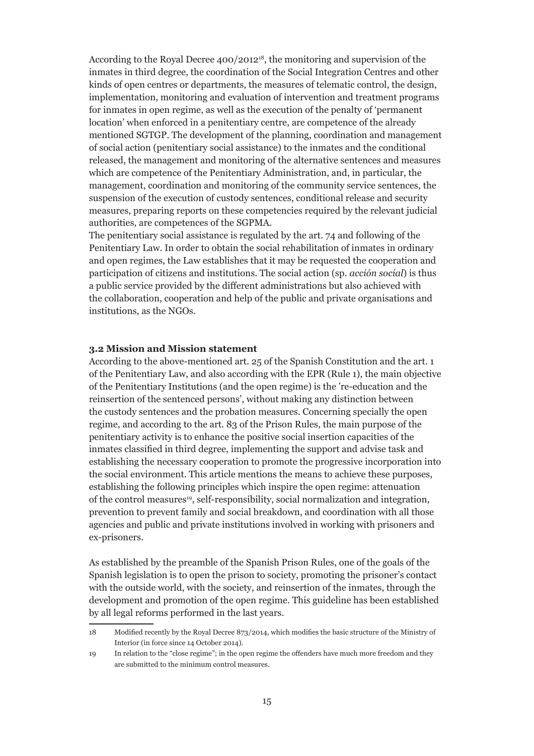According to the Royal Decree 400/2012[18], the monitoring and supervision of the inmates in third degree, the coordination of the Social Integration Centres and other kinds of open centres or departments, the measures of telematic control, the design, implementation, monitoring and evaluation of intervention and treatment programs for inmates in open regime, as well as the execution of the penalty of 'permanent location' when enforced in a penitentiary centre, are competence of the already mentioned SGTGP. The development of the planning, coordination and management of social action (penitentiary social assistance) to the inmates and the conditional released, the management and monitoring of the alternative sentences and measures which are competence of the Penitentiary Administration, and, in particular, the management, coordination and monitoring of the community service sentences, the suspension of the execution of custody sentences, conditional release and security measures, preparing reports on these competencies required by the relevant judicial authorities, are competences of the SGPMA.

The penitentiary social assistance is regulated by the art. 74 and following of the Penitentiary Law. In order to obtain the social rehabilitation of inmates in ordinary and open regimes, the Law establishes that it may be requested the cooperation and participation of citizens and institutions. The social action (sp. *acción social*) is thus a public service provided by the different administrations but also achieved with the collaboration, cooperation and help of the public and private organisations and institutions, as the NGOs.

### 3.2 Mission and Mission statement

According to the above-mentioned art. 25 of the Spanish Constitution and the art. 1 of the Penitentiary Law, and also according with the EPR (Rule 1), the main objective of the Penitentiary Institutions (and the open regime) is the 're-education and the reinsertion of the sentenced persons', without making any distinction between the custody sentences and the probation measures. Concerning specially the open regime, and according to the art. 83 of the Prison Rules, the main purpose of the penitentiary activity is to enhance the positive social insertion capacities of the inmates classified in third degree, implementing the support and advise task and establishing the necessary cooperation to promote the progressive incorporation into the social environment. This article mentions the means to achieve these purposes, establishing the following principles which inspire the open regime: attenuation of the control measures[19], self-responsibility, social normalization and integration, prevention to prevent family and social breakdown, and coordination with all those agencies and public and private institutions involved in working with prisoners and ex-prisoners.

As established by the preamble of the Spanish Prison Rules, one of the goals of the Spanish legislation is to open the prison to society, promoting the prisoner's contact with the outside world, with the society, and reinsertion of the inmates, through the development and promotion of the open regime. This guideline has been established by all legal reforms performed in the last years.

---

18 Modified recently by the Royal Decree 873/2014, which modifies the basic structure of the Ministry of Interior (in force since 14 October 2014).

19 In relation to the "close regime"; in the open regime the offenders have much more freedom and they are submitted to the minimum control measures.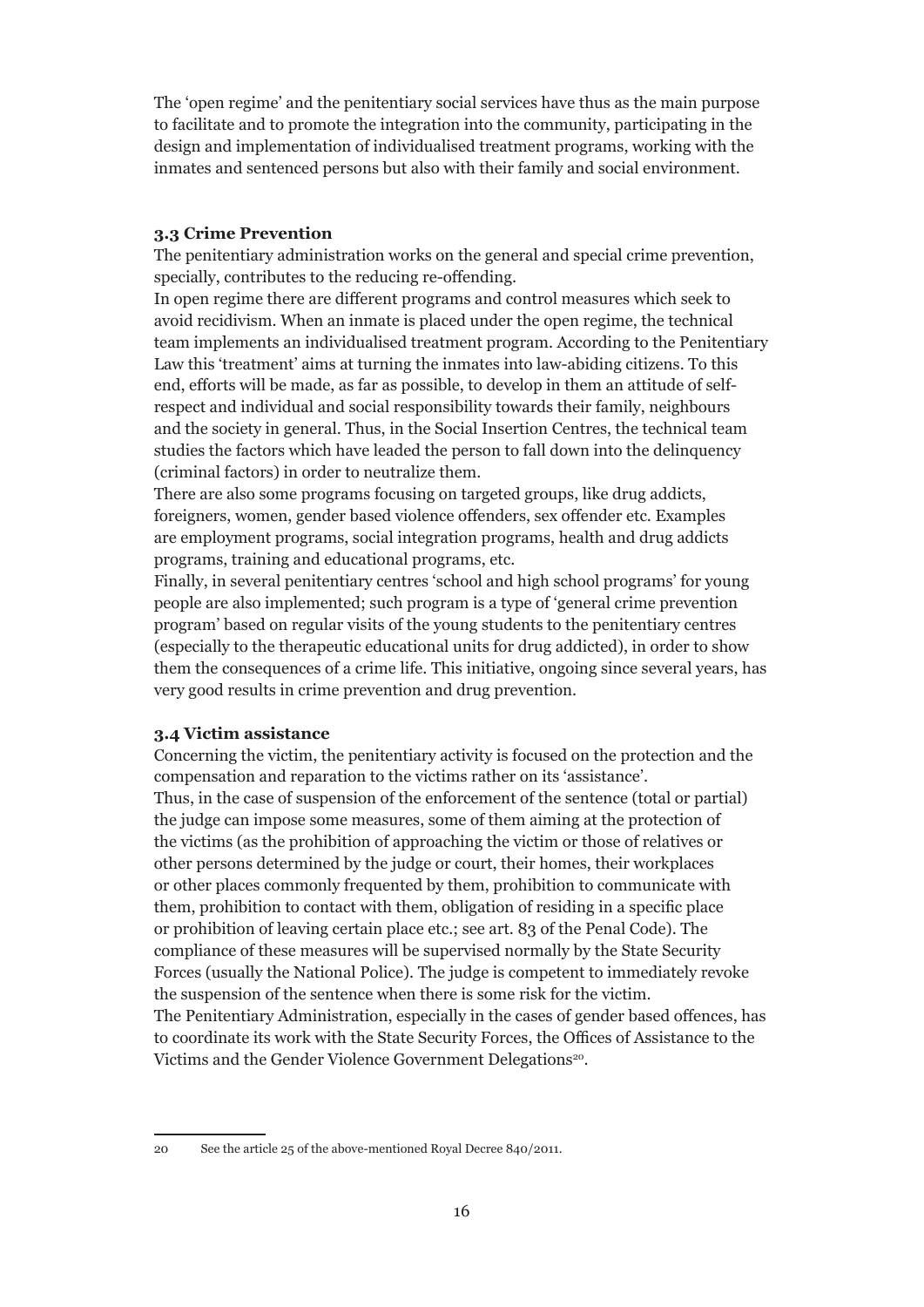The 'open regime' and the penitentiary social services have thus as the main purpose to facilitate and to promote the integration into the community, participating in the design and implementation of individualised treatment programs, working with the inmates and sentenced persons but also with their family and social environment.

### 3.3 Crime Prevention

The penitentiary administration works on the general and special crime prevention, specially, contributes to the reducing re-offending.

In open regime there are different programs and control measures which seek to avoid recidivism. When an inmate is placed under the open regime, the technical team implements an individualised treatment program. According to the Penitentiary Law this 'treatment' aims at turning the inmates into law-abiding citizens. To this end, efforts will be made, as far as possible, to develop in them an attitude of self-respect and individual and social responsibility towards their family, neighbours and the society in general. Thus, in the Social Insertion Centres, the technical team studies the factors which have leaded the person to fall down into the delinquency (criminal factors) in order to neutralize them.

There are also some programs focusing on targeted groups, like drug addicts, foreigners, women, gender based violence offenders, sex offender etc. Examples are employment programs, social integration programs, health and drug addicts programs, training and educational programs, etc.

Finally, in several penitentiary centres 'school and high school programs' for young people are also implemented; such program is a type of 'general crime prevention program' based on regular visits of the young students to the penitentiary centres (especially to the therapeutic educational units for drug addicted), in order to show them the consequences of a crime life. This initiative, ongoing since several years, has very good results in crime prevention and drug prevention.

### 3.4 Victim assistance

Concerning the victim, the penitentiary activity is focused on the protection and the compensation and reparation to the victims rather on its 'assistance'.

Thus, in the case of suspension of the enforcement of the sentence (total or partial) the judge can impose some measures, some of them aiming at the protection of the victims (as the prohibition of approaching the victim or those of relatives or other persons determined by the judge or court, their homes, their workplaces or other places commonly frequented by them, prohibition to communicate with them, prohibition to contact with them, obligation of residing in a specific place or prohibition of leaving certain place etc.; see art. 83 of the Penal Code). The compliance of these measures will be supervised normally by the State Security Forces (usually the National Police). The judge is competent to immediately revoke the suspension of the sentence when there is some risk for the victim.

The Penitentiary Administration, especially in the cases of gender based offences, has to coordinate its work with the State Security Forces, the Offices of Assistance to the Victims and the Gender Violence Government Delegations[20].

---

20 See the article 25 of the above-mentioned Royal Decree 840/2011.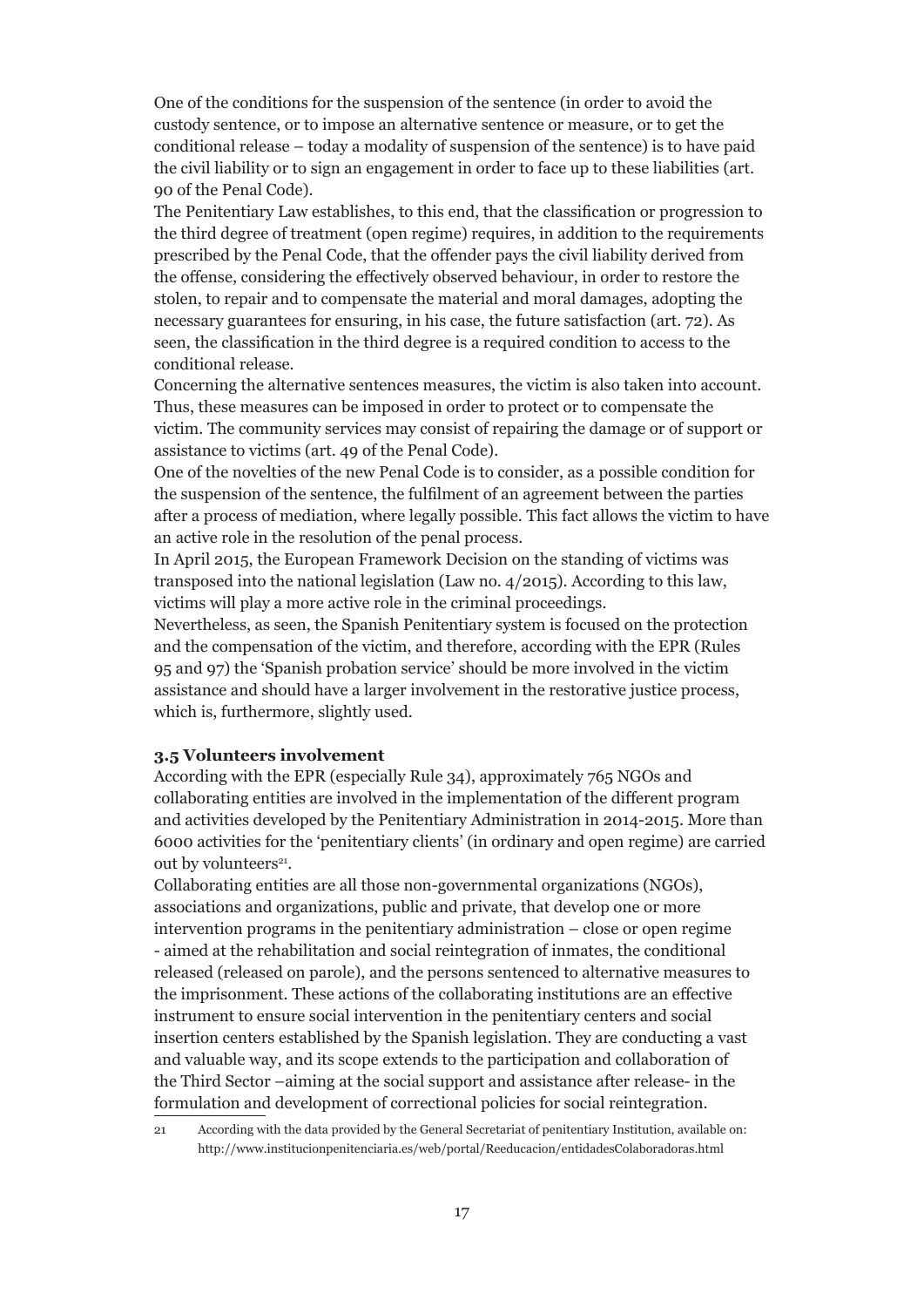One of the conditions for the suspension of the sentence (in order to avoid the custody sentence, or to impose an alternative sentence or measure, or to get the conditional release – today a modality of suspension of the sentence) is to have paid the civil liability or to sign an engagement in order to face up to these liabilities (art. 90 of the Penal Code).

The Penitentiary Law establishes, to this end, that the classification or progression to the third degree of treatment (open regime) requires, in addition to the requirements prescribed by the Penal Code, that the offender pays the civil liability derived from the offense, considering the effectively observed behaviour, in order to restore the stolen, to repair and to compensate the material and moral damages, adopting the necessary guarantees for ensuring, in his case, the future satisfaction (art. 72). As seen, the classification in the third degree is a required condition to access to the conditional release.

Concerning the alternative sentences measures, the victim is also taken into account. Thus, these measures can be imposed in order to protect or to compensate the victim. The community services may consist of repairing the damage or of support or assistance to victims (art. 49 of the Penal Code).

One of the novelties of the new Penal Code is to consider, as a possible condition for the suspension of the sentence, the fulfilment of an agreement between the parties after a process of mediation, where legally possible. This fact allows the victim to have an active role in the resolution of the penal process.

In April 2015, the European Framework Decision on the standing of victims was transposed into the national legislation (Law no. 4/2015). According to this law, victims will play a more active role in the criminal proceedings.

Nevertheless, as seen, the Spanish Penitentiary system is focused on the protection and the compensation of the victim, and therefore, according with the EPR (Rules 95 and 97) the 'Spanish probation service' should be more involved in the victim assistance and should have a larger involvement in the restorative justice process, which is, furthermore, slightly used.

### 3.5 Volunteers involvement

According with the EPR (especially Rule 34), approximately 765 NGOs and collaborating entities are involved in the implementation of the different program and activities developed by the Penitentiary Administration in 2014-2015. More than 6000 activities for the 'penitentiary clients' (in ordinary and open regime) are carried out by volunteers[21].

Collaborating entities are all those non-governmental organizations (NGOs), associations and organizations, public and private, that develop one or more intervention programs in the penitentiary administration – close or open regime - aimed at the rehabilitation and social reintegration of inmates, the conditional released (released on parole), and the persons sentenced to alternative measures to the imprisonment. These actions of the collaborating institutions are an effective instrument to ensure social intervention in the penitentiary centers and social insertion centers established by the Spanish legislation. They are conducting a vast and valuable way, and its scope extends to the participation and collaboration of the Third Sector –aiming at the social support and assistance after release- in the formulation and development of correctional policies for social reintegration.

21 According with the data provided by the General Secretariat of penitentiary Institution, available on: http://www.institucionpenitenciaria.es/web/portal/Reeducacion/entidadesColaboradoras.html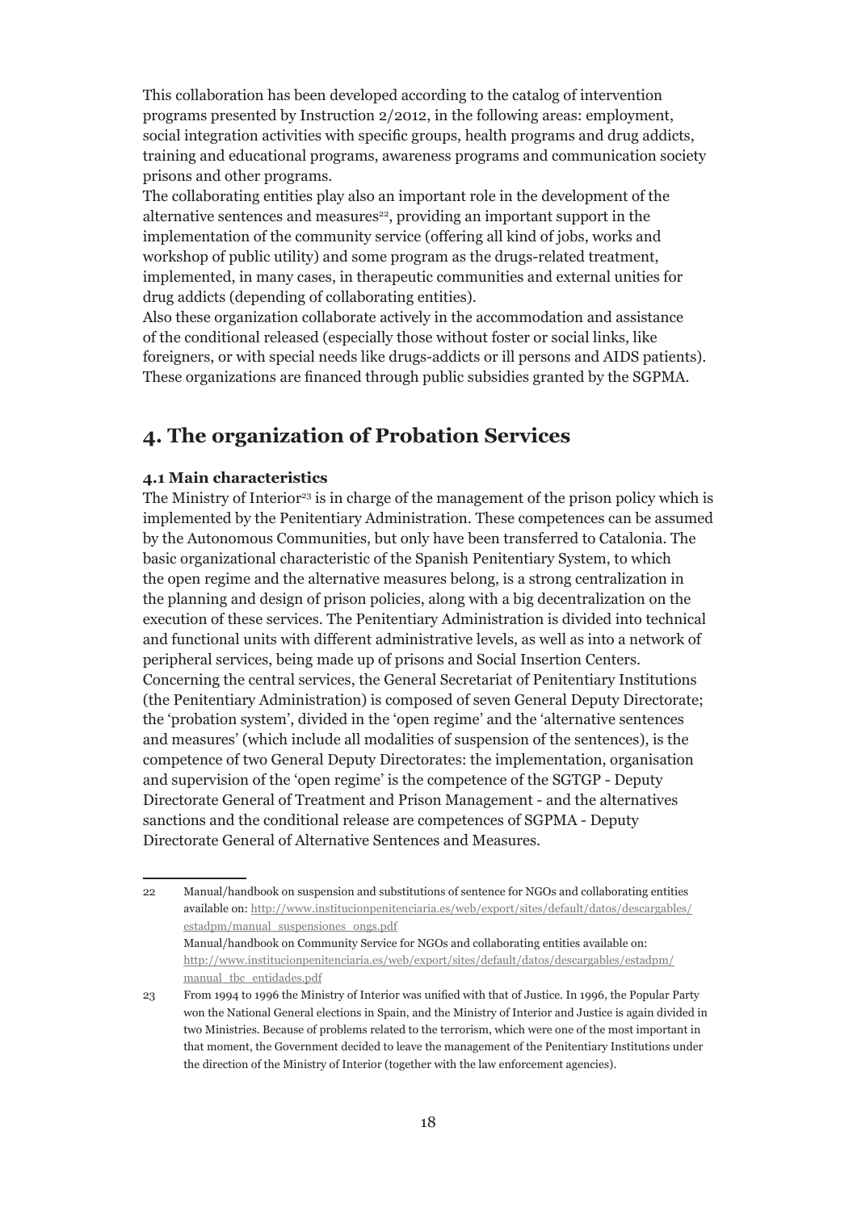This collaboration has been developed according to the catalog of intervention programs presented by Instruction 2/2012, in the following areas: employment, social integration activities with specific groups, health programs and drug addicts, training and educational programs, awareness programs and communication society prisons and other programs.

The collaborating entities play also an important role in the development of the alternative sentences and measures[22], providing an important support in the implementation of the community service (offering all kind of jobs, works and workshop of public utility) and some program as the drugs-related treatment, implemented, in many cases, in therapeutic communities and external unities for drug addicts (depending of collaborating entities).

Also these organization collaborate actively in the accommodation and assistance of the conditional released (especially those without foster or social links, like foreigners, or with special needs like drugs-addicts or ill persons and AIDS patients). These organizations are financed through public subsidies granted by the SGPMA.

## 4. The organization of Probation Services

### 4.1 Main characteristics

The Ministry of Interior[23] is in charge of the management of the prison policy which is implemented by the Penitentiary Administration. These competences can be assumed by the Autonomous Communities, but only have been transferred to Catalonia. The basic organizational characteristic of the Spanish Penitentiary System, to which the open regime and the alternative measures belong, is a strong centralization in the planning and design of prison policies, along with a big decentralization on the execution of these services. The Penitentiary Administration is divided into technical and functional units with different administrative levels, as well as into a network of peripheral services, being made up of prisons and Social Insertion Centers.

Concerning the central services, the General Secretariat of Penitentiary Institutions (the Penitentiary Administration) is composed of seven General Deputy Directorate; the 'probation system', divided in the 'open regime' and the 'alternative sentences and measures' (which include all modalities of suspension of the sentences), is the competence of two General Deputy Directorates: the implementation, organisation and supervision of the 'open regime' is the competence of the SGTGP - Deputy Directorate General of Treatment and Prison Management - and the alternatives sanctions and the conditional release are competences of SGPMA - Deputy Directorate General of Alternative Sentences and Measures.

---

22 Manual/handbook on suspension and substitutions of sentence for NGOs and collaborating entities available on: http://www.institucionpenitenciaria.es/web/export/sites/default/datos/descargables/estadpm/manual_suspensiones_ongs.pdf
Manual/handbook on Community Service for NGOs and collaborating entities available on: http://www.institucionpenitenciaria.es/web/export/sites/default/datos/descargables/estadpm/manual_tbc_entidades.pdf

23 From 1994 to 1996 the Ministry of Interior was unified with that of Justice. In 1996, the Popular Party won the National General elections in Spain, and the Ministry of Interior and Justice is again divided in two Ministries. Because of problems related to the terrorism, which were one of the most important in that moment, the Government decided to leave the management of the Penitentiary Institutions under the direction of the Ministry of Interior (together with the law enforcement agencies).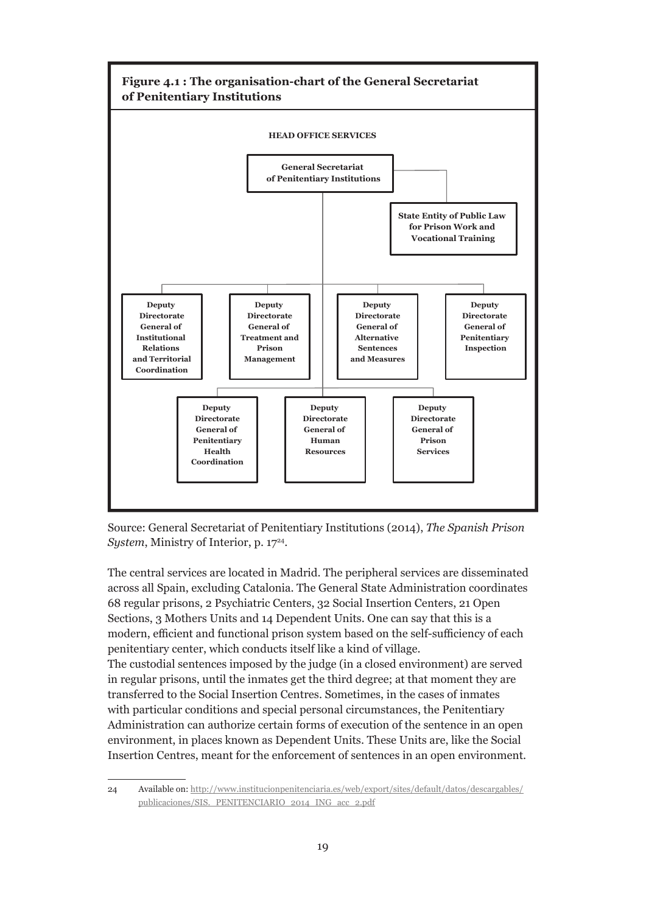**Figure 4.1 : The organisation-chart of the General Secretariat of Penitentiary Institutions**

**HEAD OFFICE SERVICES**

- **General Secretariat of Penitentiary Institutions**
  - **State Entity of Public Law for Prison Work and Vocational Training**
  - **Deputy Directorate General of Institutional Relations and Territorial Coordination**
  - **Deputy Directorate General of Treatment and Prison Management**
  - **Deputy Directorate General of Alternative Sentences and Measures**
  - **Deputy Directorate General of Penitentiary Inspection**
  - **Deputy Directorate General of Penitentiary Health Coordination**
  - **Deputy Directorate General of Human Resources**
  - **Deputy Directorate General of Prison Services**

Source: General Secretariat of Penitentiary Institutions (2014), *The Spanish Prison System*, Ministry of Interior, p. 17[24].

The central services are located in Madrid. The peripheral services are disseminated across all Spain, excluding Catalonia. The General State Administration coordinates 68 regular prisons, 2 Psychiatric Centers, 32 Social Insertion Centers, 21 Open Sections, 3 Mothers Units and 14 Dependent Units. One can say that this is a modern, efficient and functional prison system based on the self-sufficiency of each penitentiary center, which conducts itself like a kind of village.

The custodial sentences imposed by the judge (in a closed environment) are served in regular prisons, until the inmates get the third degree; at that moment they are transferred to the Social Insertion Centres. Sometimes, in the cases of inmates with particular conditions and special personal circumstances, the Penitentiary Administration can authorize certain forms of execution of the sentence in an open environment, in places known as Dependent Units. These Units are, like the Social Insertion Centres, meant for the enforcement of sentences in an open environment.

---

24 Available on: http://www.institucionpenitenciaria.es/web/export/sites/default/datos/descargables/publicaciones/SIS._PENITENCIARIO_2014_ING_acc_2.pdf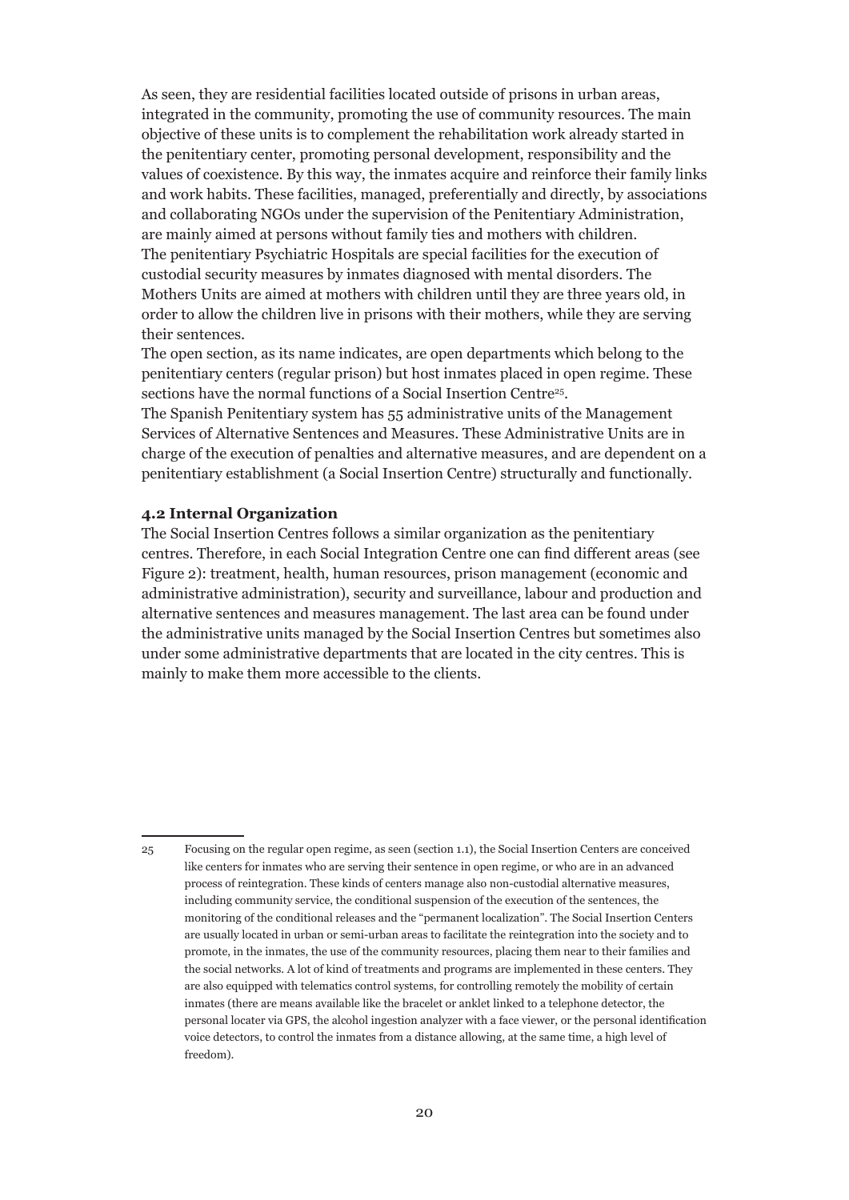As seen, they are residential facilities located outside of prisons in urban areas, integrated in the community, promoting the use of community resources. The main objective of these units is to complement the rehabilitation work already started in the penitentiary center, promoting personal development, responsibility and the values of coexistence. By this way, the inmates acquire and reinforce their family links and work habits. These facilities, managed, preferentially and directly, by associations and collaborating NGOs under the supervision of the Penitentiary Administration, are mainly aimed at persons without family ties and mothers with children.
The penitentiary Psychiatric Hospitals are special facilities for the execution of custodial security measures by inmates diagnosed with mental disorders. The Mothers Units are aimed at mothers with children until they are three years old, in order to allow the children live in prisons with their mothers, while they are serving their sentences.
The open section, as its name indicates, are open departments which belong to the penitentiary centers (regular prison) but host inmates placed in open regime. These sections have the normal functions of a Social Insertion Centre[25].
The Spanish Penitentiary system has 55 administrative units of the Management Services of Alternative Sentences and Measures. These Administrative Units are in charge of the execution of penalties and alternative measures, and are dependent on a penitentiary establishment (a Social Insertion Centre) structurally and functionally.

### 4.2 Internal Organization

The Social Insertion Centres follows a similar organization as the penitentiary centres. Therefore, in each Social Integration Centre one can find different areas (see Figure 2): treatment, health, human resources, prison management (economic and administrative administration), security and surveillance, labour and production and alternative sentences and measures management. The last area can be found under the administrative units managed by the Social Insertion Centres but sometimes also under some administrative departments that are located in the city centres. This is mainly to make them more accessible to the clients.

---

25 Focusing on the regular open regime, as seen (section 1.1), the Social Insertion Centers are conceived like centers for inmates who are serving their sentence in open regime, or who are in an advanced process of reintegration. These kinds of centers manage also non-custodial alternative measures, including community service, the conditional suspension of the execution of the sentences, the monitoring of the conditional releases and the "permanent localization". The Social Insertion Centers are usually located in urban or semi-urban areas to facilitate the reintegration into the society and to promote, in the inmates, the use of the community resources, placing them near to their families and the social networks. A lot of kind of treatments and programs are implemented in these centers. They are also equipped with telematics control systems, for controlling remotely the mobility of certain inmates (there are means available like the bracelet or anklet linked to a telephone detector, the personal locater via GPS, the alcohol ingestion analyzer with a face viewer, or the personal identification voice detectors, to control the inmates from a distance allowing, at the same time, a high level of freedom).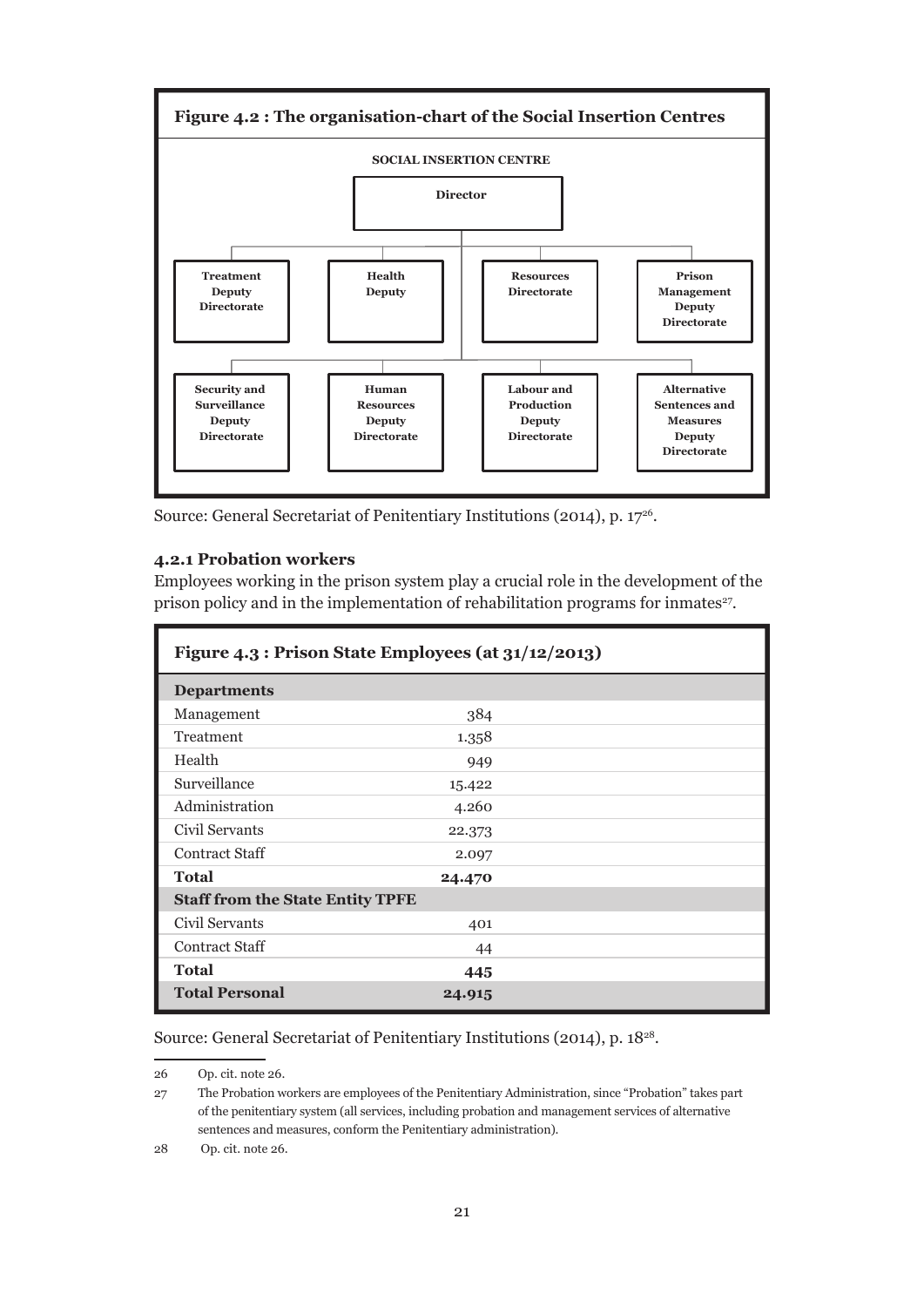**Figure 4.2 : The organisation-chart of the Social Insertion Centres**

SOCIAL INSERTION CENTRE

- Director
  - Treatment Deputy Directorate
  - Health Deputy
  - Resources Directorate
  - Prison Management Deputy Directorate
  - Security and Surveillance Deputy Directorate
  - Human Resources Deputy Directorate
  - Labour and Production Deputy Directorate
  - Alternative Sentences and Measures Deputy Directorate

Source: General Secretariat of Penitentiary Institutions (2014), p. 17[26].

### 4.2.1 Probation workers

Employees working in the prison system play a crucial role in the development of the prison policy and in the implementation of rehabilitation programs for inmates[27].

**Figure 4.3 : Prison State Employees (at 31/12/2013)**

| Departments | |
|---|---|
| Management | 384 |
| Treatment | 1.358 |
| Health | 949 |
| Surveillance | 15.422 |
| Administration | 4.260 |
| Civil Servants | 22.373 |
| Contract Staff | 2.097 |
| **Total** | **24.470** |
| **Staff from the State Entity TPFE** | |
| Civil Servants | 401 |
| Contract Staff | 44 |
| **Total** | **445** |
| **Total Personal** | **24.915** |

Source: General Secretariat of Penitentiary Institutions (2014), p. 18[28].

26 Op. cit. note 26.

27 The Probation workers are employees of the Penitentiary Administration, since "Probation" takes part of the penitentiary system (all services, including probation and management services of alternative sentences and measures, conform the Penitentiary administration).

28 Op. cit. note 26.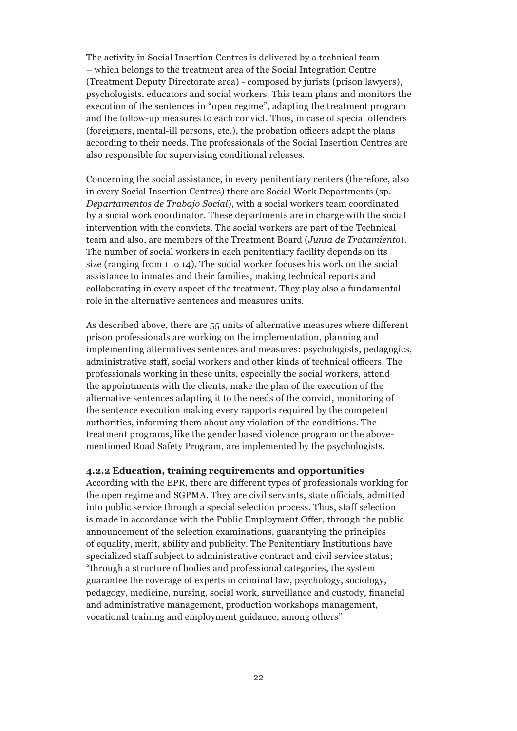The activity in Social Insertion Centres is delivered by a technical team – which belongs to the treatment area of the Social Integration Centre (Treatment Deputy Directorate area) - composed by jurists (prison lawyers), psychologists, educators and social workers. This team plans and monitors the execution of the sentences in "open regime", adapting the treatment program and the follow-up measures to each convict. Thus, in case of special offenders (foreigners, mental-ill persons, etc.), the probation officers adapt the plans according to their needs. The professionals of the Social Insertion Centres are also responsible for supervising conditional releases.

Concerning the social assistance, in every penitentiary centers (therefore, also in every Social Insertion Centres) there are Social Work Departments (sp. *Departamentos de Trabajo Social*), with a social workers team coordinated by a social work coordinator. These departments are in charge with the social intervention with the convicts. The social workers are part of the Technical team and also, are members of the Treatment Board (*Junta de Tratamiento*). The number of social workers in each penitentiary facility depends on its size (ranging from 1 to 14). The social worker focuses his work on the social assistance to inmates and their families, making technical reports and collaborating in every aspect of the treatment. They play also a fundamental role in the alternative sentences and measures units.

As described above, there are 55 units of alternative measures where different prison professionals are working on the implementation, planning and implementing alternatives sentences and measures: psychologists, pedagogics, administrative staff, social workers and other kinds of technical officers. The professionals working in these units, especially the social workers, attend the appointments with the clients, make the plan of the execution of the alternative sentences adapting it to the needs of the convict, monitoring of the sentence execution making every rapports required by the competent authorities, informing them about any violation of the conditions. The treatment programs, like the gender based violence program or the above-mentioned Road Safety Program, are implemented by the psychologists.

#### 4.2.2 Education, training requirements and opportunities

According with the EPR, there are different types of professionals working for the open regime and SGPMA. They are civil servants, state officials, admitted into public service through a special selection process. Thus, staff selection is made in accordance with the Public Employment Offer, through the public announcement of the selection examinations, guarantying the principles of equality, merit, ability and publicity. The Penitentiary Institutions have specialized staff subject to administrative contract and civil service status; "through a structure of bodies and professional categories, the system guarantee the coverage of experts in criminal law, psychology, sociology, pedagogy, medicine, nursing, social work, surveillance and custody, financial and administrative management, production workshops management, vocational training and employment guidance, among others"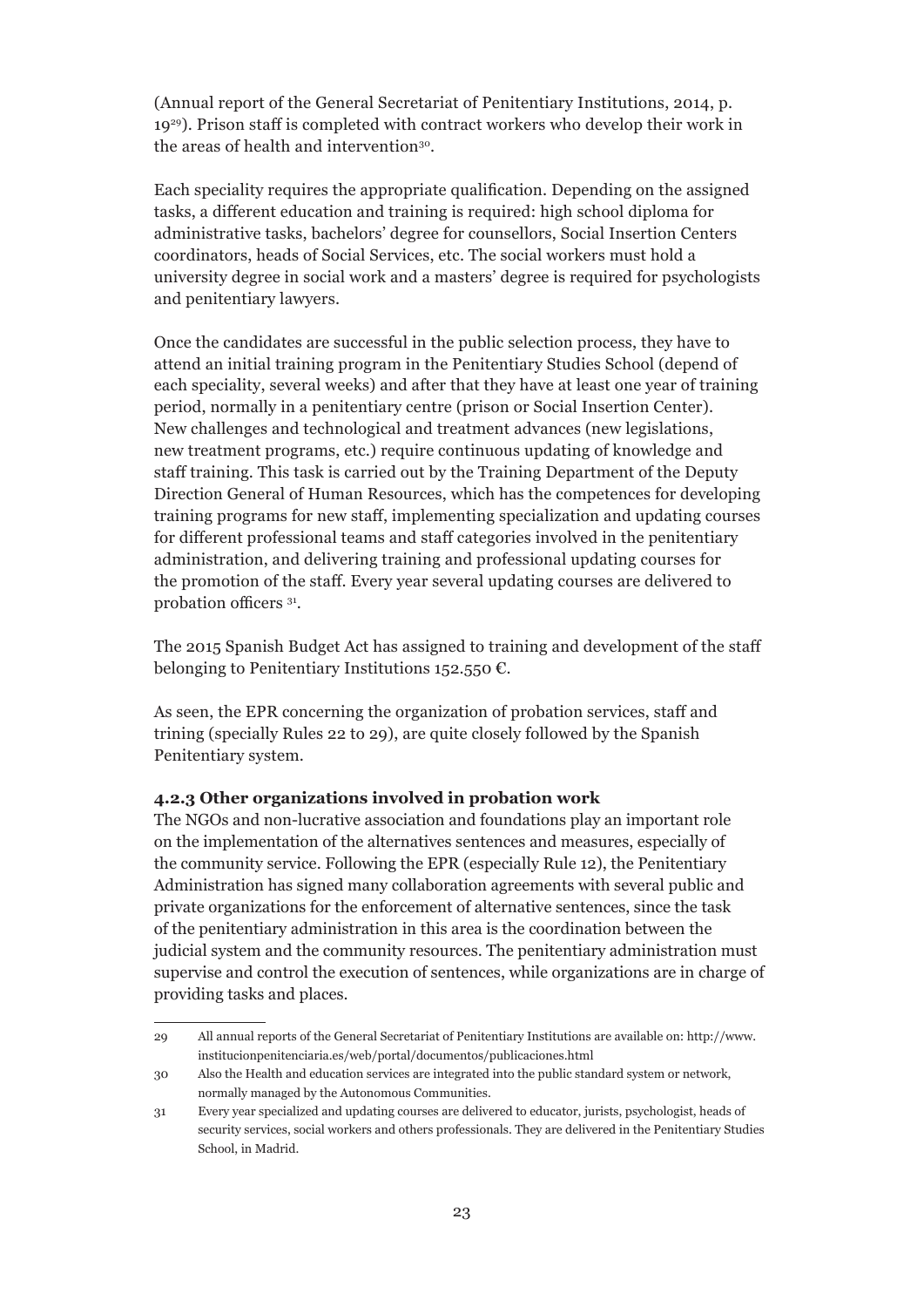(Annual report of the General Secretariat of Penitentiary Institutions, 2014, p. 19[29]). Prison staff is completed with contract workers who develop their work in the areas of health and intervention[30].

Each speciality requires the appropriate qualification. Depending on the assigned tasks, a different education and training is required: high school diploma for administrative tasks, bachelors' degree for counsellors, Social Insertion Centers coordinators, heads of Social Services, etc. The social workers must hold a university degree in social work and a masters' degree is required for psychologists and penitentiary lawyers.

Once the candidates are successful in the public selection process, they have to attend an initial training program in the Penitentiary Studies School (depend of each speciality, several weeks) and after that they have at least one year of training period, normally in a penitentiary centre (prison or Social Insertion Center). New challenges and technological and treatment advances (new legislations, new treatment programs, etc.) require continuous updating of knowledge and staff training. This task is carried out by the Training Department of the Deputy Direction General of Human Resources, which has the competences for developing training programs for new staff, implementing specialization and updating courses for different professional teams and staff categories involved in the penitentiary administration, and delivering training and professional updating courses for the promotion of the staff. Every year several updating courses are delivered to probation officers [31].

The 2015 Spanish Budget Act has assigned to training and development of the staff belonging to Penitentiary Institutions 152.550 €.

As seen, the EPR concerning the organization of probation services, staff and trining (specially Rules 22 to 29), are quite closely followed by the Spanish Penitentiary system.

### 4.2.3 Other organizations involved in probation work

The NGOs and non-lucrative association and foundations play an important role on the implementation of the alternatives sentences and measures, especially of the community service. Following the EPR (especially Rule 12), the Penitentiary Administration has signed many collaboration agreements with several public and private organizations for the enforcement of alternative sentences, since the task of the penitentiary administration in this area is the coordination between the judicial system and the community resources. The penitentiary administration must supervise and control the execution of sentences, while organizations are in charge of providing tasks and places.

---

29 All annual reports of the General Secretariat of Penitentiary Institutions are available on: http://www.institucionpenitenciaria.es/web/portal/documentos/publicaciones.html

30 Also the Health and education services are integrated into the public standard system or network, normally managed by the Autonomous Communities.

31 Every year specialized and updating courses are delivered to educator, jurists, psychologist, heads of security services, social workers and others professionals. They are delivered in the Penitentiary Studies School, in Madrid.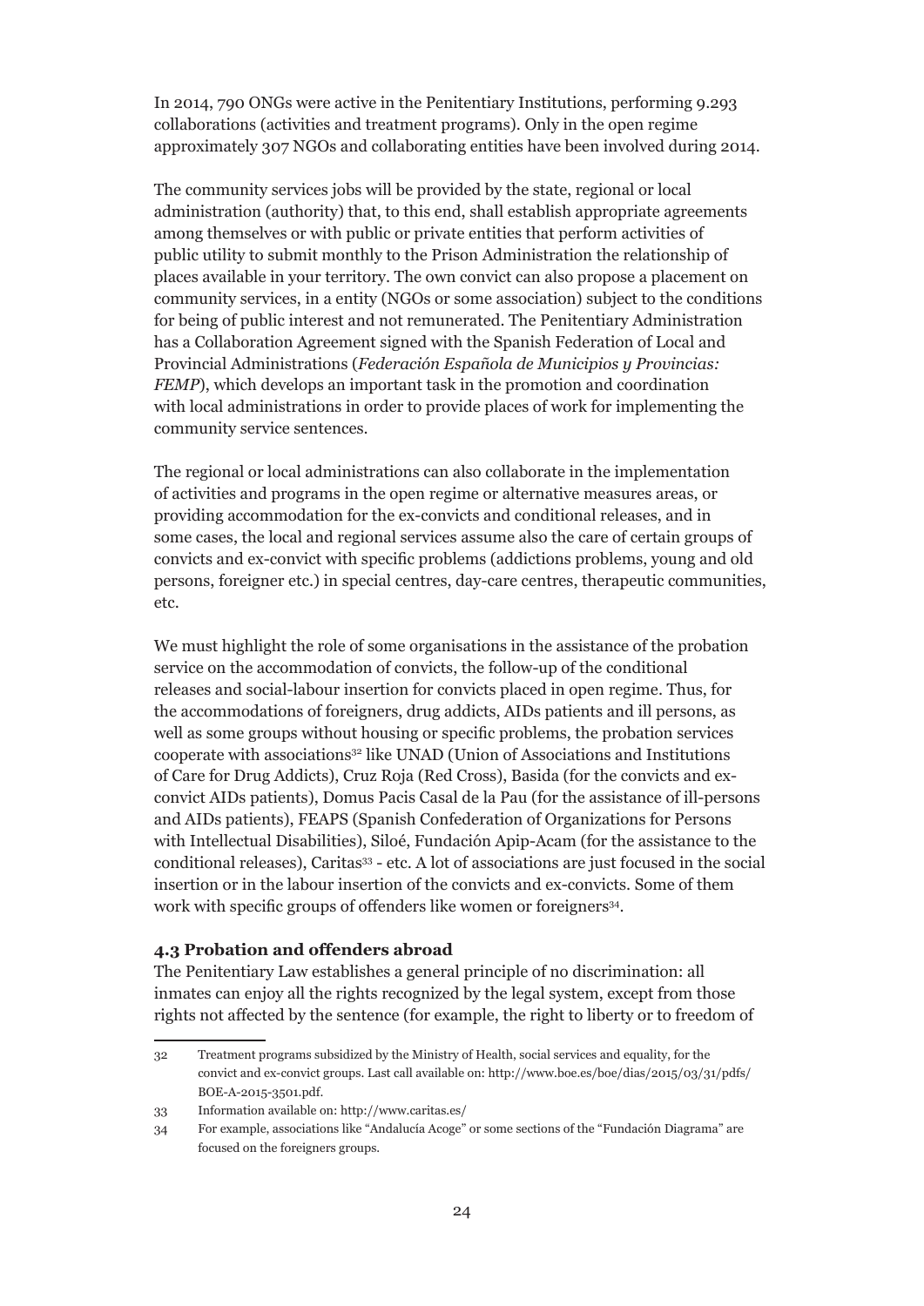In 2014, 790 ONGs were active in the Penitentiary Institutions, performing 9.293 collaborations (activities and treatment programs). Only in the open regime approximately 307 NGOs and collaborating entities have been involved during 2014.

The community services jobs will be provided by the state, regional or local administration (authority) that, to this end, shall establish appropriate agreements among themselves or with public or private entities that perform activities of public utility to submit monthly to the Prison Administration the relationship of places available in your territory. The own convict can also propose a placement on community services, in a entity (NGOs or some association) subject to the conditions for being of public interest and not remunerated. The Penitentiary Administration has a Collaboration Agreement signed with the Spanish Federation of Local and Provincial Administrations (*Federación Española de Municipios y Provincias: FEMP*), which develops an important task in the promotion and coordination with local administrations in order to provide places of work for implementing the community service sentences.

The regional or local administrations can also collaborate in the implementation of activities and programs in the open regime or alternative measures areas, or providing accommodation for the ex-convicts and conditional releases, and in some cases, the local and regional services assume also the care of certain groups of convicts and ex-convict with specific problems (addictions problems, young and old persons, foreigner etc.) in special centres, day-care centres, therapeutic communities, etc.

We must highlight the role of some organisations in the assistance of the probation service on the accommodation of convicts, the follow-up of the conditional releases and social-labour insertion for convicts placed in open regime. Thus, for the accommodations of foreigners, drug addicts, AIDs patients and ill persons, as well as some groups without housing or specific problems, the probation services cooperate with associations[32] like UNAD (Union of Associations and Institutions of Care for Drug Addicts), Cruz Roja (Red Cross), Basida (for the convicts and ex-convict AIDs patients), Domus Pacis Casal de la Pau (for the assistance of ill-persons and AIDs patients), FEAPS (Spanish Confederation of Organizations for Persons with Intellectual Disabilities), Siloé, Fundación Apip-Acam (for the assistance to the conditional releases), Caritas[33] - etc. A lot of associations are just focused in the social insertion or in the labour insertion of the convicts and ex-convicts. Some of them work with specific groups of offenders like women or foreigners[34].

### 4.3 Probation and offenders abroad

The Penitentiary Law establishes a general principle of no discrimination: all inmates can enjoy all the rights recognized by the legal system, except from those rights not affected by the sentence (for example, the right to liberty or to freedom of

---

32 Treatment programs subsidized by the Ministry of Health, social services and equality, for the convict and ex-convict groups. Last call available on: http://www.boe.es/boe/dias/2015/03/31/pdfs/BOE-A-2015-3501.pdf.

33 Information available on: http://www.caritas.es/

34 For example, associations like "Andalucía Acoge" or some sections of the "Fundación Diagrama" are focused on the foreigners groups.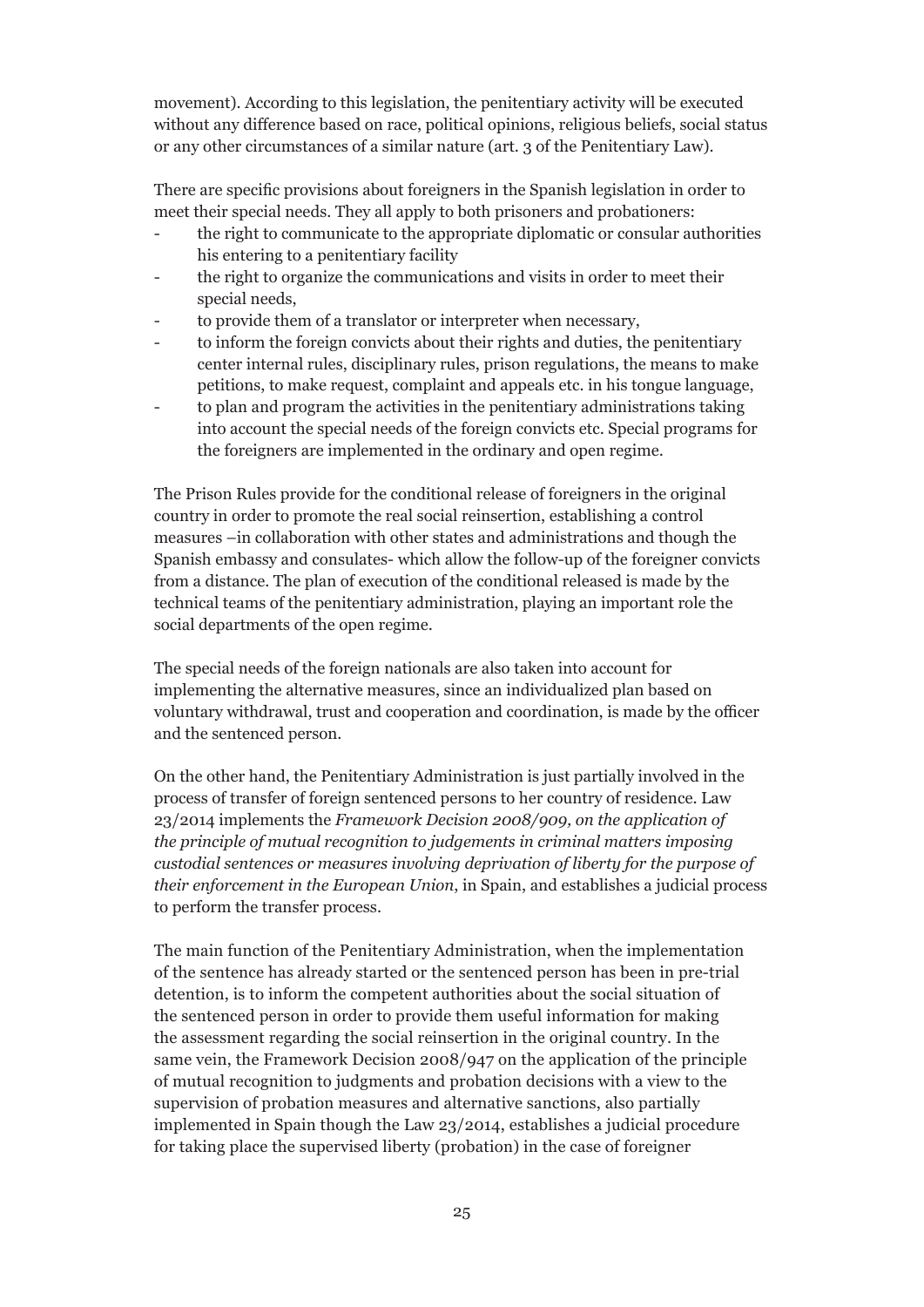movement). According to this legislation, the penitentiary activity will be executed without any difference based on race, political opinions, religious beliefs, social status or any other circumstances of a similar nature (art. 3 of the Penitentiary Law).

There are specific provisions about foreigners in the Spanish legislation in order to meet their special needs. They all apply to both prisoners and probationers:

- the right to communicate to the appropriate diplomatic or consular authorities his entering to a penitentiary facility
- the right to organize the communications and visits in order to meet their special needs,
- to provide them of a translator or interpreter when necessary,
- to inform the foreign convicts about their rights and duties, the penitentiary center internal rules, disciplinary rules, prison regulations, the means to make petitions, to make request, complaint and appeals etc. in his tongue language,
- to plan and program the activities in the penitentiary administrations taking into account the special needs of the foreign convicts etc. Special programs for the foreigners are implemented in the ordinary and open regime.

The Prison Rules provide for the conditional release of foreigners in the original country in order to promote the real social reinsertion, establishing a control measures –in collaboration with other states and administrations and though the Spanish embassy and consulates- which allow the follow-up of the foreigner convicts from a distance. The plan of execution of the conditional released is made by the technical teams of the penitentiary administration, playing an important role the social departments of the open regime.

The special needs of the foreign nationals are also taken into account for implementing the alternative measures, since an individualized plan based on voluntary withdrawal, trust and cooperation and coordination, is made by the officer and the sentenced person.

On the other hand, the Penitentiary Administration is just partially involved in the process of transfer of foreign sentenced persons to her country of residence. Law 23/2014 implements the *Framework Decision 2008/909, on the application of the principle of mutual recognition to judgements in criminal matters imposing custodial sentences or measures involving deprivation of liberty for the purpose of their enforcement in the European Union*, in Spain, and establishes a judicial process to perform the transfer process.

The main function of the Penitentiary Administration, when the implementation of the sentence has already started or the sentenced person has been in pre-trial detention, is to inform the competent authorities about the social situation of the sentenced person in order to provide them useful information for making the assessment regarding the social reinsertion in the original country. In the same vein, the Framework Decision 2008/947 on the application of the principle of mutual recognition to judgments and probation decisions with a view to the supervision of probation measures and alternative sanctions, also partially implemented in Spain though the Law 23/2014, establishes a judicial procedure for taking place the supervised liberty (probation) in the case of foreigner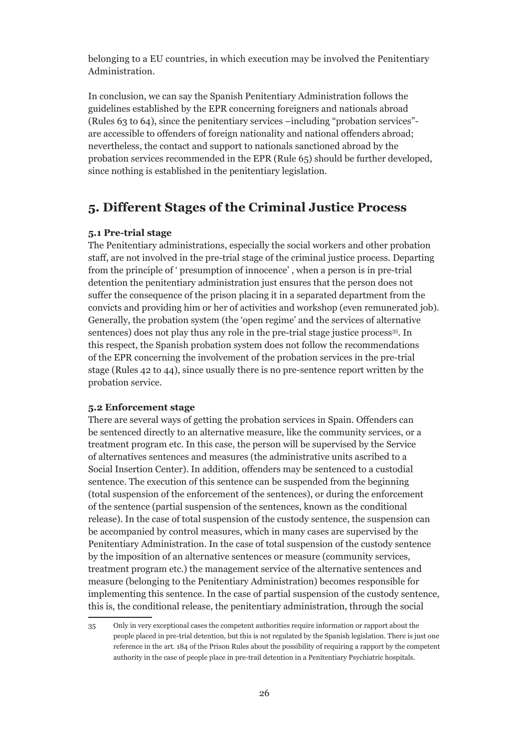belonging to a EU countries, in which execution may be involved the Penitentiary Administration.

In conclusion, we can say the Spanish Penitentiary Administration follows the guidelines established by the EPR concerning foreigners and nationals abroad (Rules 63 to 64), since the penitentiary services –including "probation services"- are accessible to offenders of foreign nationality and national offenders abroad; nevertheless, the contact and support to nationals sanctioned abroad by the probation services recommended in the EPR (Rule 65) should be further developed, since nothing is established in the penitentiary legislation.

## 5. Different Stages of the Criminal Justice Process

### 5.1 Pre-trial stage

The Penitentiary administrations, especially the social workers and other probation staff, are not involved in the pre-trial stage of the criminal justice process. Departing from the principle of ' presumption of innocence' , when a person is in pre-trial detention the penitentiary administration just ensures that the person does not suffer the consequence of the prison placing it in a separated department from the convicts and providing him or her of activities and workshop (even remunerated job). Generally, the probation system (the 'open regime' and the services of alternative sentences) does not play thus any role in the pre-trial stage justice process[35]. In this respect, the Spanish probation system does not follow the recommendations of the EPR concerning the involvement of the probation services in the pre-trial stage (Rules 42 to 44), since usually there is no pre-sentence report written by the probation service.

### 5.2 Enforcement stage

There are several ways of getting the probation services in Spain. Offenders can be sentenced directly to an alternative measure, like the community services, or a treatment program etc. In this case, the person will be supervised by the Service of alternatives sentences and measures (the administrative units ascribed to a Social Insertion Center). In addition, offenders may be sentenced to a custodial sentence. The execution of this sentence can be suspended from the beginning (total suspension of the enforcement of the sentences), or during the enforcement of the sentence (partial suspension of the sentences, known as the conditional release). In the case of total suspension of the custody sentence, the suspension can be accompanied by control measures, which in many cases are supervised by the Penitentiary Administration. In the case of total suspension of the custody sentence by the imposition of an alternative sentences or measure (community services, treatment program etc.) the management service of the alternative sentences and measure (belonging to the Penitentiary Administration) becomes responsible for implementing this sentence. In the case of partial suspension of the custody sentence, this is, the conditional release, the penitentiary administration, through the social

[35] Only in very exceptional cases the competent authorities require information or rapport about the people placed in pre-trial detention, but this is not regulated by the Spanish legislation. There is just one reference in the art. 184 of the Prison Rules about the possibility of requiring a rapport by the competent authority in the case of people place in pre-trail detention in a Penitentiary Psychiatric hospitals.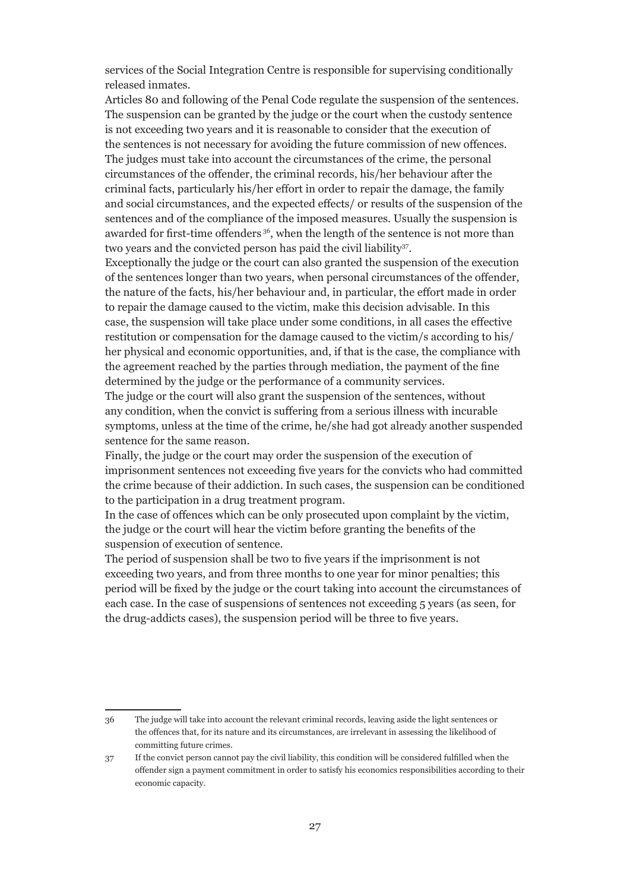services of the Social Integration Centre is responsible for supervising conditionally released inmates.

Articles 80 and following of the Penal Code regulate the suspension of the sentences. The suspension can be granted by the judge or the court when the custody sentence is not exceeding two years and it is reasonable to consider that the execution of the sentences is not necessary for avoiding the future commission of new offences. The judges must take into account the circumstances of the crime, the personal circumstances of the offender, the criminal records, his/her behaviour after the criminal facts, particularly his/her effort in order to repair the damage, the family and social circumstances, and the expected effects/ or results of the suspension of the sentences and of the compliance of the imposed measures. Usually the suspension is awarded for first-time offenders [36], when the length of the sentence is not more than two years and the convicted person has paid the civil liability[37].

Exceptionally the judge or the court can also granted the suspension of the execution of the sentences longer than two years, when personal circumstances of the offender, the nature of the facts, his/her behaviour and, in particular, the effort made in order to repair the damage caused to the victim, make this decision advisable. In this case, the suspension will take place under some conditions, in all cases the effective restitution or compensation for the damage caused to the victim/s according to his/her physical and economic opportunities, and, if that is the case, the compliance with the agreement reached by the parties through mediation, the payment of the fine determined by the judge or the performance of a community services.

The judge or the court will also grant the suspension of the sentences, without any condition, when the convict is suffering from a serious illness with incurable symptoms, unless at the time of the crime, he/she had got already another suspended sentence for the same reason.

Finally, the judge or the court may order the suspension of the execution of imprisonment sentences not exceeding five years for the convicts who had committed the crime because of their addiction. In such cases, the suspension can be conditioned to the participation in a drug treatment program.

In the case of offences which can be only prosecuted upon complaint by the victim, the judge or the court will hear the victim before granting the benefits of the suspension of execution of sentence.

The period of suspension shall be two to five years if the imprisonment is not exceeding two years, and from three months to one year for minor penalties; this period will be fixed by the judge or the court taking into account the circumstances of each case. In the case of suspensions of sentences not exceeding 5 years (as seen, for the drug-addicts cases), the suspension period will be three to five years.

---

36 The judge will take into account the relevant criminal records, leaving aside the light sentences or the offences that, for its nature and its circumstances, are irrelevant in assessing the likelihood of committing future crimes.

37 If the convict person cannot pay the civil liability, this condition will be considered fulfilled when the offender sign a payment commitment in order to satisfy his economics responsibilities according to their economic capacity.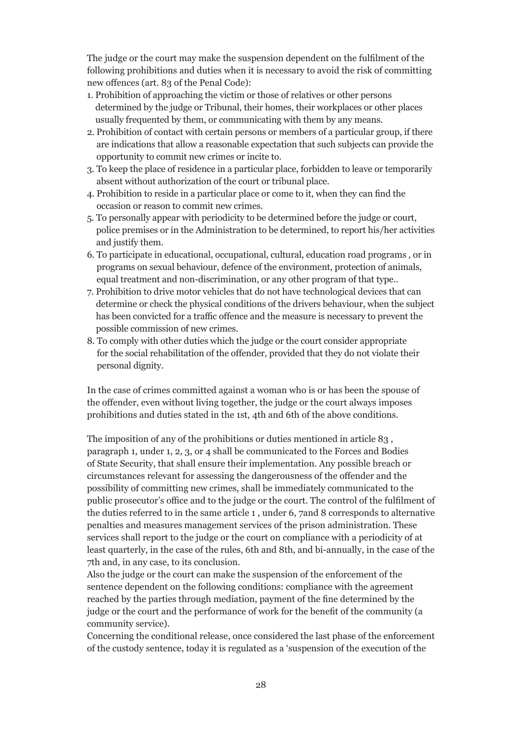The judge or the court may make the suspension dependent on the fulfilment of the following prohibitions and duties when it is necessary to avoid the risk of committing new offences (art. 83 of the Penal Code):

1. Prohibition of approaching the victim or those of relatives or other persons determined by the judge or Tribunal, their homes, their workplaces or other places usually frequented by them, or communicating with them by any means.
2. Prohibition of contact with certain persons or members of a particular group, if there are indications that allow a reasonable expectation that such subjects can provide the opportunity to commit new crimes or incite to.
3. To keep the place of residence in a particular place, forbidden to leave or temporarily absent without authorization of the court or tribunal place.
4. Prohibition to reside in a particular place or come to it, when they can find the occasion or reason to commit new crimes.
5. To personally appear with periodicity to be determined before the judge or court, police premises or in the Administration to be determined, to report his/her activities and justify them.
6. To participate in educational, occupational, cultural, education road programs , or in programs on sexual behaviour, defence of the environment, protection of animals, equal treatment and non-discrimination, or any other program of that type..
7. Prohibition to drive motor vehicles that do not have technological devices that can determine or check the physical conditions of the drivers behaviour, when the subject has been convicted for a traffic offence and the measure is necessary to prevent the possible commission of new crimes.
8. To comply with other duties which the judge or the court consider appropriate for the social rehabilitation of the offender, provided that they do not violate their personal dignity.

In the case of crimes committed against a woman who is or has been the spouse of the offender, even without living together, the judge or the court always imposes prohibitions and duties stated in the 1st, 4th and 6th of the above conditions.

The imposition of any of the prohibitions or duties mentioned in article 83 , paragraph 1, under 1, 2, 3, or 4 shall be communicated to the Forces and Bodies of State Security, that shall ensure their implementation. Any possible breach or circumstances relevant for assessing the dangerousness of the offender and the possibility of committing new crimes, shall be immediately communicated to the public prosecutor's office and to the judge or the court. The control of the fulfilment of the duties referred to in the same article 1 , under 6, 7and 8 corresponds to alternative penalties and measures management services of the prison administration. These services shall report to the judge or the court on compliance with a periodicity of at least quarterly, in the case of the rules, 6th and 8th, and bi-annually, in the case of the 7th and, in any case, to its conclusion.
Also the judge or the court can make the suspension of the enforcement of the sentence dependent on the following conditions: compliance with the agreement reached by the parties through mediation, payment of the fine determined by the judge or the court and the performance of work for the benefit of the community (a community service).
Concerning the conditional release, once considered the last phase of the enforcement of the custody sentence, today it is regulated as a 'suspension of the execution of the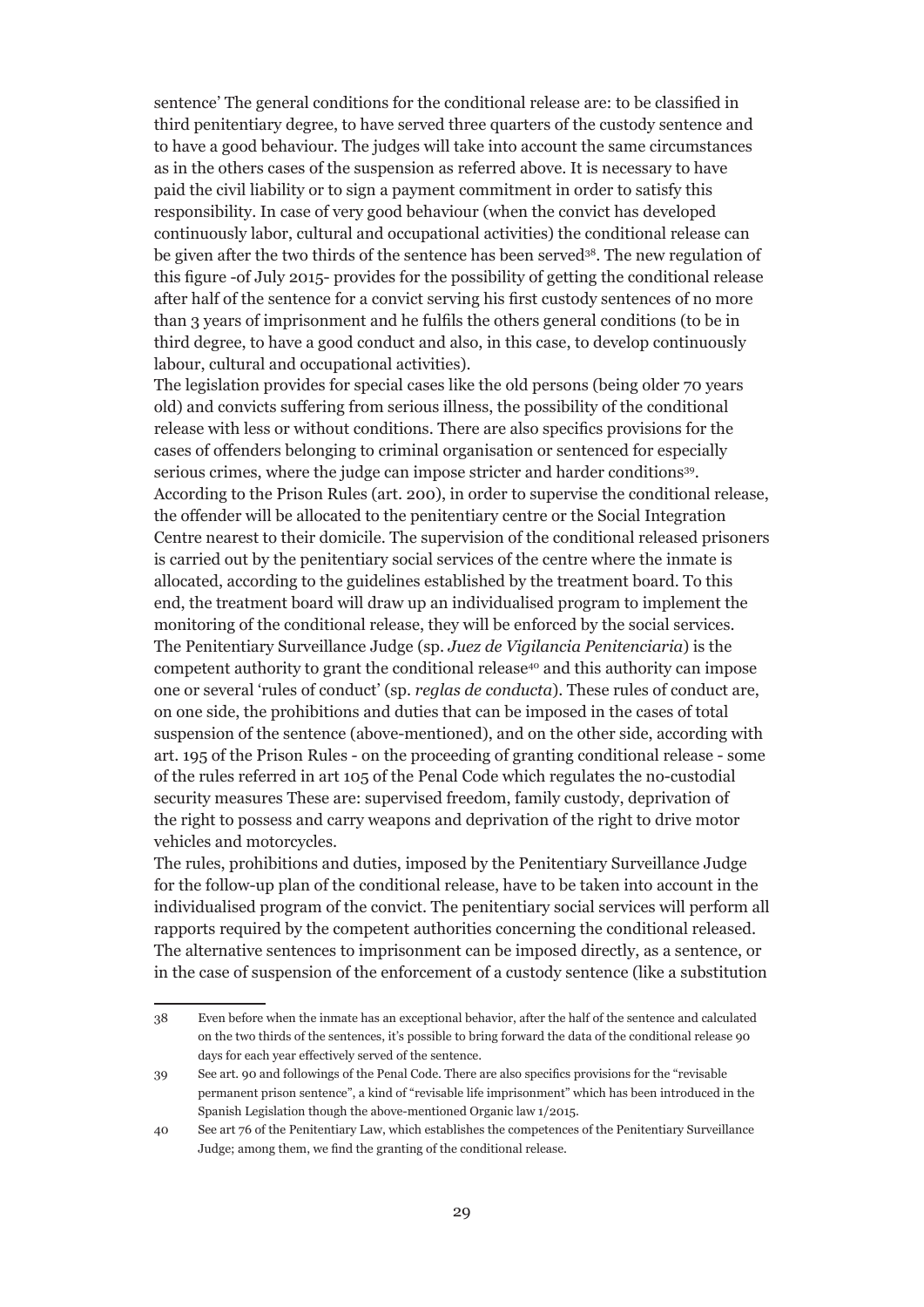sentence' The general conditions for the conditional release are: to be classified in third penitentiary degree, to have served three quarters of the custody sentence and to have a good behaviour. The judges will take into account the same circumstances as in the others cases of the suspension as referred above. It is necessary to have paid the civil liability or to sign a payment commitment in order to satisfy this responsibility. In case of very good behaviour (when the convict has developed continuously labor, cultural and occupational activities) the conditional release can be given after the two thirds of the sentence has been served[38]. The new regulation of this figure -of July 2015- provides for the possibility of getting the conditional release after half of the sentence for a convict serving his first custody sentences of no more than 3 years of imprisonment and he fulfils the others general conditions (to be in third degree, to have a good conduct and also, in this case, to develop continuously labour, cultural and occupational activities).

The legislation provides for special cases like the old persons (being older 70 years old) and convicts suffering from serious illness, the possibility of the conditional release with less or without conditions. There are also specifics provisions for the cases of offenders belonging to criminal organisation or sentenced for especially serious crimes, where the judge can impose stricter and harder conditions[39].

According to the Prison Rules (art. 200), in order to supervise the conditional release, the offender will be allocated to the penitentiary centre or the Social Integration Centre nearest to their domicile. The supervision of the conditional released prisoners is carried out by the penitentiary social services of the centre where the inmate is allocated, according to the guidelines established by the treatment board. To this end, the treatment board will draw up an individualised program to implement the monitoring of the conditional release, they will be enforced by the social services.

The Penitentiary Surveillance Judge (sp. *Juez de Vigilancia Penitenciaria*) is the competent authority to grant the conditional release[40] and this authority can impose one or several 'rules of conduct' (sp. *reglas de conducta*). These rules of conduct are, on one side, the prohibitions and duties that can be imposed in the cases of total suspension of the sentence (above-mentioned), and on the other side, according with art. 195 of the Prison Rules - on the proceeding of granting conditional release - some of the rules referred in art 105 of the Penal Code which regulates the no-custodial security measures These are: supervised freedom, family custody, deprivation of the right to possess and carry weapons and deprivation of the right to drive motor vehicles and motorcycles.

The rules, prohibitions and duties, imposed by the Penitentiary Surveillance Judge for the follow-up plan of the conditional release, have to be taken into account in the individualised program of the convict. The penitentiary social services will perform all rapports required by the competent authorities concerning the conditional released.

The alternative sentences to imprisonment can be imposed directly, as a sentence, or in the case of suspension of the enforcement of a custody sentence (like a substitution

---

38 Even before when the inmate has an exceptional behavior, after the half of the sentence and calculated on the two thirds of the sentences, it's possible to bring forward the data of the conditional release 90 days for each year effectively served of the sentence.

39 See art. 90 and followings of the Penal Code. There are also specifics provisions for the "revisable permanent prison sentence", a kind of "revisable life imprisonment" which has been introduced in the Spanish Legislation though the above-mentioned Organic law 1/2015.

40 See art 76 of the Penitentiary Law, which establishes the competences of the Penitentiary Surveillance Judge; among them, we find the granting of the conditional release.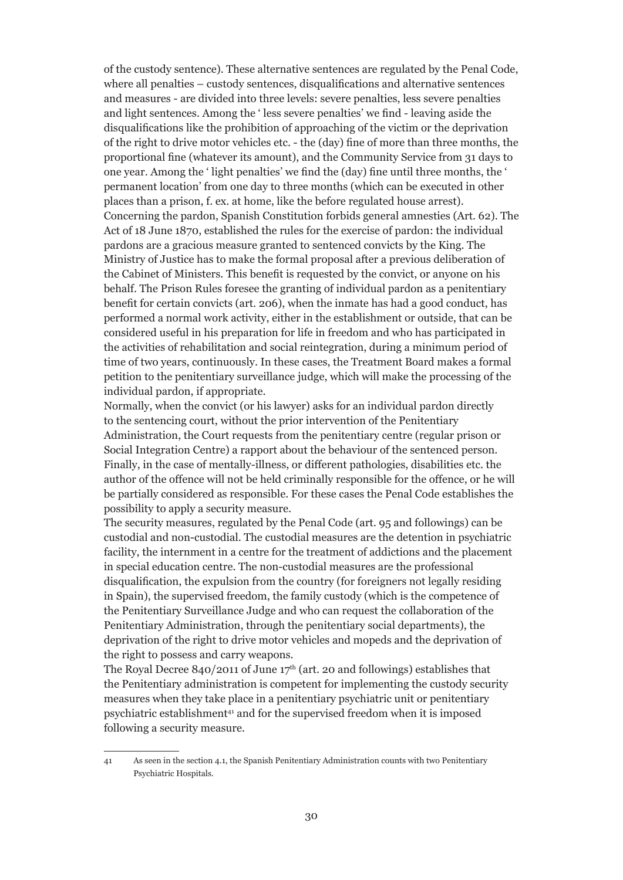of the custody sentence). These alternative sentences are regulated by the Penal Code, where all penalties – custody sentences, disqualifications and alternative sentences and measures - are divided into three levels: severe penalties, less severe penalties and light sentences. Among the ' less severe penalties' we find - leaving aside the disqualifications like the prohibition of approaching of the victim or the deprivation of the right to drive motor vehicles etc. - the (day) fine of more than three months, the proportional fine (whatever its amount), and the Community Service from 31 days to one year. Among the ' light penalties' we find the (day) fine until three months, the ' permanent location' from one day to three months (which can be executed in other places than a prison, f. ex. at home, like the before regulated house arrest).

Concerning the pardon, Spanish Constitution forbids general amnesties (Art. 62). The Act of 18 June 1870, established the rules for the exercise of pardon: the individual pardons are a gracious measure granted to sentenced convicts by the King. The Ministry of Justice has to make the formal proposal after a previous deliberation of the Cabinet of Ministers. This benefit is requested by the convict, or anyone on his behalf. The Prison Rules foresee the granting of individual pardon as a penitentiary benefit for certain convicts (art. 206), when the inmate has had a good conduct, has performed a normal work activity, either in the establishment or outside, that can be considered useful in his preparation for life in freedom and who has participated in the activities of rehabilitation and social reintegration, during a minimum period of time of two years, continuously. In these cases, the Treatment Board makes a formal petition to the penitentiary surveillance judge, which will make the processing of the individual pardon, if appropriate.

Normally, when the convict (or his lawyer) asks for an individual pardon directly to the sentencing court, without the prior intervention of the Penitentiary Administration, the Court requests from the penitentiary centre (regular prison or Social Integration Centre) a rapport about the behaviour of the sentenced person.

Finally, in the case of mentally-illness, or different pathologies, disabilities etc. the author of the offence will not be held criminally responsible for the offence, or he will be partially considered as responsible. For these cases the Penal Code establishes the possibility to apply a security measure.

The security measures, regulated by the Penal Code (art. 95 and followings) can be custodial and non-custodial. The custodial measures are the detention in psychiatric facility, the internment in a centre for the treatment of addictions and the placement in special education centre. The non-custodial measures are the professional disqualification, the expulsion from the country (for foreigners not legally residing in Spain), the supervised freedom, the family custody (which is the competence of the Penitentiary Surveillance Judge and who can request the collaboration of the Penitentiary Administration, through the penitentiary social departments), the deprivation of the right to drive motor vehicles and mopeds and the deprivation of the right to possess and carry weapons.

The Royal Decree 840/2011 of June 17th (art. 20 and followings) establishes that the Penitentiary administration is competent for implementing the custody security measures when they take place in a penitentiary psychiatric unit or penitentiary psychiatric establishment[41] and for the supervised freedom when it is imposed following a security measure.

---

41 As seen in the section 4.1, the Spanish Penitentiary Administration counts with two Penitentiary Psychiatric Hospitals.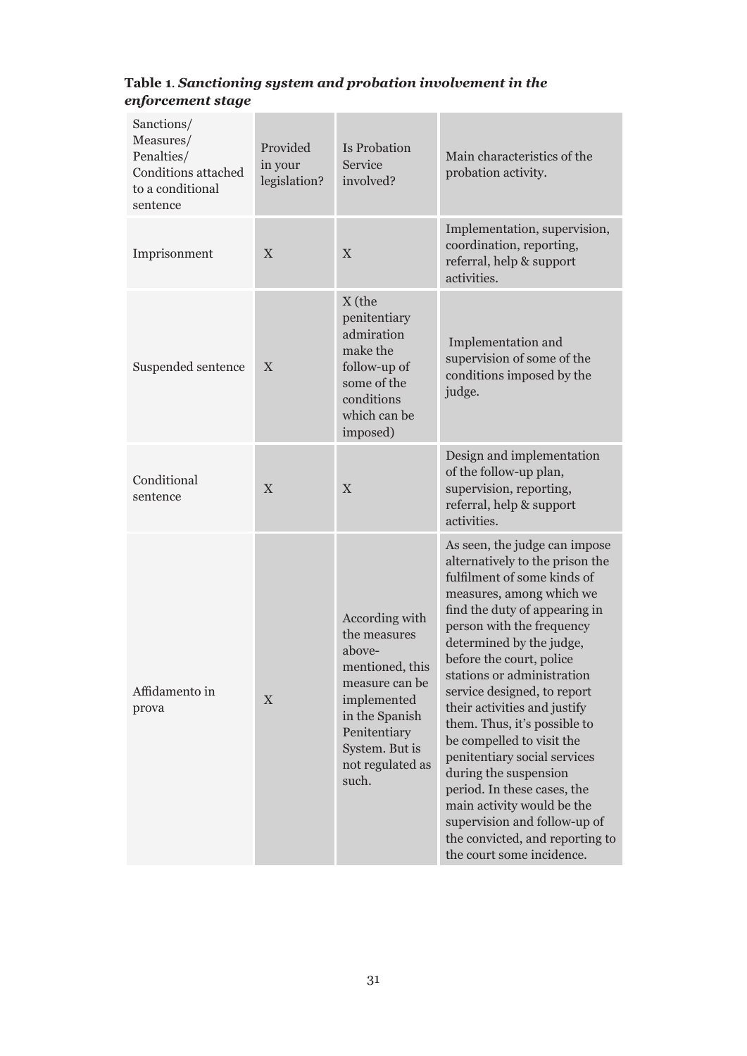**Table 1**. ***Sanctioning system and probation involvement in the enforcement stage***

| Sanctions/ Measures/ Penalties/ Conditions attached to a conditional sentence | Provided in your legislation? | Is Probation Service involved? | Main characteristics of the probation activity. |
|---|---|---|---|
| Imprisonment | X | X | Implementation, supervision, coordination, reporting, referral, help & support activities. |
| Suspended sentence | X | X (the penitentiary admiration make the follow-up of some of the conditions which can be imposed) | Implementation and supervision of some of the conditions imposed by the judge. |
| Conditional sentence | X | X | Design and implementation of the follow-up plan, supervision, reporting, referral, help & support activities. |
| Affidamento in prova | X | According with the measures above-mentioned, this measure can be implemented in the Spanish Penitentiary System. But is not regulated as such. | As seen, the judge can impose alternatively to the prison the fulfilment of some kinds of measures, among which we find the duty of appearing in person with the frequency determined by the judge, before the court, police stations or administration service designed, to report their activities and justify them. Thus, it's possible to be compelled to visit the penitentiary social services during the suspension period. In these cases, the main activity would be the supervision and follow-up of the convicted, and reporting to the court some incidence. |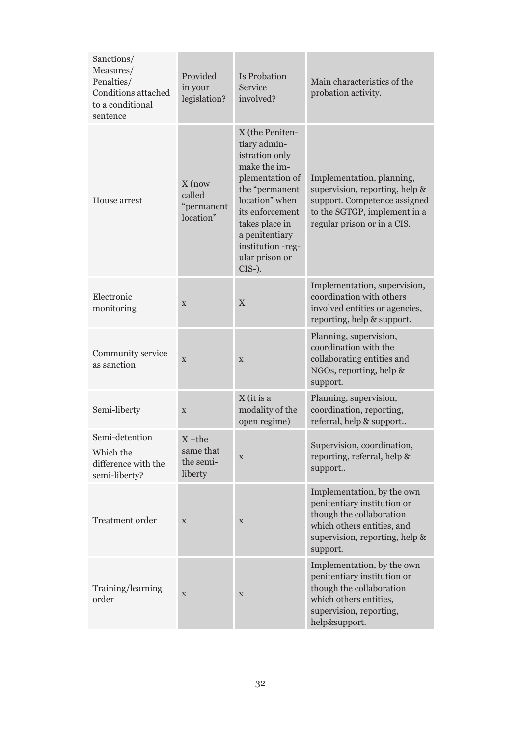| Sanctions/ Measures/ Penalties/ Conditions attached to a conditional sentence | Provided in your legislation? | Is Probation Service involved? | Main characteristics of the probation activity. |
|---|---|---|---|
| House arrest | X (now called “permanent location” | X (the Penitentiary administration only make the implementation of the “permanent location” when its enforcement takes place in a penitentiary institution -regular prison or CIS-). | Implementation, planning, supervision, reporting, help & support. Competence assigned to the SGTGP, implement in a regular prison or in a CIS. |
| Electronic monitoring | x | X | Implementation, supervision, coordination with others involved entities or agencies, reporting, help & support. |
| Community service as sanction | x | x | Planning, supervision, coordination with the collaborating entities and NGOs, reporting, help & support. |
| Semi-liberty | x | X (it is a modality of the open regime) | Planning, supervision, coordination, reporting, referral, help & support.. |
| Semi-detention Which the difference with the semi-liberty? | X –the same that the semi-liberty | x | Supervision, coordination, reporting, referral, help & support.. |
| Treatment order | x | x | Implementation, by the own penitentiary institution or though the collaboration which others entities, and supervision, reporting, help & support. |
| Training/learning order | x | x | Implementation, by the own penitentiary institution or though the collaboration which others entities, supervision, reporting, help&support. |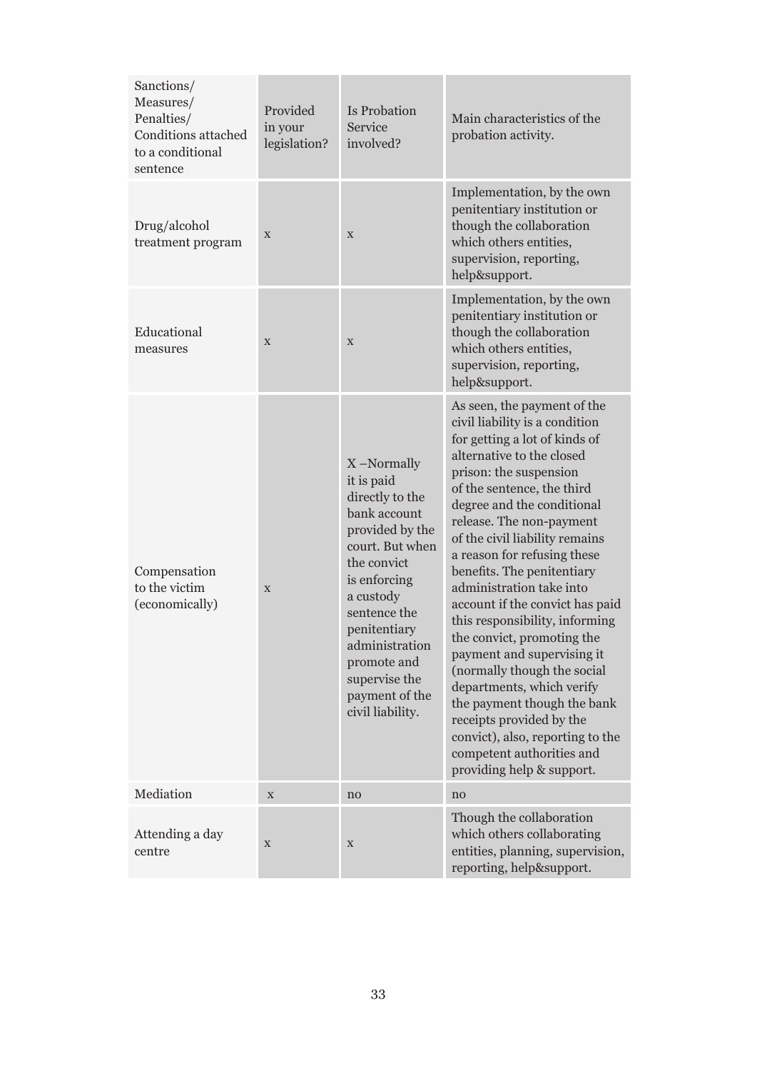| Sanctions/ Measures/ Penalties/ Conditions attached to a conditional sentence | Provided in your legislation? | Is Probation Service involved? | Main characteristics of the probation activity. |
|---|---|---|---|
| Drug/alcohol treatment program | x | x | Implementation, by the own penitentiary institution or though the collaboration which others entities, supervision, reporting, help&support. |
| Educational measures | x | x | Implementation, by the own penitentiary institution or though the collaboration which others entities, supervision, reporting, help&support. |
| Compensation to the victim (economically) | x | X –Normally it is paid directly to the bank account provided by the court. But when the convict is enforcing a custody sentence the penitentiary administration promote and supervise the payment of the civil liability. | As seen, the payment of the civil liability is a condition for getting a lot of kinds of alternative to the closed prison: the suspension of the sentence, the third degree and the conditional release. The non-payment of the civil liability remains a reason for refusing these benefits. The penitentiary administration take into account if the convict has paid this responsibility, informing the convict, promoting the payment and supervising it (normally though the social departments, which verify the payment though the bank receipts provided by the convict), also, reporting to the competent authorities and providing help & support. |
| Mediation | x | no | no |
| Attending a day centre | x | x | Though the collaboration which others collaborating entities, planning, supervision, reporting, help&support. |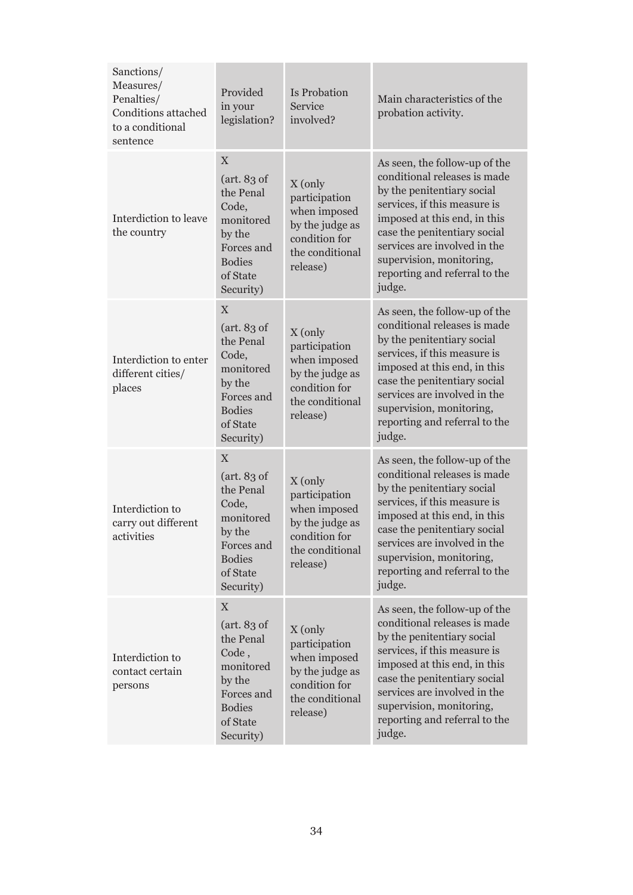| Sanctions/ Measures/ Penalties/ Conditions attached to a conditional sentence | Provided in your legislation? | Is Probation Service involved? | Main characteristics of the probation activity. |
|---|---|---|---|
| Interdiction to leave the country | X (art. 83 of the Penal Code, monitored by the Forces and Bodies of State Security) | X (only participation when imposed by the judge as condition for the conditional release) | As seen, the follow-up of the conditional releases is made by the penitentiary social services, if this measure is imposed at this end, in this case the penitentiary social services are involved in the supervision, monitoring, reporting and referral to the judge. |
| Interdiction to enter different cities/ places | X (art. 83 of the Penal Code, monitored by the Forces and Bodies of State Security) | X (only participation when imposed by the judge as condition for the conditional release) | As seen, the follow-up of the conditional releases is made by the penitentiary social services, if this measure is imposed at this end, in this case the penitentiary social services are involved in the supervision, monitoring, reporting and referral to the judge. |
| Interdiction to carry out different activities | X (art. 83 of the Penal Code, monitored by the Forces and Bodies of State Security) | X (only participation when imposed by the judge as condition for the conditional release) | As seen, the follow-up of the conditional releases is made by the penitentiary social services, if this measure is imposed at this end, in this case the penitentiary social services are involved in the supervision, monitoring, reporting and referral to the judge. |
| Interdiction to contact certain persons | X (art. 83 of the Penal Code , monitored by the Forces and Bodies of State Security) | X (only participation when imposed by the judge as condition for the conditional release) | As seen, the follow-up of the conditional releases is made by the penitentiary social services, if this measure is imposed at this end, in this case the penitentiary social services are involved in the supervision, monitoring, reporting and referral to the judge. |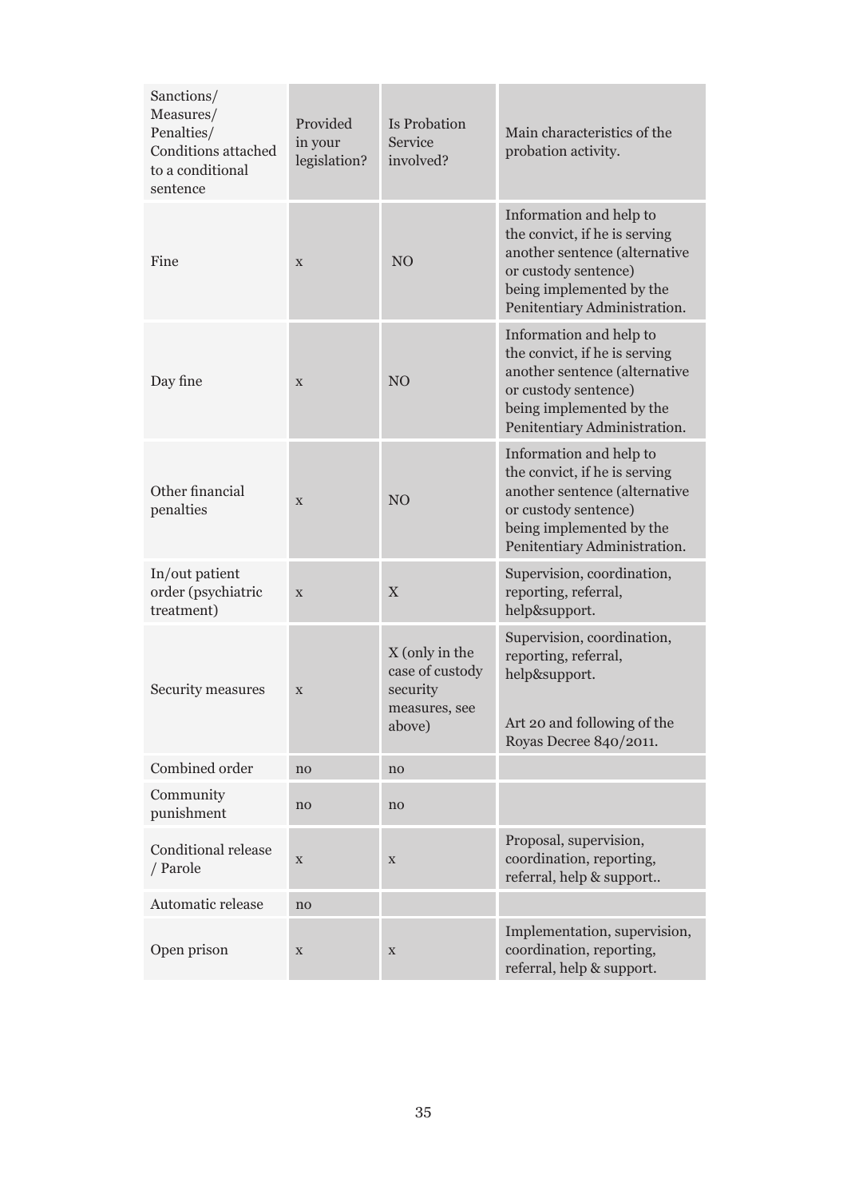| Sanctions/ Measures/ Penalties/ Conditions attached to a conditional sentence | Provided in your legislation? | Is Probation Service involved? | Main characteristics of the probation activity. |
|---|---|---|---|
| Fine | x | NO | Information and help to the convict, if he is serving another sentence (alternative or custody sentence) being implemented by the Penitentiary Administration. |
| Day fine | x | NO | Information and help to the convict, if he is serving another sentence (alternative or custody sentence) being implemented by the Penitentiary Administration. |
| Other financial penalties | x | NO | Information and help to the convict, if he is serving another sentence (alternative or custody sentence) being implemented by the Penitentiary Administration. |
| In/out patient order (psychiatric treatment) | x | X | Supervision, coordination, reporting, referral, help&support. |
| Security measures | x | X (only in the case of custody security measures, see above) | Supervision, coordination, reporting, referral, help&support. Art 20 and following of the Royas Decree 840/2011. |
| Combined order | no | no | |
| Community punishment | no | no | |
| Conditional release / Parole | x | x | Proposal, supervision, coordination, reporting, referral, help & support.. |
| Automatic release | no | | |
| Open prison | x | x | Implementation, supervision, coordination, reporting, referral, help & support. |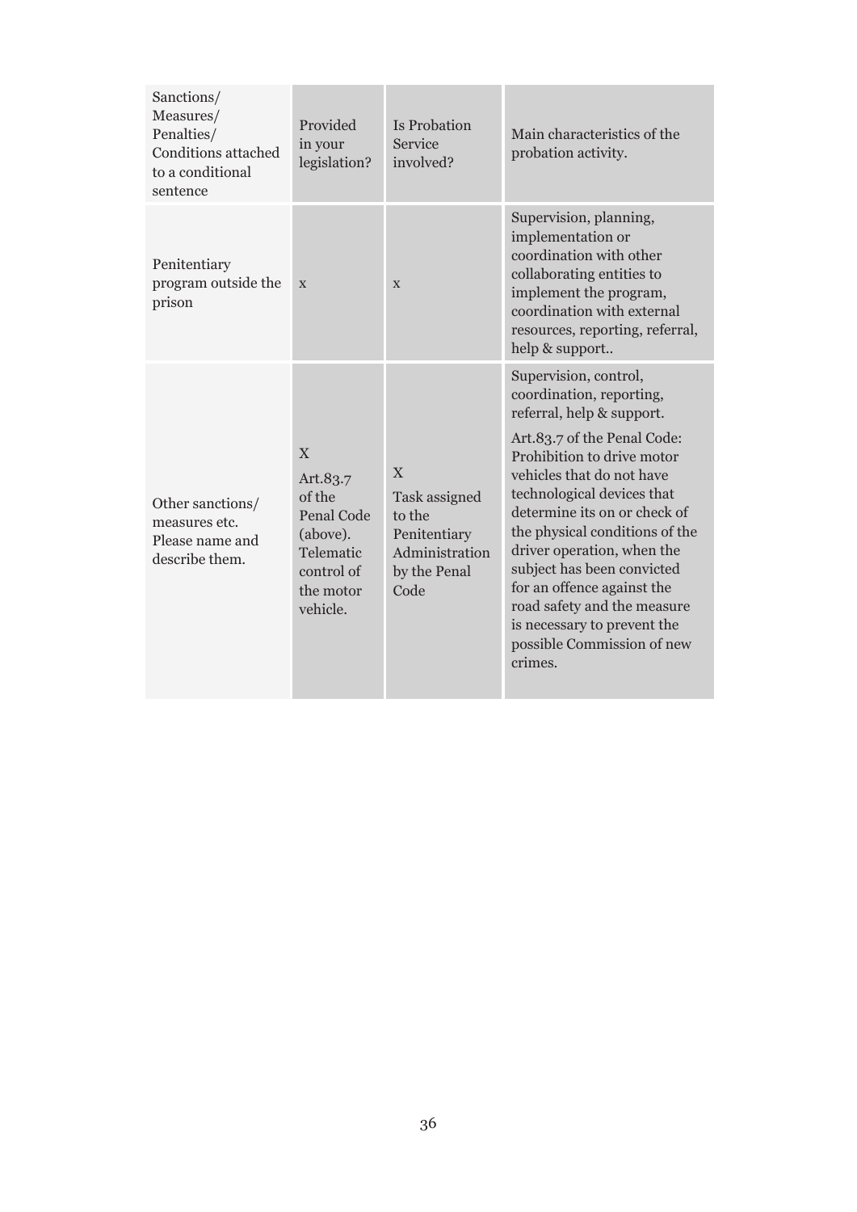| Sanctions/ Measures/ Penalties/ Conditions attached to a conditional sentence | Provided in your legislation? | Is Probation Service involved? | Main characteristics of the probation activity. |
|---|---|---|---|
| Penitentiary program outside the prison | x | x | Supervision, planning, implementation or coordination with other collaborating entities to implement the program, coordination with external resources, reporting, referral, help & support.. |
| Other sanctions/ measures etc. Please name and describe them. | X<br>Art.83.7 of the Penal Code (above). Telematic control of the motor vehicle. | X<br>Task assigned to the Penitentiary Administration by the Penal Code | Supervision, control, coordination, reporting, referral, help & support.<br>Art.83.7 of the Penal Code: Prohibition to drive motor vehicles that do not have technological devices that determine its on or check of the physical conditions of the driver operation, when the subject has been convicted for an offence against the road safety and the measure is necessary to prevent the possible Commission of new crimes. |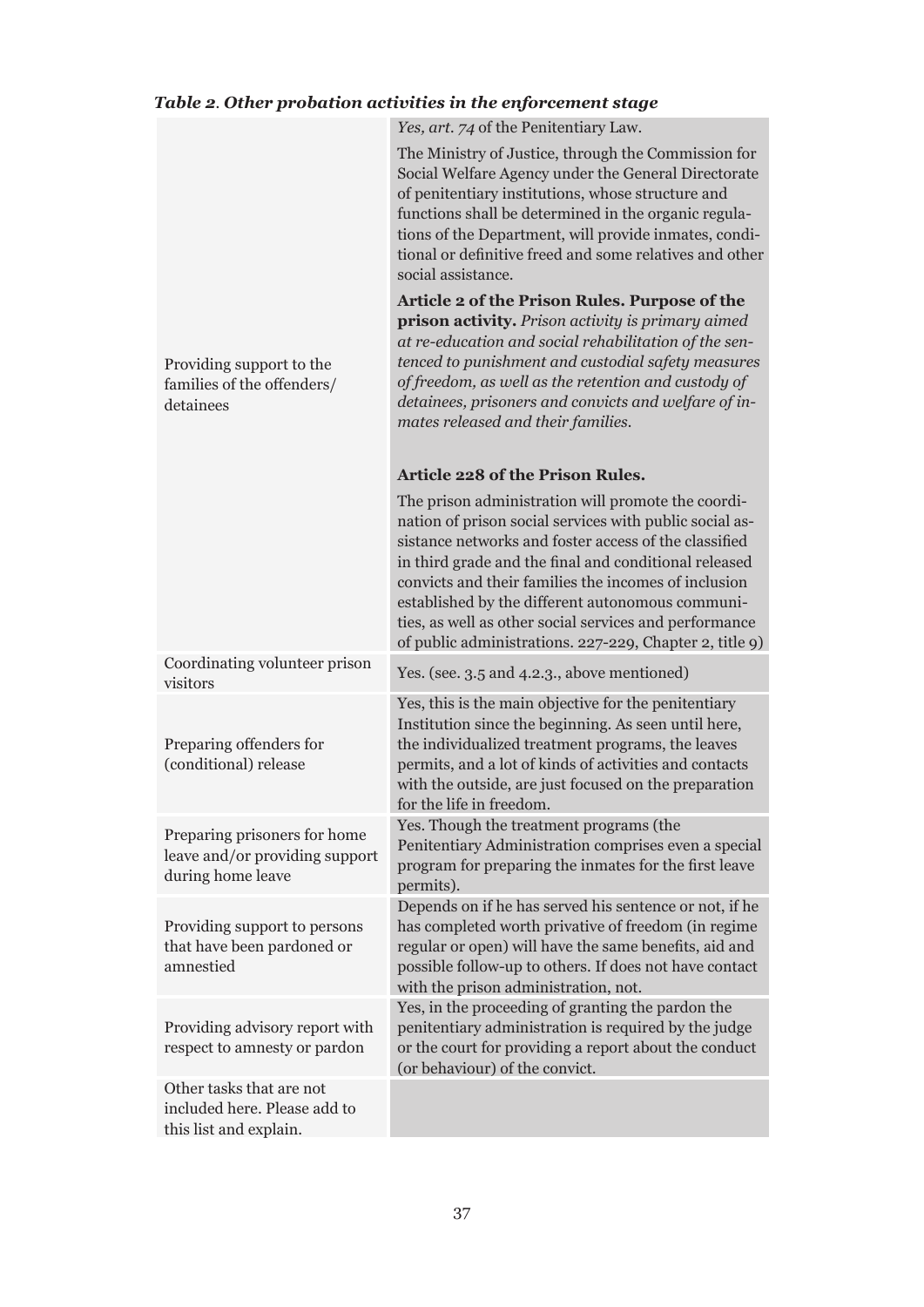***Table 2. Other probation activities in the enforcement stage***

| | |
|---|---|
| Providing support to the families of the offenders/ detainees | *Yes, art. 74* of the Penitentiary Law. The Ministry of Justice, through the Commission for Social Welfare Agency under the General Directorate of penitentiary institutions, whose structure and functions shall be determined in the organic regulations of the Department, will provide inmates, conditional or definitive freed and some relatives and other social assistance. **Article 2 of the Prison Rules. Purpose of the prison activity.** *Prison activity is primary aimed at re-education and social rehabilitation of the sentenced to punishment and custodial safety measures of freedom, as well as the retention and custody of detainees, prisoners and convicts and welfare of inmates released and their families.* **Article 228 of the Prison Rules.** The prison administration will promote the coordination of prison social services with public social assistance networks and foster access of the classified in third grade and the final and conditional released convicts and their families the incomes of inclusion established by the different autonomous communities, as well as other social services and performance of public administrations. 227-229, Chapter 2, title 9) |
| Coordinating volunteer prison visitors | Yes. (see. 3.5 and 4.2.3., above mentioned) |
| Preparing offenders for (conditional) release | Yes, this is the main objective for the penitentiary Institution since the beginning. As seen until here, the individualized treatment programs, the leaves permits, and a lot of kinds of activities and contacts with the outside, are just focused on the preparation for the life in freedom. |
| Preparing prisoners for home leave and/or providing support during home leave | Yes. Though the treatment programs (the Penitentiary Administration comprises even a special program for preparing the inmates for the first leave permits). |
| Providing support to persons that have been pardoned or amnestied | Depends on if he has served his sentence or not, if he has completed worth privative of freedom (in regime regular or open) will have the same benefits, aid and possible follow-up to others. If does not have contact with the prison administration, not. |
| Providing advisory report with respect to amnesty or pardon | Yes, in the proceeding of granting the pardon the penitentiary administration is required by the judge or the court for providing a report about the conduct (or behaviour) of the convict. |
| Other tasks that are not included here. Please add to this list and explain. | |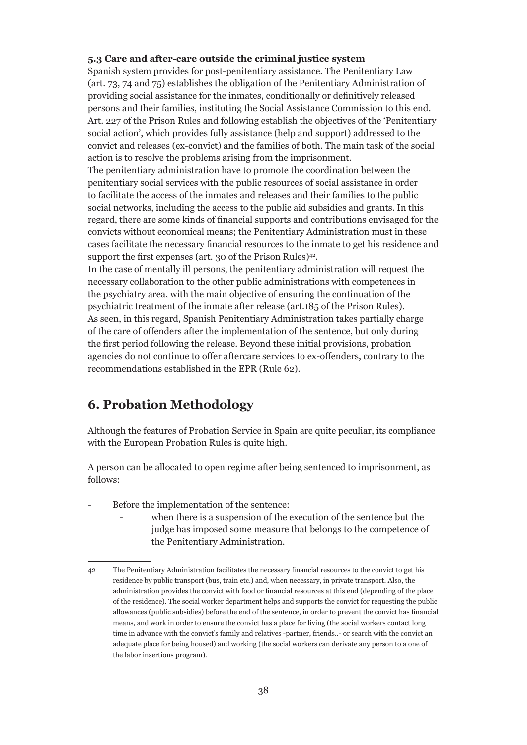### 5.3 Care and after-care outside the criminal justice system

Spanish system provides for post-penitentiary assistance. The Penitentiary Law (art. 73, 74 and 75) establishes the obligation of the Penitentiary Administration of providing social assistance for the inmates, conditionally or definitively released persons and their families, instituting the Social Assistance Commission to this end. Art. 227 of the Prison Rules and following establish the objectives of the 'Penitentiary social action', which provides fully assistance (help and support) addressed to the convict and releases (ex-convict) and the families of both. The main task of the social action is to resolve the problems arising from the imprisonment.

The penitentiary administration have to promote the coordination between the penitentiary social services with the public resources of social assistance in order to facilitate the access of the inmates and releases and their families to the public social networks, including the access to the public aid subsidies and grants. In this regard, there are some kinds of financial supports and contributions envisaged for the convicts without economical means; the Penitentiary Administration must in these cases facilitate the necessary financial resources to the inmate to get his residence and support the first expenses (art. 30 of the Prison Rules)[42].

In the case of mentally ill persons, the penitentiary administration will request the necessary collaboration to the other public administrations with competences in the psychiatry area, with the main objective of ensuring the continuation of the psychiatric treatment of the inmate after release (art.185 of the Prison Rules).

As seen, in this regard, Spanish Penitentiary Administration takes partially charge of the care of offenders after the implementation of the sentence, but only during the first period following the release. Beyond these initial provisions, probation agencies do not continue to offer aftercare services to ex-offenders, contrary to the recommendations established in the EPR (Rule 62).

## 6. Probation Methodology

Although the features of Probation Service in Spain are quite peculiar, its compliance with the European Probation Rules is quite high.

A person can be allocated to open regime after being sentenced to imprisonment, as follows:

- Before the implementation of the sentence:
  - when there is a suspension of the execution of the sentence but the judge has imposed some measure that belongs to the competence of the Penitentiary Administration.

---

42 The Penitentiary Administration facilitates the necessary financial resources to the convict to get his residence by public transport (bus, train etc.) and, when necessary, in private transport. Also, the administration provides the convict with food or financial resources at this end (depending of the place of the residence). The social worker department helps and supports the convict for requesting the public allowances (public subsidies) before the end of the sentence, in order to prevent the convict has financial means, and work in order to ensure the convict has a place for living (the social workers contact long time in advance with the convict's family and relatives -partner, friends..- or search with the convict an adequate place for being housed) and working (the social workers can derivate any person to a one of the labor insertions program).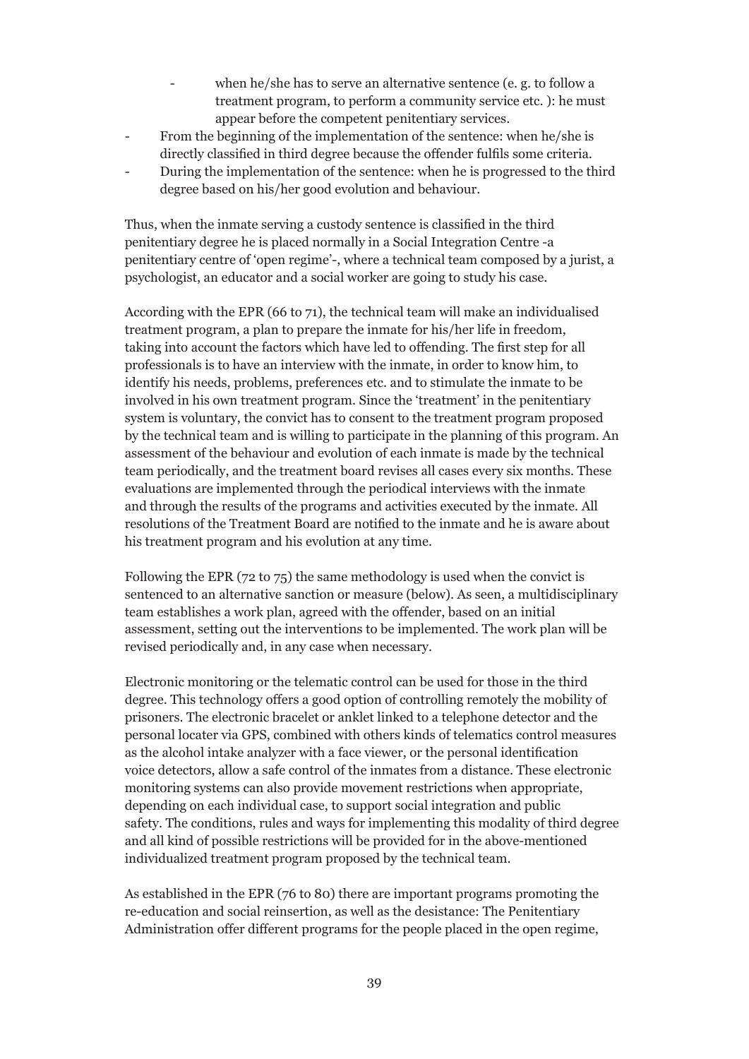- when he/she has to serve an alternative sentence (e. g. to follow a treatment program, to perform a community service etc. ): he must appear before the competent penitentiary services.
- From the beginning of the implementation of the sentence: when he/she is directly classified in third degree because the offender fulfils some criteria.
- During the implementation of the sentence: when he is progressed to the third degree based on his/her good evolution and behaviour.

Thus, when the inmate serving a custody sentence is classified in the third penitentiary degree he is placed normally in a Social Integration Centre -a penitentiary centre of 'open regime'-, where a technical team composed by a jurist, a psychologist, an educator and a social worker are going to study his case.

According with the EPR (66 to 71), the technical team will make an individualised treatment program, a plan to prepare the inmate for his/her life in freedom, taking into account the factors which have led to offending. The first step for all professionals is to have an interview with the inmate, in order to know him, to identify his needs, problems, preferences etc. and to stimulate the inmate to be involved in his own treatment program. Since the 'treatment' in the penitentiary system is voluntary, the convict has to consent to the treatment program proposed by the technical team and is willing to participate in the planning of this program. An assessment of the behaviour and evolution of each inmate is made by the technical team periodically, and the treatment board revises all cases every six months. These evaluations are implemented through the periodical interviews with the inmate and through the results of the programs and activities executed by the inmate. All resolutions of the Treatment Board are notified to the inmate and he is aware about his treatment program and his evolution at any time.

Following the EPR (72 to 75) the same methodology is used when the convict is sentenced to an alternative sanction or measure (below). As seen, a multidisciplinary team establishes a work plan, agreed with the offender, based on an initial assessment, setting out the interventions to be implemented. The work plan will be revised periodically and, in any case when necessary.

Electronic monitoring or the telematic control can be used for those in the third degree. This technology offers a good option of controlling remotely the mobility of prisoners. The electronic bracelet or anklet linked to a telephone detector and the personal locater via GPS, combined with others kinds of telematics control measures as the alcohol intake analyzer with a face viewer, or the personal identification voice detectors, allow a safe control of the inmates from a distance. These electronic monitoring systems can also provide movement restrictions when appropriate, depending on each individual case, to support social integration and public safety. The conditions, rules and ways for implementing this modality of third degree and all kind of possible restrictions will be provided for in the above-mentioned individualized treatment program proposed by the technical team.

As established in the EPR (76 to 80) there are important programs promoting the re-education and social reinsertion, as well as the desistance: The Penitentiary Administration offer different programs for the people placed in the open regime,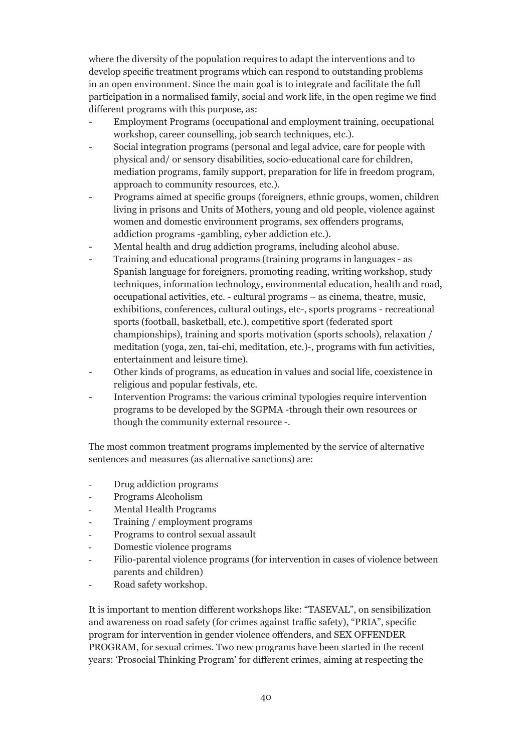where the diversity of the population requires to adapt the interventions and to develop specific treatment programs which can respond to outstanding problems in an open environment. Since the main goal is to integrate and facilitate the full participation in a normalised family, social and work life, in the open regime we find different programs with this purpose, as:

- Employment Programs (occupational and employment training, occupational workshop, career counselling, job search techniques, etc.).
- Social integration programs (personal and legal advice, care for people with physical and/ or sensory disabilities, socio-educational care for children, mediation programs, family support, preparation for life in freedom program, approach to community resources, etc.).
- Programs aimed at specific groups (foreigners, ethnic groups, women, children living in prisons and Units of Mothers, young and old people, violence against women and domestic environment programs, sex offenders programs, addiction programs -gambling, cyber addiction etc.).
- Mental health and drug addiction programs, including alcohol abuse.
- Training and educational programs (training programs in languages - as Spanish language for foreigners, promoting reading, writing workshop, study techniques, information technology, environmental education, health and road, occupational activities, etc. - cultural programs – as cinema, theatre, music, exhibitions, conferences, cultural outings, etc-, sports programs - recreational sports (football, basketball, etc.), competitive sport (federated sport championships), training and sports motivation (sports schools), relaxation / meditation (yoga, zen, tai-chi, meditation, etc.)-, programs with fun activities, entertainment and leisure time).
- Other kinds of programs, as education in values and social life, coexistence in religious and popular festivals, etc.
- Intervention Programs: the various criminal typologies require intervention programs to be developed by the SGPMA -through their own resources or though the community external resource -.

The most common treatment programs implemented by the service of alternative sentences and measures (as alternative sanctions) are:

- Drug addiction programs
- Programs Alcoholism
- Mental Health Programs
- Training / employment programs
- Programs to control sexual assault
- Domestic violence programs
- Filio-parental violence programs (for intervention in cases of violence between parents and children)
- Road safety workshop.

It is important to mention different workshops like: "TASEVAL", on sensibilization and awareness on road safety (for crimes against traffic safety), "PRIA", specific program for intervention in gender violence offenders, and SEX OFFENDER PROGRAM, for sexual crimes. Two new programs have been started in the recent years: 'Prosocial Thinking Program' for different crimes, aiming at respecting the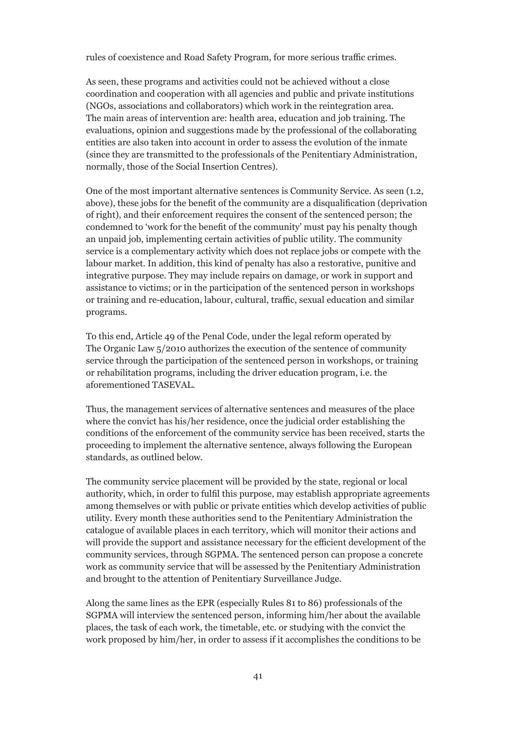rules of coexistence and Road Safety Program, for more serious traffic crimes.

As seen, these programs and activities could not be achieved without a close coordination and cooperation with all agencies and public and private institutions (NGOs, associations and collaborators) which work in the reintegration area. The main areas of intervention are: health area, education and job training. The evaluations, opinion and suggestions made by the professional of the collaborating entities are also taken into account in order to assess the evolution of the inmate (since they are transmitted to the professionals of the Penitentiary Administration, normally, those of the Social Insertion Centres).

One of the most important alternative sentences is Community Service. As seen (1.2, above), these jobs for the benefit of the community are a disqualification (deprivation of right), and their enforcement requires the consent of the sentenced person; the condemned to 'work for the benefit of the community' must pay his penalty though an unpaid job, implementing certain activities of public utility. The community service is a complementary activity which does not replace jobs or compete with the labour market. In addition, this kind of penalty has also a restorative, punitive and integrative purpose. They may include repairs on damage, or work in support and assistance to victims; or in the participation of the sentenced person in workshops or training and re-education, labour, cultural, traffic, sexual education and similar programs.

To this end, Article 49 of the Penal Code, under the legal reform operated by The Organic Law 5/2010 authorizes the execution of the sentence of community service through the participation of the sentenced person in workshops, or training or rehabilitation programs, including the driver education program, i.e. the aforementioned TASEVAL.

Thus, the management services of alternative sentences and measures of the place where the convict has his/her residence, once the judicial order establishing the conditions of the enforcement of the community service has been received, starts the proceeding to implement the alternative sentence, always following the European standards, as outlined below.

The community service placement will be provided by the state, regional or local authority, which, in order to fulfil this purpose, may establish appropriate agreements among themselves or with public or private entities which develop activities of public utility. Every month these authorities send to the Penitentiary Administration the catalogue of available places in each territory, which will monitor their actions and will provide the support and assistance necessary for the efficient development of the community services, through SGPMA. The sentenced person can propose a concrete work as community service that will be assessed by the Penitentiary Administration and brought to the attention of Penitentiary Surveillance Judge.

Along the same lines as the EPR (especially Rules 81 to 86) professionals of the SGPMA will interview the sentenced person, informing him/her about the available places, the task of each work, the timetable, etc. or studying with the convict the work proposed by him/her, in order to assess if it accomplishes the conditions to be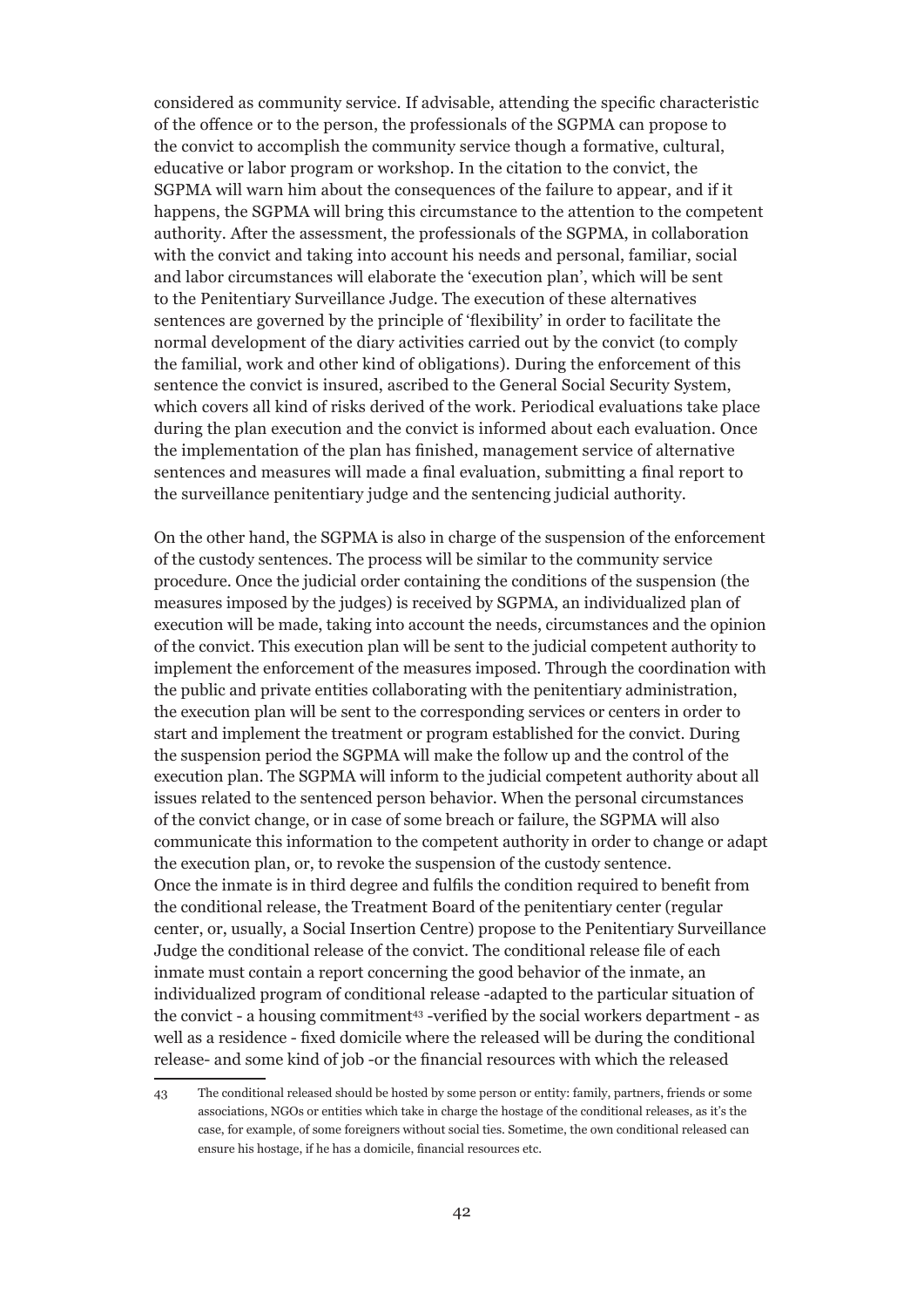considered as community service. If advisable, attending the specific characteristic of the offence or to the person, the professionals of the SGPMA can propose to the convict to accomplish the community service though a formative, cultural, educative or labor program or workshop. In the citation to the convict, the SGPMA will warn him about the consequences of the failure to appear, and if it happens, the SGPMA will bring this circumstance to the attention to the competent authority. After the assessment, the professionals of the SGPMA, in collaboration with the convict and taking into account his needs and personal, familiar, social and labor circumstances will elaborate the 'execution plan', which will be sent to the Penitentiary Surveillance Judge. The execution of these alternatives sentences are governed by the principle of 'flexibility' in order to facilitate the normal development of the diary activities carried out by the convict (to comply the familial, work and other kind of obligations). During the enforcement of this sentence the convict is insured, ascribed to the General Social Security System, which covers all kind of risks derived of the work. Periodical evaluations take place during the plan execution and the convict is informed about each evaluation. Once the implementation of the plan has finished, management service of alternative sentences and measures will made a final evaluation, submitting a final report to the surveillance penitentiary judge and the sentencing judicial authority.

On the other hand, the SGPMA is also in charge of the suspension of the enforcement of the custody sentences. The process will be similar to the community service procedure. Once the judicial order containing the conditions of the suspension (the measures imposed by the judges) is received by SGPMA, an individualized plan of execution will be made, taking into account the needs, circumstances and the opinion of the convict. This execution plan will be sent to the judicial competent authority to implement the enforcement of the measures imposed. Through the coordination with the public and private entities collaborating with the penitentiary administration, the execution plan will be sent to the corresponding services or centers in order to start and implement the treatment or program established for the convict. During the suspension period the SGPMA will make the follow up and the control of the execution plan. The SGPMA will inform to the judicial competent authority about all issues related to the sentenced person behavior. When the personal circumstances of the convict change, or in case of some breach or failure, the SGPMA will also communicate this information to the competent authority in order to change or adapt the execution plan, or, to revoke the suspension of the custody sentence.
Once the inmate is in third degree and fulfils the condition required to benefit from the conditional release, the Treatment Board of the penitentiary center (regular center, or, usually, a Social Insertion Centre) propose to the Penitentiary Surveillance Judge the conditional release of the convict. The conditional release file of each inmate must contain a report concerning the good behavior of the inmate, an individualized program of conditional release -adapted to the particular situation of the convict - a housing commitment[43] -verified by the social workers department - as well as a residence - fixed domicile where the released will be during the conditional release- and some kind of job -or the financial resources with which the released

43 The conditional released should be hosted by some person or entity: family, partners, friends or some associations, NGOs or entities which take in charge the hostage of the conditional releases, as it's the case, for example, of some foreigners without social ties. Sometime, the own conditional released can ensure his hostage, if he has a domicile, financial resources etc.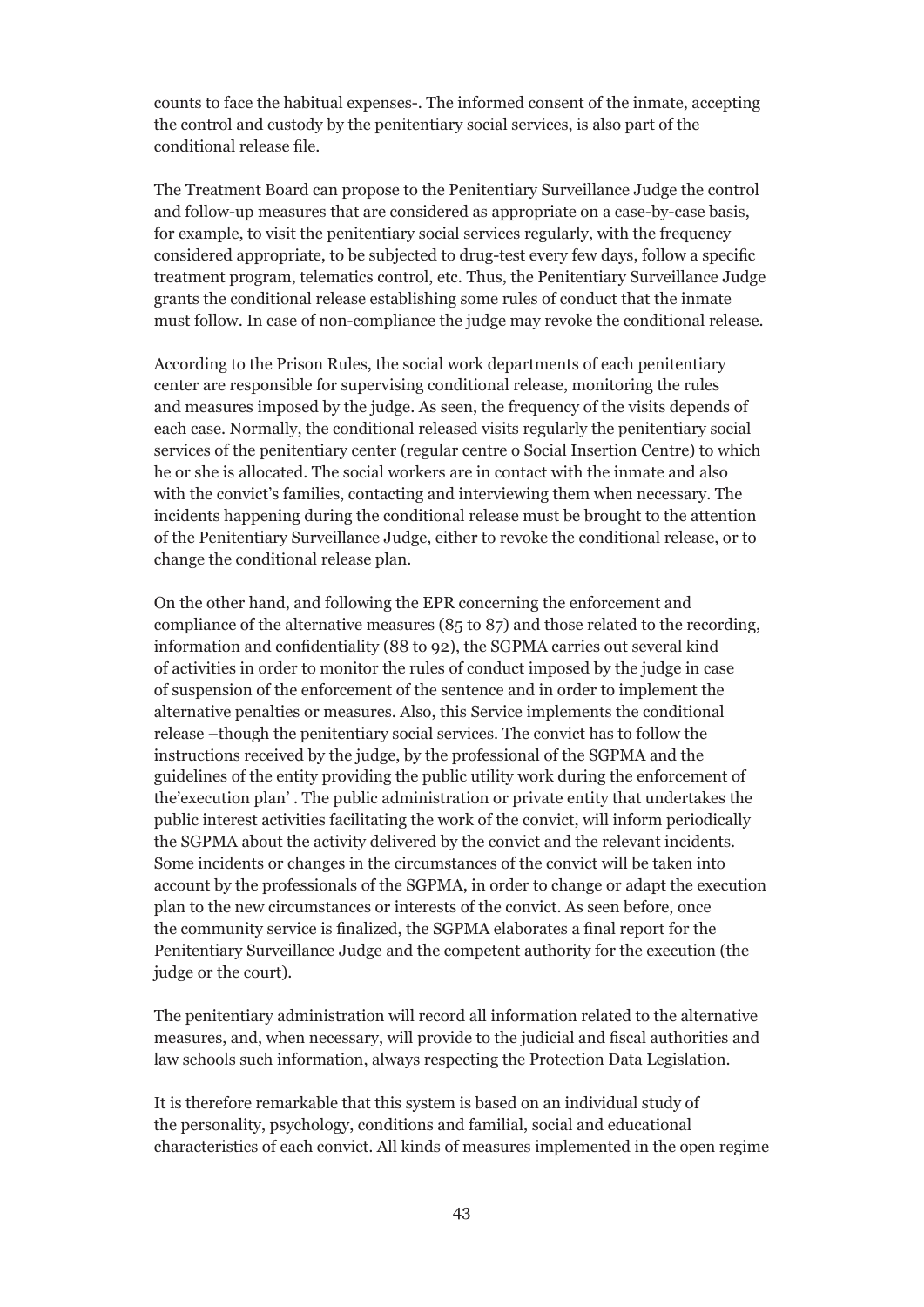counts to face the habitual expenses-. The informed consent of the inmate, accepting the control and custody by the penitentiary social services, is also part of the conditional release file.

The Treatment Board can propose to the Penitentiary Surveillance Judge the control and follow-up measures that are considered as appropriate on a case-by-case basis, for example, to visit the penitentiary social services regularly, with the frequency considered appropriate, to be subjected to drug-test every few days, follow a specific treatment program, telematics control, etc. Thus, the Penitentiary Surveillance Judge grants the conditional release establishing some rules of conduct that the inmate must follow. In case of non-compliance the judge may revoke the conditional release.

According to the Prison Rules, the social work departments of each penitentiary center are responsible for supervising conditional release, monitoring the rules and measures imposed by the judge. As seen, the frequency of the visits depends of each case. Normally, the conditional released visits regularly the penitentiary social services of the penitentiary center (regular centre o Social Insertion Centre) to which he or she is allocated. The social workers are in contact with the inmate and also with the convict's families, contacting and interviewing them when necessary. The incidents happening during the conditional release must be brought to the attention of the Penitentiary Surveillance Judge, either to revoke the conditional release, or to change the conditional release plan.

On the other hand, and following the EPR concerning the enforcement and compliance of the alternative measures (85 to 87) and those related to the recording, information and confidentiality (88 to 92), the SGPMA carries out several kind of activities in order to monitor the rules of conduct imposed by the judge in case of suspension of the enforcement of the sentence and in order to implement the alternative penalties or measures. Also, this Service implements the conditional release –though the penitentiary social services. The convict has to follow the instructions received by the judge, by the professional of the SGPMA and the guidelines of the entity providing the public utility work during the enforcement of the'execution plan' . The public administration or private entity that undertakes the public interest activities facilitating the work of the convict, will inform periodically the SGPMA about the activity delivered by the convict and the relevant incidents. Some incidents or changes in the circumstances of the convict will be taken into account by the professionals of the SGPMA, in order to change or adapt the execution plan to the new circumstances or interests of the convict. As seen before, once the community service is finalized, the SGPMA elaborates a final report for the Penitentiary Surveillance Judge and the competent authority for the execution (the judge or the court).

The penitentiary administration will record all information related to the alternative measures, and, when necessary, will provide to the judicial and fiscal authorities and law schools such information, always respecting the Protection Data Legislation.

It is therefore remarkable that this system is based on an individual study of the personality, psychology, conditions and familial, social and educational characteristics of each convict. All kinds of measures implemented in the open regime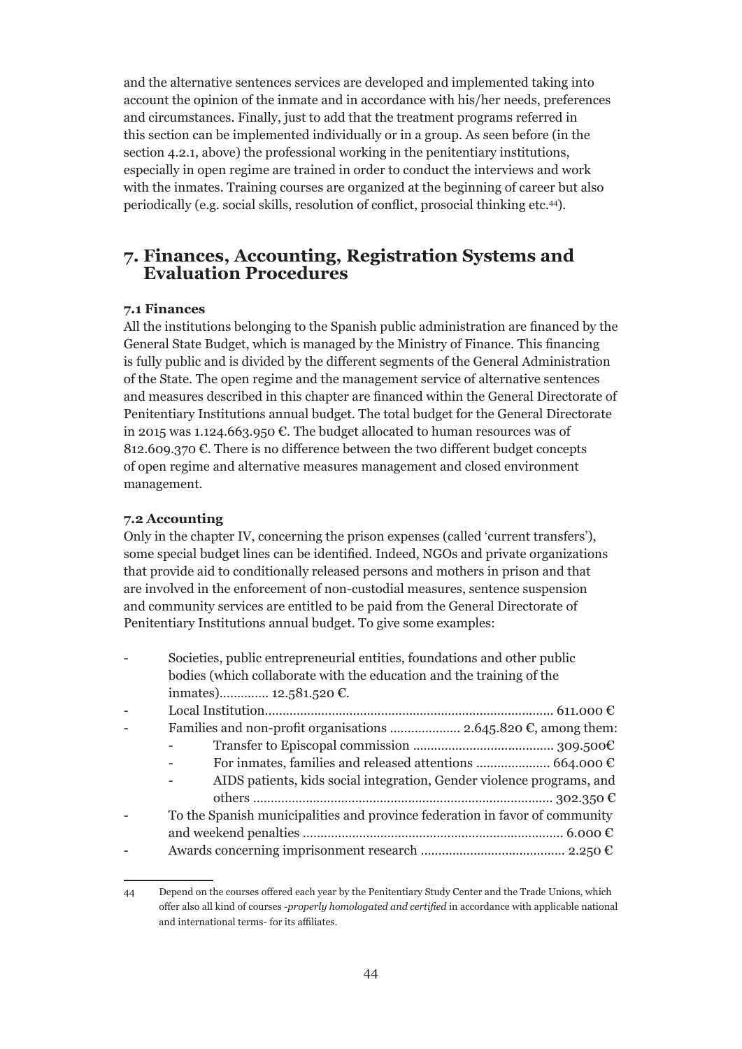and the alternative sentences services are developed and implemented taking into account the opinion of the inmate and in accordance with his/her needs, preferences and circumstances. Finally, just to add that the treatment programs referred in this section can be implemented individually or in a group. As seen before (in the section 4.2.1, above) the professional working in the penitentiary institutions, especially in open regime are trained in order to conduct the interviews and work with the inmates. Training courses are organized at the beginning of career but also periodically (e.g. social skills, resolution of conflict, prosocial thinking etc.[44]).

## 7. Finances, Accounting, Registration Systems and Evaluation Procedures

### 7.1 Finances

All the institutions belonging to the Spanish public administration are financed by the General State Budget, which is managed by the Ministry of Finance. This financing is fully public and is divided by the different segments of the General Administration of the State. The open regime and the management service of alternative sentences and measures described in this chapter are financed within the General Directorate of Penitentiary Institutions annual budget. The total budget for the General Directorate in 2015 was 1.124.663.950 €. The budget allocated to human resources was of 812.609.370 €. There is no difference between the two different budget concepts of open regime and alternative measures management and closed environment management.

### 7.2 Accounting

Only in the chapter IV, concerning the prison expenses (called 'current transfers'), some special budget lines can be identified. Indeed, NGOs and private organizations that provide aid to conditionally released persons and mothers in prison and that are involved in the enforcement of non-custodial measures, sentence suspension and community services are entitled to be paid from the General Directorate of Penitentiary Institutions annual budget. To give some examples:

- Societies, public entrepreneurial entities, foundations and other public bodies (which collaborate with the education and the training of the inmates)............. 12.581.520 €.
- Local Institution................................................................................. 611.000 €
- Families and non-profit organisations .................... 2.645.820 €, among them:
    - Transfer to Episcopal commission ........................................ 309.500€
    - For inmates, families and released attentions ..................... 664.000 €
    - AIDS patients, kids social integration, Gender violence programs, and others ..................................................................................... 302.350 €
- To the Spanish municipalities and province federation in favor of community and weekend penalties .......................................................................... 6.000 €
- Awards concerning imprisonment research ......................................... 2.250 €

---

44 Depend on the courses offered each year by the Penitentiary Study Center and the Trade Unions, which offer also all kind of courses -*properly homologated and certified* in accordance with applicable national and international terms- for its affiliates.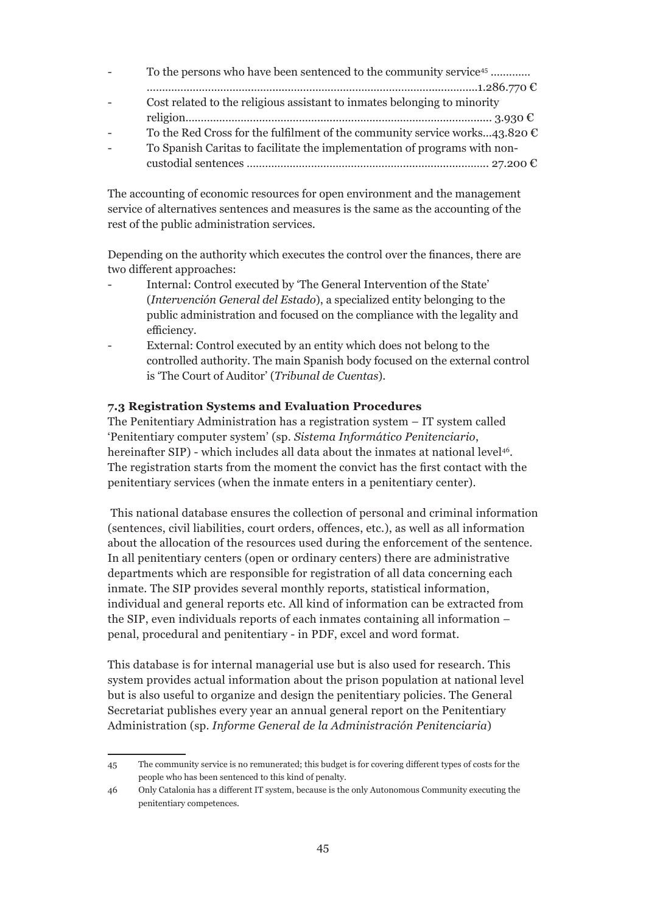- To the persons who have been sentenced to the community service[45] ............ ..............................................................................................................1.286.770 €
- Cost related to the religious assistant to inmates belonging to minority religion.................................................................................................. 3.930 €
- To the Red Cross for the fulfilment of the community service works...43.820 €
- To Spanish Caritas to facilitate the implementation of programs with non-custodial sentences ............................................................................. 27.200 €

The accounting of economic resources for open environment and the management service of alternatives sentences and measures is the same as the accounting of the rest of the public administration services.

Depending on the authority which executes the control over the finances, there are two different approaches:

- Internal: Control executed by 'The General Intervention of the State' (*Intervención General del Estado*), a specialized entity belonging to the public administration and focused on the compliance with the legality and efficiency.
- External: Control executed by an entity which does not belong to the controlled authority. The main Spanish body focused on the external control is 'The Court of Auditor' (*Tribunal de Cuentas*).

### 7.3 Registration Systems and Evaluation Procedures

The Penitentiary Administration has a registration system – IT system called 'Penitentiary computer system' (sp. *Sistema Informático Penitenciario*, hereinafter SIP) - which includes all data about the inmates at national level[46]. The registration starts from the moment the convict has the first contact with the penitentiary services (when the inmate enters in a penitentiary center).

This national database ensures the collection of personal and criminal information (sentences, civil liabilities, court orders, offences, etc.), as well as all information about the allocation of the resources used during the enforcement of the sentence. In all penitentiary centers (open or ordinary centers) there are administrative departments which are responsible for registration of all data concerning each inmate. The SIP provides several monthly reports, statistical information, individual and general reports etc. All kind of information can be extracted from the SIP, even individuals reports of each inmates containing all information – penal, procedural and penitentiary - in PDF, excel and word format.

This database is for internal managerial use but is also used for research. This system provides actual information about the prison population at national level but is also useful to organize and design the penitentiary policies. The General Secretariat publishes every year an annual general report on the Penitentiary Administration (sp. *Informe General de la Administración Penitenciaria*)

---

[45] The community service is no remunerated; this budget is for covering different types of costs for the people who has been sentenced to this kind of penalty.

[46] Only Catalonia has a different IT system, because is the only Autonomous Community executing the penitentiary competences.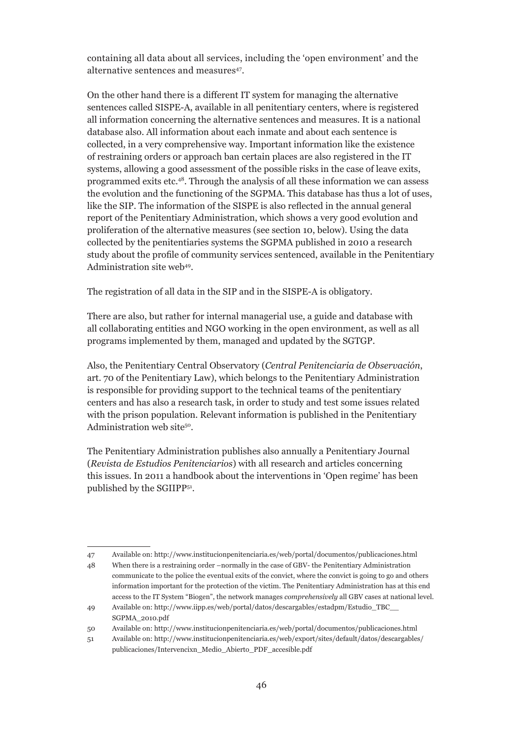containing all data about all services, including the 'open environment' and the alternative sentences and measures[47].

On the other hand there is a different IT system for managing the alternative sentences called SISPE-A, available in all penitentiary centers, where is registered all information concerning the alternative sentences and measures. It is a national database also. All information about each inmate and about each sentence is collected, in a very comprehensive way. Important information like the existence of restraining orders or approach ban certain places are also registered in the IT systems, allowing a good assessment of the possible risks in the case of leave exits, programmed exits etc.[48]. Through the analysis of all these information we can assess the evolution and the functioning of the SGPMA. This database has thus a lot of uses, like the SIP. The information of the SISPE is also reflected in the annual general report of the Penitentiary Administration, which shows a very good evolution and proliferation of the alternative measures (see section 10, below). Using the data collected by the penitentiaries systems the SGPMA published in 2010 a research study about the profile of community services sentenced, available in the Penitentiary Administration site web[49].

The registration of all data in the SIP and in the SISPE-A is obligatory.

There are also, but rather for internal managerial use, a guide and database with all collaborating entities and NGO working in the open environment, as well as all programs implemented by them, managed and updated by the SGTGP.

Also, the Penitentiary Central Observatory (*Central Penitenciaria de Observación*, art. 70 of the Penitentiary Law), which belongs to the Penitentiary Administration is responsible for providing support to the technical teams of the penitentiary centers and has also a research task, in order to study and test some issues related with the prison population. Relevant information is published in the Penitentiary Administration web site[50].

The Penitentiary Administration publishes also annually a Penitentiary Journal (*Revista de Estudios Penitenciarios*) with all research and articles concerning this issues. In 2011 a handbook about the interventions in 'Open regime' has been published by the SGIIPP[51].

---

47 Available on: http://www.institucionpenitenciaria.es/web/portal/documentos/publicaciones.html

48 When there is a restraining order –normally in the case of GBV- the Penitentiary Administration communicate to the police the eventual exits of the convict, where the convict is going to go and others information important for the protection of the victim. The Penitentiary Administration has at this end access to the IT System "Biogen", the network manages *comprehensively* all GBV cases at national level.

49 Available on: http://www.iipp.es/web/portal/datos/descargables/estadpm/Estudio_TBC__SGPMA_2010.pdf

50 Available on: http://www.institucionpenitenciaria.es/web/portal/documentos/publicaciones.html

51 Available on: http://www.institucionpenitenciaria.es/web/export/sites/default/datos/descargables/publicaciones/Intervencixn_Medio_Abierto_PDF_accesible.pdf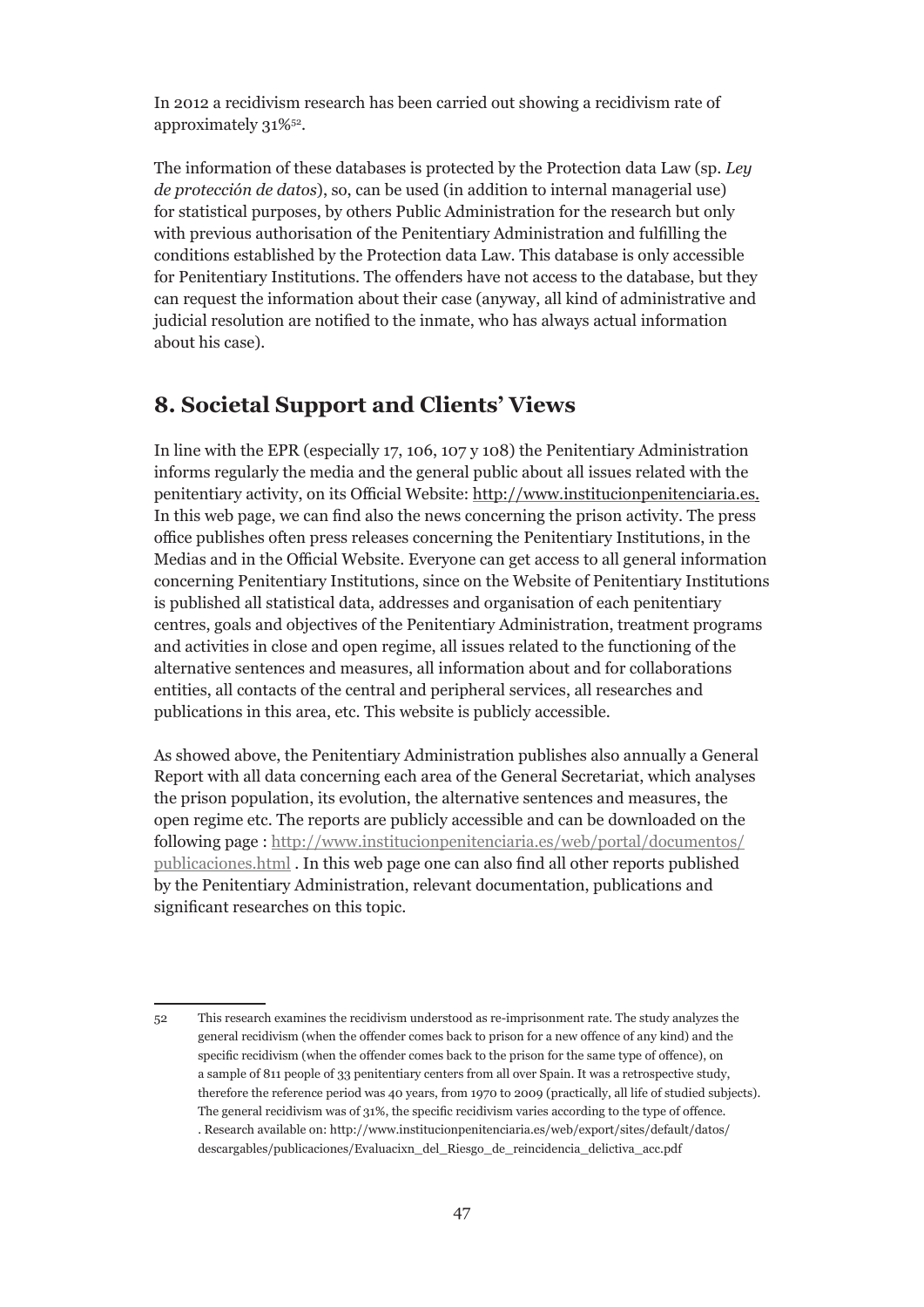In 2012 a recidivism research has been carried out showing a recidivism rate of approximately 31%[52].

The information of these databases is protected by the Protection data Law (sp. *Ley de protección de datos*), so, can be used (in addition to internal managerial use) for statistical purposes, by others Public Administration for the research but only with previous authorisation of the Penitentiary Administration and fulfilling the conditions established by the Protection data Law. This database is only accessible for Penitentiary Institutions. The offenders have not access to the database, but they can request the information about their case (anyway, all kind of administrative and judicial resolution are notified to the inmate, who has always actual information about his case).

## 8. Societal Support and Clients' Views

In line with the EPR (especially 17, 106, 107 y 108) the Penitentiary Administration informs regularly the media and the general public about all issues related with the penitentiary activity, on its Official Website: http://www.institucionpenitenciaria.es. In this web page, we can find also the news concerning the prison activity. The press office publishes often press releases concerning the Penitentiary Institutions, in the Medias and in the Official Website. Everyone can get access to all general information concerning Penitentiary Institutions, since on the Website of Penitentiary Institutions is published all statistical data, addresses and organisation of each penitentiary centres, goals and objectives of the Penitentiary Administration, treatment programs and activities in close and open regime, all issues related to the functioning of the alternative sentences and measures, all information about and for collaborations entities, all contacts of the central and peripheral services, all researches and publications in this area, etc. This website is publicly accessible.

As showed above, the Penitentiary Administration publishes also annually a General Report with all data concerning each area of the General Secretariat, which analyses the prison population, its evolution, the alternative sentences and measures, the open regime etc. The reports are publicly accessible and can be downloaded on the following page : http://www.institucionpenitenciaria.es/web/portal/documentos/publicaciones.html . In this web page one can also find all other reports published by the Penitentiary Administration, relevant documentation, publications and significant researches on this topic.

---

52 This research examines the recidivism understood as re-imprisonment rate. The study analyzes the general recidivism (when the offender comes back to prison for a new offence of any kind) and the specific recidivism (when the offender comes back to the prison for the same type of offence), on a sample of 811 people of 33 penitentiary centers from all over Spain. It was a retrospective study, therefore the reference period was 40 years, from 1970 to 2009 (practically, all life of studied subjects). The general recidivism was of 31%, the specific recidivism varies according to the type of offence. . Research available on: http://www.institucionpenitenciaria.es/web/export/sites/default/datos/descargables/publicaciones/Evaluacixn_del_Riesgo_de_reincidencia_delictiva_acc.pdf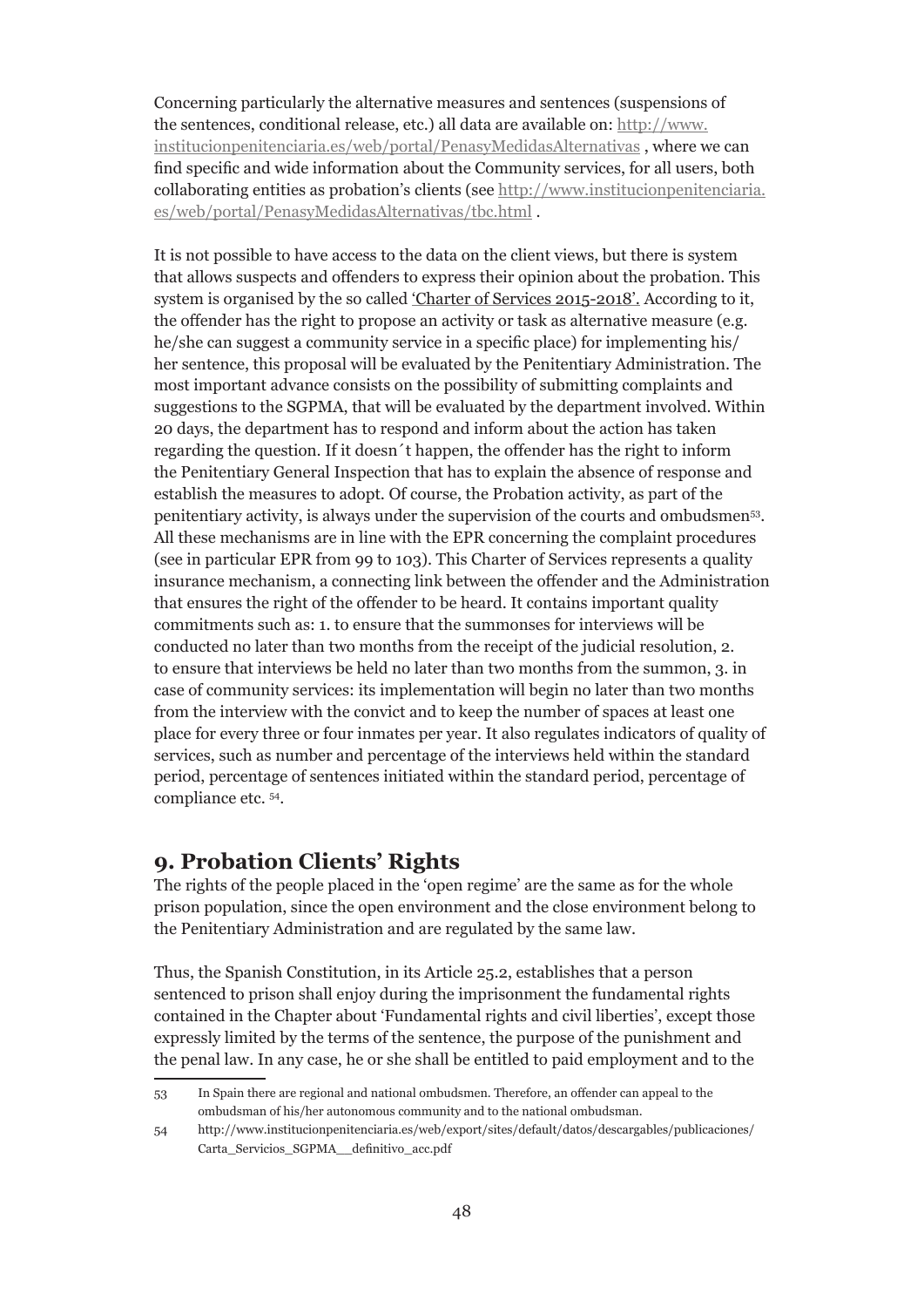Concerning particularly the alternative measures and sentences (suspensions of the sentences, conditional release, etc.) all data are available on: http://www.institucionpenitenciaria.es/web/portal/PenasyMedidasAlternativas , where we can find specific and wide information about the Community services, for all users, both collaborating entities as probation's clients (see http://www.institucionpenitenciaria.es/web/portal/PenasyMedidasAlternativas/tbc.html .

It is not possible to have access to the data on the client views, but there is system that allows suspects and offenders to express their opinion about the probation. This system is organised by the so called 'Charter of Services 2015-2018'. According to it, the offender has the right to propose an activity or task as alternative measure (e.g. he/she can suggest a community service in a specific place) for implementing his/her sentence, this proposal will be evaluated by the Penitentiary Administration. The most important advance consists on the possibility of submitting complaints and suggestions to the SGPMA, that will be evaluated by the department involved. Within 20 days, the department has to respond and inform about the action has taken regarding the question. If it doesn´t happen, the offender has the right to inform the Penitentiary General Inspection that has to explain the absence of response and establish the measures to adopt. Of course, the Probation activity, as part of the penitentiary activity, is always under the supervision of the courts and ombudsmen[53]. All these mechanisms are in line with the EPR concerning the complaint procedures (see in particular EPR from 99 to 103). This Charter of Services represents a quality insurance mechanism, a connecting link between the offender and the Administration that ensures the right of the offender to be heard. It contains important quality commitments such as: 1. to ensure that the summonses for interviews will be conducted no later than two months from the receipt of the judicial resolution, 2. to ensure that interviews be held no later than two months from the summon, 3. in case of community services: its implementation will begin no later than two months from the interview with the convict and to keep the number of spaces at least one place for every three or four inmates per year. It also regulates indicators of quality of services, such as number and percentage of the interviews held within the standard period, percentage of sentences initiated within the standard period, percentage of compliance etc. [54].

## 9. Probation Clients' Rights

The rights of the people placed in the 'open regime' are the same as for the whole prison population, since the open environment and the close environment belong to the Penitentiary Administration and are regulated by the same law.

Thus, the Spanish Constitution, in its Article 25.2, establishes that a person sentenced to prison shall enjoy during the imprisonment the fundamental rights contained in the Chapter about 'Fundamental rights and civil liberties', except those expressly limited by the terms of the sentence, the purpose of the punishment and the penal law. In any case, he or she shall be entitled to paid employment and to the

---

53 In Spain there are regional and national ombudsmen. Therefore, an offender can appeal to the ombudsman of his/her autonomous community and to the national ombudsman.

54 http://www.institucionpenitenciaria.es/web/export/sites/default/datos/descargables/publicaciones/Carta_Servicios_SGPMA__definitivo_acc.pdf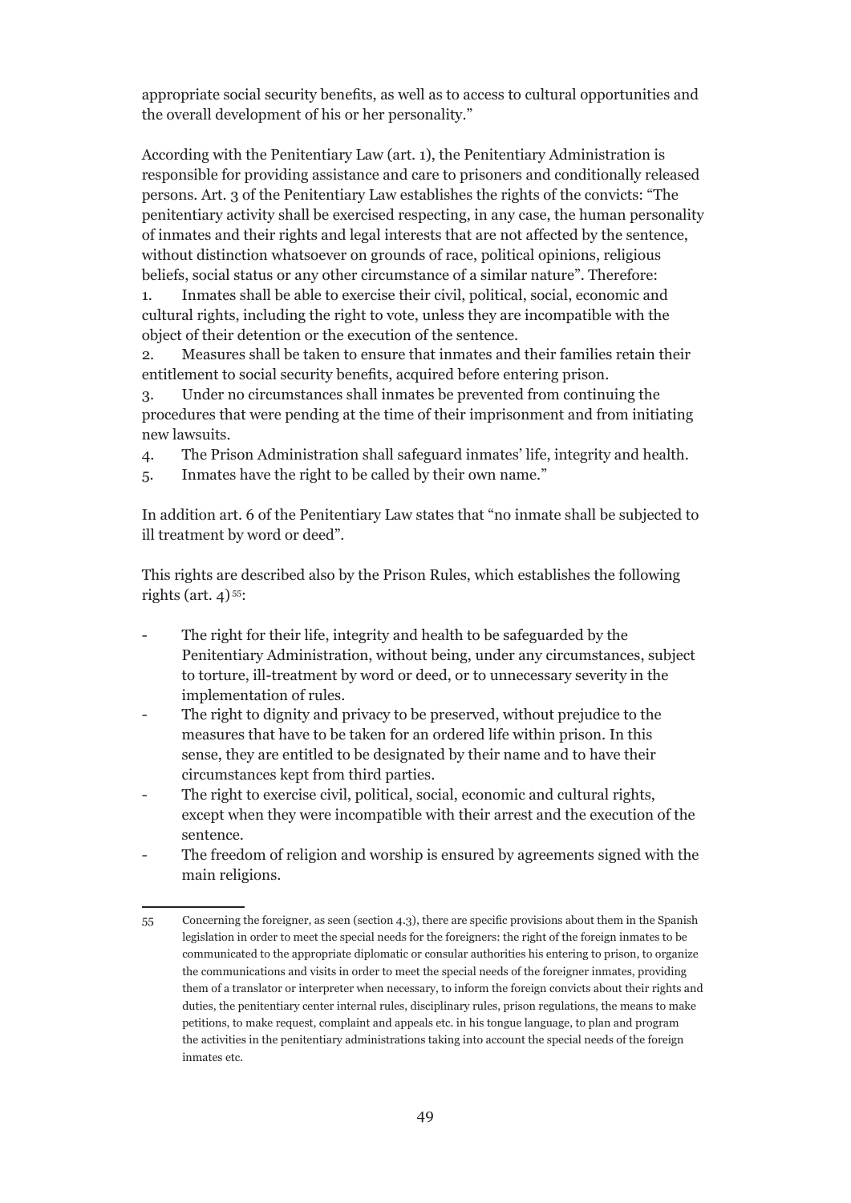appropriate social security benefits, as well as to access to cultural opportunities and the overall development of his or her personality."

According with the Penitentiary Law (art. 1), the Penitentiary Administration is responsible for providing assistance and care to prisoners and conditionally released persons. Art. 3 of the Penitentiary Law establishes the rights of the convicts: "The penitentiary activity shall be exercised respecting, in any case, the human personality of inmates and their rights and legal interests that are not affected by the sentence, without distinction whatsoever on grounds of race, political opinions, religious beliefs, social status or any other circumstance of a similar nature". Therefore:

1. Inmates shall be able to exercise their civil, political, social, economic and cultural rights, including the right to vote, unless they are incompatible with the object of their detention or the execution of the sentence.
2. Measures shall be taken to ensure that inmates and their families retain their entitlement to social security benefits, acquired before entering prison.
3. Under no circumstances shall inmates be prevented from continuing the procedures that were pending at the time of their imprisonment and from initiating new lawsuits.
4. The Prison Administration shall safeguard inmates' life, integrity and health.
5. Inmates have the right to be called by their own name."

In addition art. 6 of the Penitentiary Law states that "no inmate shall be subjected to ill treatment by word or deed".

This rights are described also by the Prison Rules, which establishes the following rights (art. 4)[55]:

- The right for their life, integrity and health to be safeguarded by the Penitentiary Administration, without being, under any circumstances, subject to torture, ill-treatment by word or deed, or to unnecessary severity in the implementation of rules.
- The right to dignity and privacy to be preserved, without prejudice to the measures that have to be taken for an ordered life within prison. In this sense, they are entitled to be designated by their name and to have their circumstances kept from third parties.
- The right to exercise civil, political, social, economic and cultural rights, except when they were incompatible with their arrest and the execution of the sentence.
- The freedom of religion and worship is ensured by agreements signed with the main religions.

---

55 Concerning the foreigner, as seen (section 4.3), there are specific provisions about them in the Spanish legislation in order to meet the special needs for the foreigners: the right of the foreign inmates to be communicated to the appropriate diplomatic or consular authorities his entering to prison, to organize the communications and visits in order to meet the special needs of the foreigner inmates, providing them of a translator or interpreter when necessary, to inform the foreign convicts about their rights and duties, the penitentiary center internal rules, disciplinary rules, prison regulations, the means to make petitions, to make request, complaint and appeals etc. in his tongue language, to plan and program the activities in the penitentiary administrations taking into account the special needs of the foreign inmates etc.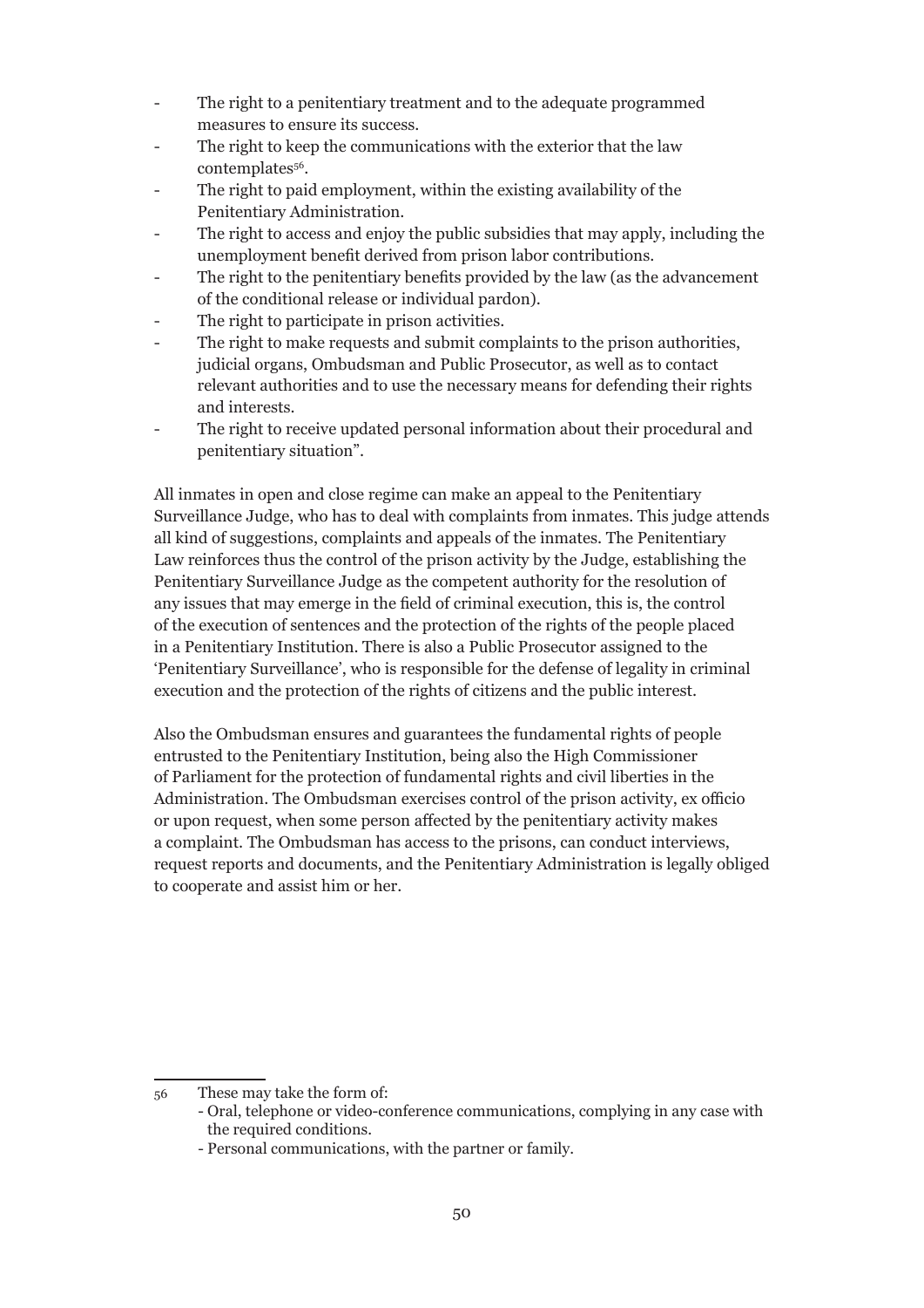- The right to a penitentiary treatment and to the adequate programmed measures to ensure its success.
- The right to keep the communications with the exterior that the law contemplates[56].
- The right to paid employment, within the existing availability of the Penitentiary Administration.
- The right to access and enjoy the public subsidies that may apply, including the unemployment benefit derived from prison labor contributions.
- The right to the penitentiary benefits provided by the law (as the advancement of the conditional release or individual pardon).
- The right to participate in prison activities.
- The right to make requests and submit complaints to the prison authorities, judicial organs, Ombudsman and Public Prosecutor, as well as to contact relevant authorities and to use the necessary means for defending their rights and interests.
- The right to receive updated personal information about their procedural and penitentiary situation".

All inmates in open and close regime can make an appeal to the Penitentiary Surveillance Judge, who has to deal with complaints from inmates. This judge attends all kind of suggestions, complaints and appeals of the inmates. The Penitentiary Law reinforces thus the control of the prison activity by the Judge, establishing the Penitentiary Surveillance Judge as the competent authority for the resolution of any issues that may emerge in the field of criminal execution, this is, the control of the execution of sentences and the protection of the rights of the people placed in a Penitentiary Institution. There is also a Public Prosecutor assigned to the 'Penitentiary Surveillance', who is responsible for the defense of legality in criminal execution and the protection of the rights of citizens and the public interest.

Also the Ombudsman ensures and guarantees the fundamental rights of people entrusted to the Penitentiary Institution, being also the High Commissioner of Parliament for the protection of fundamental rights and civil liberties in the Administration. The Ombudsman exercises control of the prison activity, ex officio or upon request, when some person affected by the penitentiary activity makes a complaint. The Ombudsman has access to the prisons, can conduct interviews, request reports and documents, and the Penitentiary Administration is legally obliged to cooperate and assist him or her.

---

[56] These may take the form of:
- Oral, telephone or video-conference communications, complying in any case with the required conditions.
- Personal communications, with the partner or family.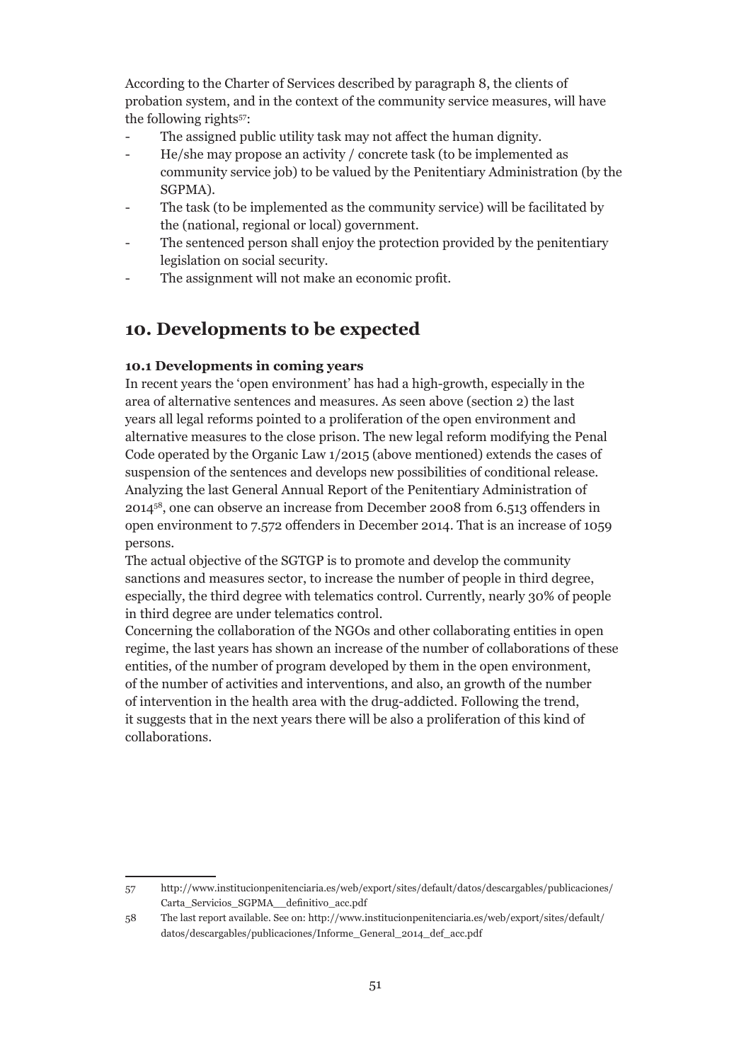According to the Charter of Services described by paragraph 8, the clients of probation system, and in the context of the community service measures, will have the following rights[57]:

- The assigned public utility task may not affect the human dignity.
- He/she may propose an activity / concrete task (to be implemented as community service job) to be valued by the Penitentiary Administration (by the SGPMA).
- The task (to be implemented as the community service) will be facilitated by the (national, regional or local) government.
- The sentenced person shall enjoy the protection provided by the penitentiary legislation on social security.
- The assignment will not make an economic profit.

## 10. Developments to be expected

### 10.1 Developments in coming years

In recent years the 'open environment' has had a high-growth, especially in the area of alternative sentences and measures. As seen above (section 2) the last years all legal reforms pointed to a proliferation of the open environment and alternative measures to the close prison. The new legal reform modifying the Penal Code operated by the Organic Law 1/2015 (above mentioned) extends the cases of suspension of the sentences and develops new possibilities of conditional release. Analyzing the last General Annual Report of the Penitentiary Administration of 2014[58], one can observe an increase from December 2008 from 6.513 offenders in open environment to 7.572 offenders in December 2014. That is an increase of 1059 persons.

The actual objective of the SGTGP is to promote and develop the community sanctions and measures sector, to increase the number of people in third degree, especially, the third degree with telematics control. Currently, nearly 30% of people in third degree are under telematics control.

Concerning the collaboration of the NGOs and other collaborating entities in open regime, the last years has shown an increase of the number of collaborations of these entities, of the number of program developed by them in the open environment, of the number of activities and interventions, and also, an growth of the number of intervention in the health area with the drug-addicted. Following the trend, it suggests that in the next years there will be also a proliferation of this kind of collaborations.

---

57 http://www.institucionpenitenciaria.es/web/export/sites/default/datos/descargables/publicaciones/Carta_Servicios_SGPMA__definitivo_acc.pdf

58 The last report available. See on: http://www.institucionpenitenciaria.es/web/export/sites/default/datos/descargables/publicaciones/Informe_General_2014_def_acc.pdf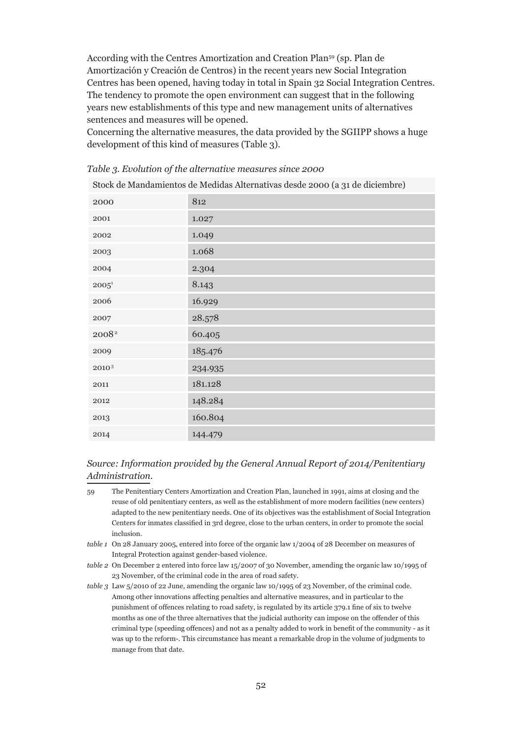According with the Centres Amortization and Creation Plan[59] (sp. Plan de Amortización y Creación de Centros) in the recent years new Social Integration Centres has been opened, having today in total in Spain 32 Social Integration Centres. The tendency to promote the open environment can suggest that in the following years new establishments of this type and new management units of alternatives sentences and measures will be opened.
Concerning the alternative measures, the data provided by the SGIIPP shows a huge development of this kind of measures (Table 3).

*Table 3. Evolution of the alternative measures since 2000*

| Stock de Mandamientos de Medidas Alternativas desde 2000 (a 31 de diciembre) | |
|---|---|
| 2000 | 812 |
| 2001 | 1.027 |
| 2002 | 1.049 |
| 2003 | 1.068 |
| 2004 | 2.304 |
| 2005[1] | 8.143 |
| 2006 | 16.929 |
| 2007 | 28.578 |
| 2008[2] | 60.405 |
| 2009 | 185.476 |
| 2010[3] | 234.935 |
| 2011 | 181.128 |
| 2012 | 148.284 |
| 2013 | 160.804 |
| 2014 | 144.479 |

*Source: Information provided by the General Annual Report of 2014/Penitentiary Administration.*

59 The Penitentiary Centers Amortization and Creation Plan, launched in 1991, aims at closing and the reuse of old penitentiary centers, as well as the establishment of more modern facilities (new centers) adapted to the new penitentiary needs. One of its objectives was the establishment of Social Integration Centers for inmates classified in 3rd degree, close to the urban centers, in order to promote the social inclusion.

*table 1* On 28 January 2005, entered into force of the organic law 1/2004 of 28 December on measures of Integral Protection against gender-based violence.

*table 2* On December 2 entered into force law 15/2007 of 30 November, amending the organic law 10/1995 of 23 November, of the criminal code in the area of road safety.

*table 3* Law 5/2010 of 22 June, amending the organic law 10/1995 of 23 November, of the criminal code. Among other innovations affecting penalties and alternative measures, and in particular to the punishment of offences relating to road safety, is regulated by its article 379.1 fine of six to twelve months as one of the three alternatives that the judicial authority can impose on the offender of this criminal type (speeding offences) and not as a penalty added to work in benefit of the community - as it was up to the reform-. This circumstance has meant a remarkable drop in the volume of judgments to manage from that date.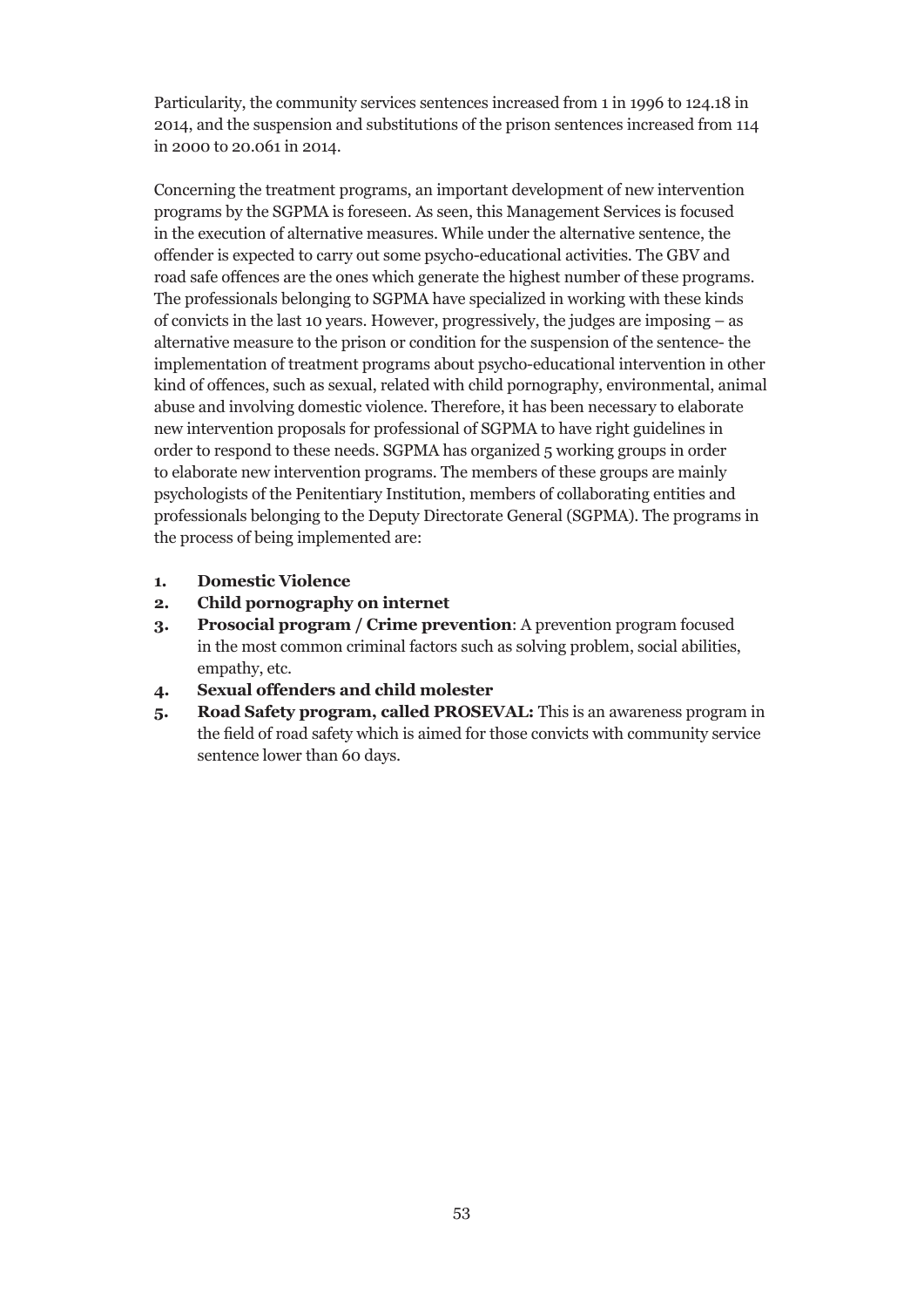Particularity, the community services sentences increased from 1 in 1996 to 124.18 in 2014, and the suspension and substitutions of the prison sentences increased from 114 in 2000 to 20.061 in 2014.

Concerning the treatment programs, an important development of new intervention programs by the SGPMA is foreseen. As seen, this Management Services is focused in the execution of alternative measures. While under the alternative sentence, the offender is expected to carry out some psycho-educational activities. The GBV and road safe offences are the ones which generate the highest number of these programs. The professionals belonging to SGPMA have specialized in working with these kinds of convicts in the last 10 years. However, progressively, the judges are imposing – as alternative measure to the prison or condition for the suspension of the sentence- the implementation of treatment programs about psycho-educational intervention in other kind of offences, such as sexual, related with child pornography, environmental, animal abuse and involving domestic violence. Therefore, it has been necessary to elaborate new intervention proposals for professional of SGPMA to have right guidelines in order to respond to these needs. SGPMA has organized 5 working groups in order to elaborate new intervention programs. The members of these groups are mainly psychologists of the Penitentiary Institution, members of collaborating entities and professionals belonging to the Deputy Directorate General (SGPMA). The programs in the process of being implemented are:

1. **Domestic Violence**
2. **Child pornography on internet**
3. **Prosocial program / Crime prevention**: A prevention program focused in the most common criminal factors such as solving problem, social abilities, empathy, etc.
4. **Sexual offenders and child molester**
5. **Road Safety program, called PROSEVAL:** This is an awareness program in the field of road safety which is aimed for those convicts with community service sentence lower than 60 days.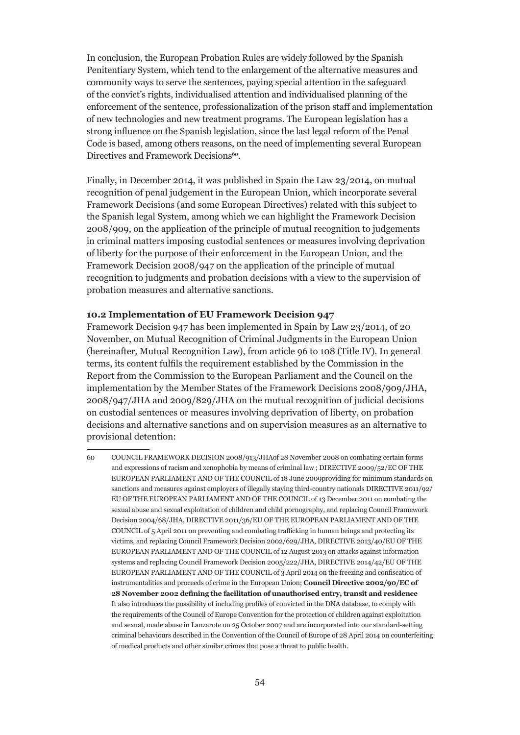In conclusion, the European Probation Rules are widely followed by the Spanish Penitentiary System, which tend to the enlargement of the alternative measures and community ways to serve the sentences, paying special attention in the safeguard of the convict's rights, individualised attention and individualised planning of the enforcement of the sentence, professionalization of the prison staff and implementation of new technologies and new treatment programs. The European legislation has a strong influence on the Spanish legislation, since the last legal reform of the Penal Code is based, among others reasons, on the need of implementing several European Directives and Framework Decisions[60].

Finally, in December 2014, it was published in Spain the Law 23/2014, on mutual recognition of penal judgement in the European Union, which incorporate several Framework Decisions (and some European Directives) related with this subject to the Spanish legal System, among which we can highlight the Framework Decision 2008/909, on the application of the principle of mutual recognition to judgements in criminal matters imposing custodial sentences or measures involving deprivation of liberty for the purpose of their enforcement in the European Union, and the Framework Decision 2008/947 on the application of the principle of mutual recognition to judgments and probation decisions with a view to the supervision of probation measures and alternative sanctions.

### 10.2 Implementation of EU Framework Decision 947

Framework Decision 947 has been implemented in Spain by Law 23/2014, of 20 November, on Mutual Recognition of Criminal Judgments in the European Union (hereinafter, Mutual Recognition Law), from article 96 to 108 (Title IV). In general terms, its content fulfils the requirement established by the Commission in the Report from the Commission to the European Parliament and the Council on the implementation by the Member States of the Framework Decisions 2008/909/JHA, 2008/947/JHA and 2009/829/JHA on the mutual recognition of judicial decisions on custodial sentences or measures involving deprivation of liberty, on probation decisions and alternative sanctions and on supervision measures as an alternative to provisional detention:

---

60 COUNCIL FRAMEWORK DECISION 2008/913/JHAof 28 November 2008 on combating certain forms and expressions of racism and xenophobia by means of criminal law ; DIRECTIVE 2009/52/EC OF THE EUROPEAN PARLIAMENT AND OF THE COUNCIL of 18 June 2009providing for minimum standards on sanctions and measures against employers of illegally staying third-country nationals DIRECTIVE 2011/92/EU OF THE EUROPEAN PARLIAMENT AND OF THE COUNCIL of 13 December 2011 on combating the sexual abuse and sexual exploitation of children and child pornography, and replacing Council Framework Decision 2004/68/JHA, DIRECTIVE 2011/36/EU OF THE EUROPEAN PARLIAMENT AND OF THE COUNCIL of 5 April 2011 on preventing and combating trafficking in human beings and protecting its victims, and replacing Council Framework Decision 2002/629/JHA, DIRECTIVE 2013/40/EU OF THE EUROPEAN PARLIAMENT AND OF THE COUNCIL of 12 August 2013 on attacks against information systems and replacing Council Framework Decision 2005/222/JHA, DIRECTIVE 2014/42/EU OF THE EUROPEAN PARLIAMENT AND OF THE COUNCIL of 3 April 2014 on the freezing and confiscation of instrumentalities and proceeds of crime in the European Union; **Council Directive 2002/90/EC of 28 November 2002 defining the facilitation of unauthorised entry, transit and residence** It also introduces the possibility of including profiles of convicted in the DNA database, to comply with the requirements of the Council of Europe Convention for the protection of children against exploitation and sexual, made abuse in Lanzarote on 25 October 2007 and are incorporated into our standard-setting criminal behaviours described in the Convention of the Council of Europe of 28 April 2014 on counterfeiting of medical products and other similar crimes that pose a threat to public health.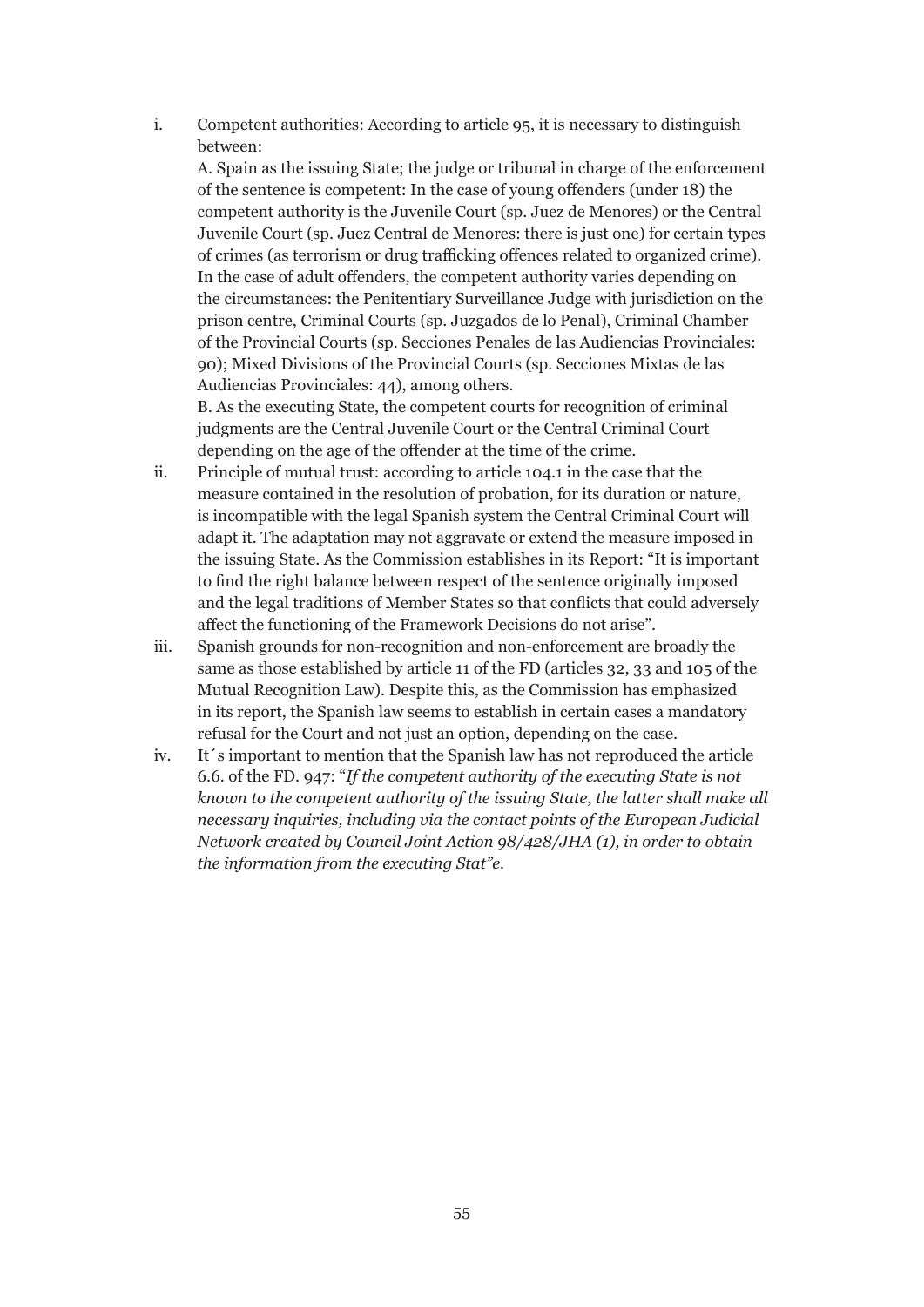i. Competent authorities: According to article 95, it is necessary to distinguish between:

   A. Spain as the issuing State; the judge or tribunal in charge of the enforcement of the sentence is competent: In the case of young offenders (under 18) the competent authority is the Juvenile Court (sp. Juez de Menores) or the Central Juvenile Court (sp. Juez Central de Menores: there is just one) for certain types of crimes (as terrorism or drug trafficking offences related to organized crime). In the case of adult offenders, the competent authority varies depending on the circumstances: the Penitentiary Surveillance Judge with jurisdiction on the prison centre, Criminal Courts (sp. Juzgados de lo Penal), Criminal Chamber of the Provincial Courts (sp. Secciones Penales de las Audiencias Provinciales: 90); Mixed Divisions of the Provincial Courts (sp. Secciones Mixtas de las Audiencias Provinciales: 44), among others.

   B. As the executing State, the competent courts for recognition of criminal judgments are the Central Juvenile Court or the Central Criminal Court depending on the age of the offender at the time of the crime.

ii. Principle of mutual trust: according to article 104.1 in the case that the measure contained in the resolution of probation, for its duration or nature, is incompatible with the legal Spanish system the Central Criminal Court will adapt it. The adaptation may not aggravate or extend the measure imposed in the issuing State. As the Commission establishes in its Report: "It is important to find the right balance between respect of the sentence originally imposed and the legal traditions of Member States so that conflicts that could adversely affect the functioning of the Framework Decisions do not arise".

iii. Spanish grounds for non-recognition and non-enforcement are broadly the same as those established by article 11 of the FD (articles 32, 33 and 105 of the Mutual Recognition Law). Despite this, as the Commission has emphasized in its report, the Spanish law seems to establish in certain cases a mandatory refusal for the Court and not just an option, depending on the case.

iv. It´s important to mention that the Spanish law has not reproduced the article 6.6. of the FD. 947: "*If the competent authority of the executing State is not known to the competent authority of the issuing State, the latter shall make all necessary inquiries, including via the contact points of the European Judicial Network created by Council Joint Action 98/428/JHA (1), in order to obtain the information from the executing Stat"e.*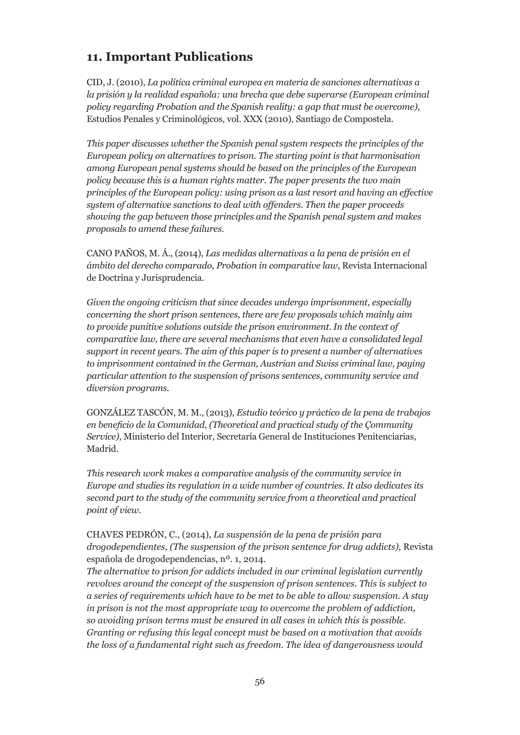## 11. Important Publications

CID, J. (2010), *La política criminal europea en materia de sanciones alternativas a la prisión y la realidad española: una brecha que debe superarse (European criminal policy regarding Probation and the Spanish reality: a gap that must be overcome)*, Estudios Penales y Criminológicos, vol. XXX (2010), Santiago de Compostela.

*This paper discusses whether the Spanish penal system respects the principles of the European policy on alternatives to prison. The starting point is that harmonisation among European penal systems should be based on the principles of the European policy because this is a human rights matter. The paper presents the two main principles of the European policy: using prison as a last resort and having an effective system of alternative sanctions to deal with offenders. Then the paper proceeds showing the gap between those principles and the Spanish penal system and makes proposals to amend these failures.*

CANO PAÑOS, M. Á., (2014), *Las medidas alternativas a la pena de prisión en el ámbito del derecho comparado, Probation in comparative law*, Revista Internacional de Doctrina y Jurisprudencia.

*Given the ongoing criticism that since decades undergo imprisonment, especially concerning the short prison sentences, there are few proposals which mainly aim to provide punitive solutions outside the prison environment. In the context of comparative law, there are several mechanisms that even have a consolidated legal support in recent years. The aim of this paper is to present a number of alternatives to imprisonment contained in the German, Austrian and Swiss criminal law, paying particular attention to the suspension of prisons sentences, community service and diversion programs.*

GONZÁLEZ TASCÓN, M. M., (2013), *Estudio teórico y práctico de la pena de trabajos en beneficio de la Comunidad, (Theoretical and practical study of the Çommunity Service)*, Ministerio del Interior, Secretaría General de Instituciones Penitenciarias, Madrid.

*This research work makes a comparative analysis of the community service in Europe and studies its regulation in a wide number of countries. It also dedicates its second part to the study of the community service from a theoretical and practical point of view.*

CHAVES PEDRÓN, C., (2014), *La suspensión de la pena de prisión para drogodependientes, (The suspension of the prison sentence for drug addicts),* Revista española de drogodependencias, nº. 1, 2014.
*The alternative to prison for addicts included in our criminal legislation currently revolves around the concept of the suspension of prison sentences. This is subject to a series of requirements which have to be met to be able to allow suspension. A stay in prison is not the most appropriate way to overcome the problem of addiction, so avoiding prison terms must be ensured in all cases in which this is possible. Granting or refusing this legal concept must be based on a motivation that avoids the loss of a fundamental right such as freedom. The idea of dangerousness would*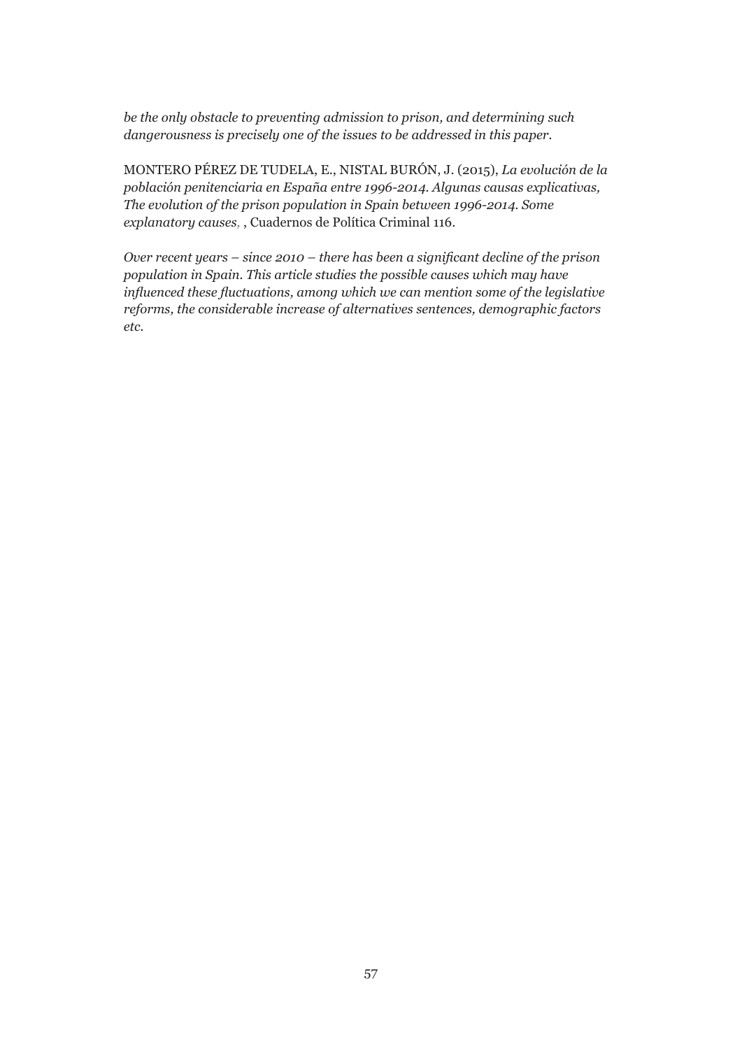*be the only obstacle to preventing admission to prison, and determining such dangerousness is precisely one of the issues to be addressed in this paper.*

MONTERO PÉREZ DE TUDELA, E., NISTAL BURÓN, J. (2015), *La evolución de la población penitenciaria en España entre 1996-2014. Algunas causas explicativas, The evolution of the prison population in Spain between 1996-2014. Some explanatory causes,* , Cuadernos de Política Criminal 116.

*Over recent years – since 2010 – there has been a significant decline of the prison population in Spain. This article studies the possible causes which may have influenced these fluctuations, among which we can mention some of the legislative reforms, the considerable increase of alternatives sentences, demographic factors etc.*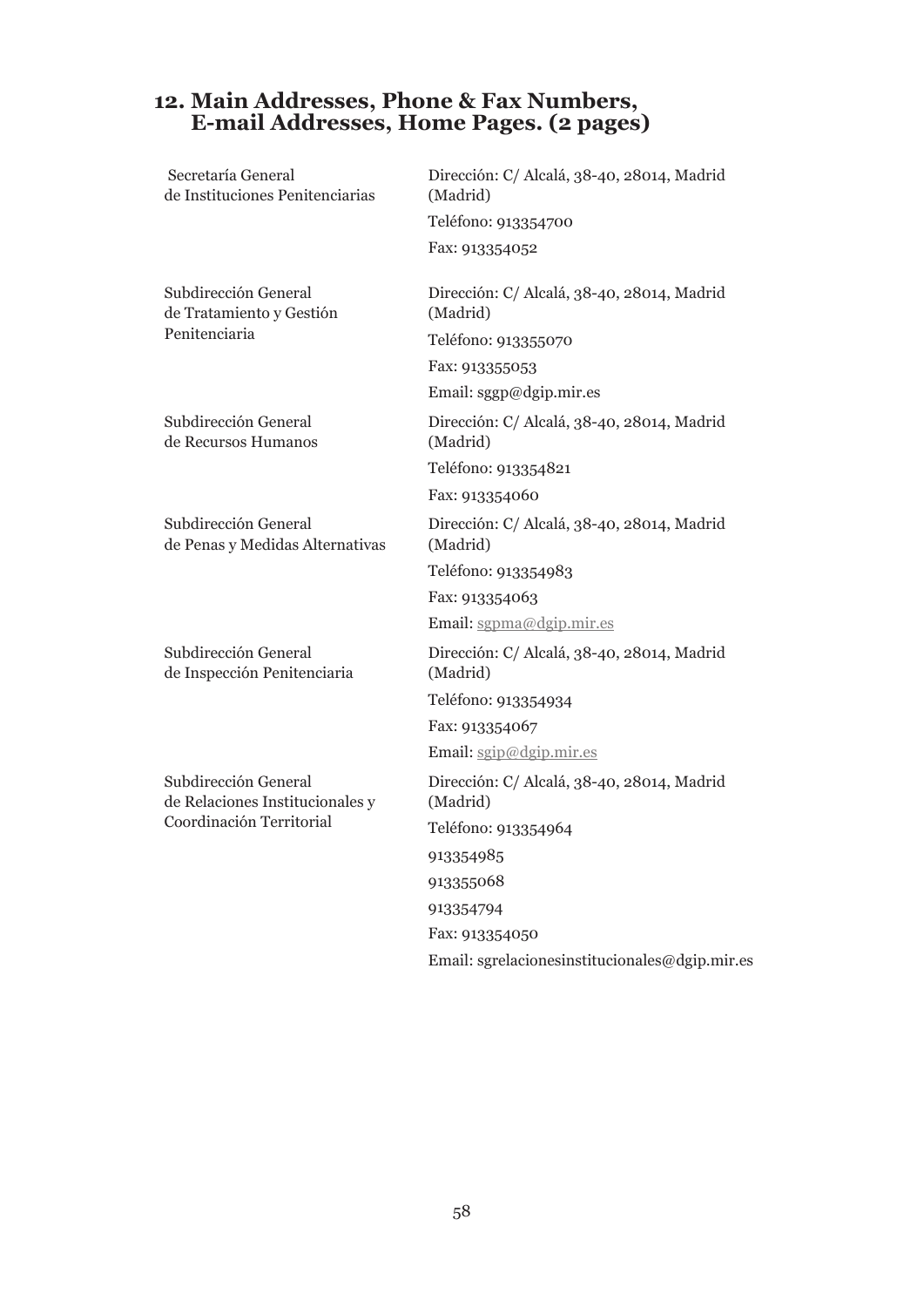## 12. Main Addresses, Phone & Fax Numbers, E-mail Addresses, Home Pages. (2 pages)

| | |
|---|---|
| Secretaría General de Instituciones Penitenciarias | Dirección: C/ Alcalá, 38-40, 28014, Madrid (Madrid)<br>Teléfono: 913354700<br>Fax: 913354052 |
| Subdirección General de Tratamiento y Gestión Penitenciaria | Dirección: C/ Alcalá, 38-40, 28014, Madrid (Madrid)<br>Teléfono: 913355070<br>Fax: 913355053<br>Email: sggp@dgip.mir.es |
| Subdirección General de Recursos Humanos | Dirección: C/ Alcalá, 38-40, 28014, Madrid (Madrid)<br>Teléfono: 913354821<br>Fax: 913354060 |
| Subdirección General de Penas y Medidas Alternativas | Dirección: C/ Alcalá, 38-40, 28014, Madrid (Madrid)<br>Teléfono: 913354983<br>Fax: 913354063<br>Email: sgpma@dgip.mir.es |
| Subdirección General de Inspección Penitenciaria | Dirección: C/ Alcalá, 38-40, 28014, Madrid (Madrid)<br>Teléfono: 913354934<br>Fax: 913354067<br>Email: sgip@dgip.mir.es |
| Subdirección General de Relaciones Institucionales y Coordinación Territorial | Dirección: C/ Alcalá, 38-40, 28014, Madrid (Madrid)<br>Teléfono: 913354964<br>913354985<br>913355068<br>913354794<br>Fax: 913354050<br>Email: sgrelacionesinstitucionales@dgip.mir.es |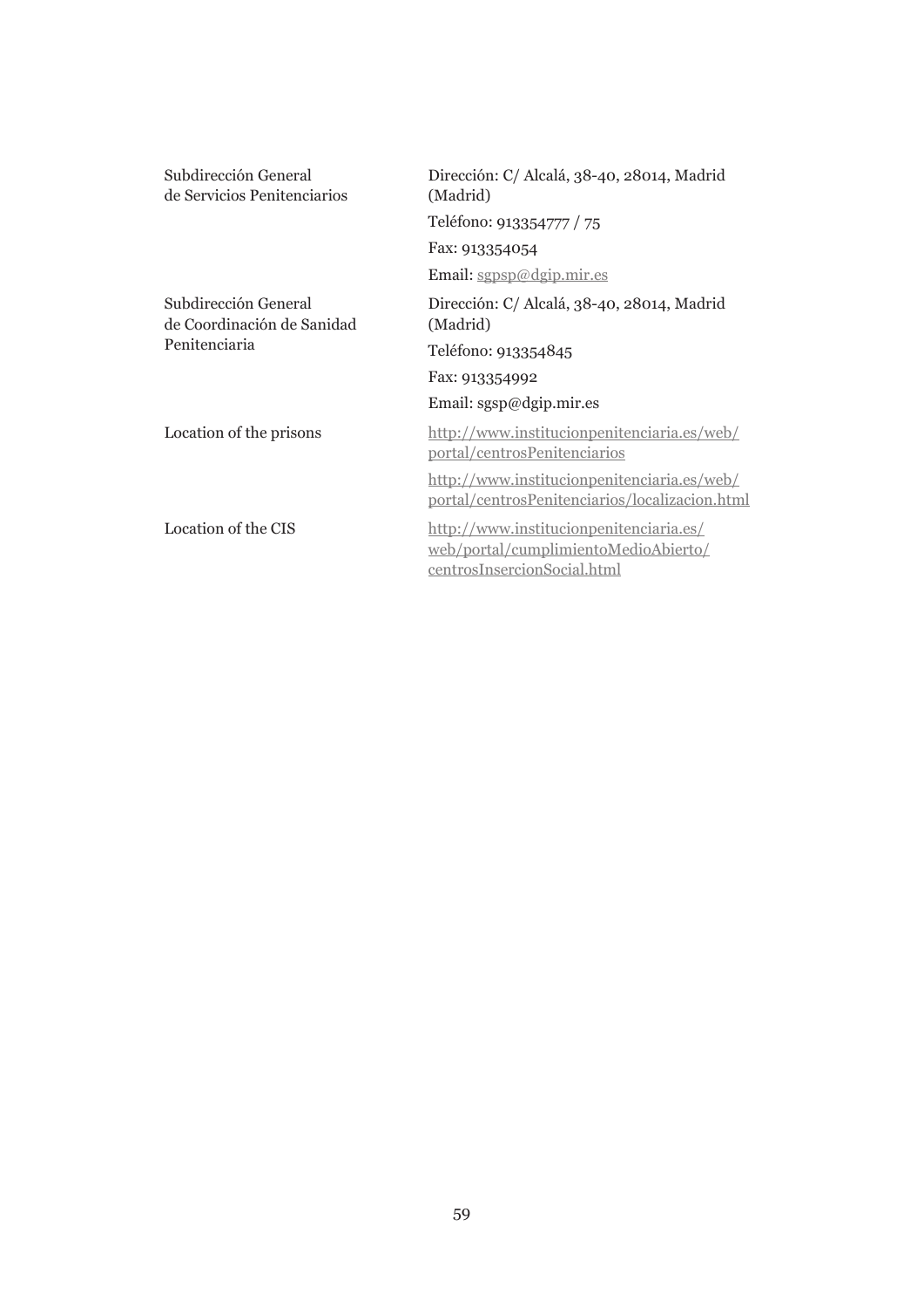| | |
|---|---|
| Subdirección General de Servicios Penitenciarios | Dirección: C/ Alcalá, 38-40, 28014, Madrid (Madrid)<br>Teléfono: 913354777 / 75<br>Fax: 913354054<br>Email: sgpsp@dgip.mir.es |
| Subdirección General de Coordinación de Sanidad Penitenciaria | Dirección: C/ Alcalá, 38-40, 28014, Madrid (Madrid)<br>Teléfono: 913354845<br>Fax: 913354992<br>Email: sgsp@dgip.mir.es |
| Location of the prisons | http://www.institucionpenitenciaria.es/web/portal/centrosPenitenciarios<br>http://www.institucionpenitenciaria.es/web/portal/centrosPenitenciarios/localizacion.html |
| Location of the CIS | http://www.institucionpenitenciaria.es/web/portal/cumplimientoMedioAbierto/centrosInsercionSocial.html |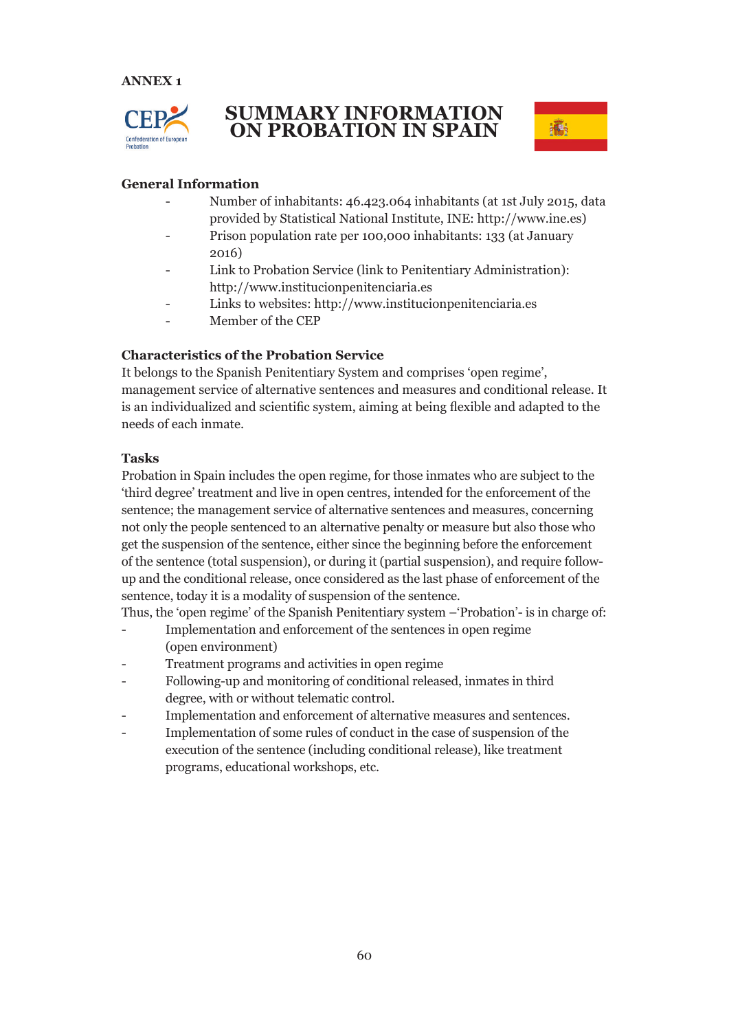**ANNEX 1**

# SUMMARY INFORMATION ON PROBATION IN SPAIN

## General Information

- Number of inhabitants: 46.423.064 inhabitants (at 1st July 2015, data provided by Statistical National Institute, INE: http://www.ine.es)
- Prison population rate per 100,000 inhabitants: 133 (at January 2016)
- Link to Probation Service (link to Penitentiary Administration): http://www.institucionpenitenciaria.es
- Links to websites: http://www.institucionpenitenciaria.es
- Member of the CEP

## Characteristics of the Probation Service

It belongs to the Spanish Penitentiary System and comprises 'open regime', management service of alternative sentences and measures and conditional release. It is an individualized and scientific system, aiming at being flexible and adapted to the needs of each inmate.

## Tasks

Probation in Spain includes the open regime, for those inmates who are subject to the 'third degree' treatment and live in open centres, intended for the enforcement of the sentence; the management service of alternative sentences and measures, concerning not only the people sentenced to an alternative penalty or measure but also those who get the suspension of the sentence, either since the beginning before the enforcement of the sentence (total suspension), or during it (partial suspension), and require follow-up and the conditional release, once considered as the last phase of enforcement of the sentence, today it is a modality of suspension of the sentence.

Thus, the 'open regime' of the Spanish Penitentiary system –'Probation'- is in charge of:

- Implementation and enforcement of the sentences in open regime (open environment)
- Treatment programs and activities in open regime
- Following-up and monitoring of conditional released, inmates in third degree, with or without telematic control.
- Implementation and enforcement of alternative measures and sentences.
- Implementation of some rules of conduct in the case of suspension of the execution of the sentence (including conditional release), like treatment programs, educational workshops, etc.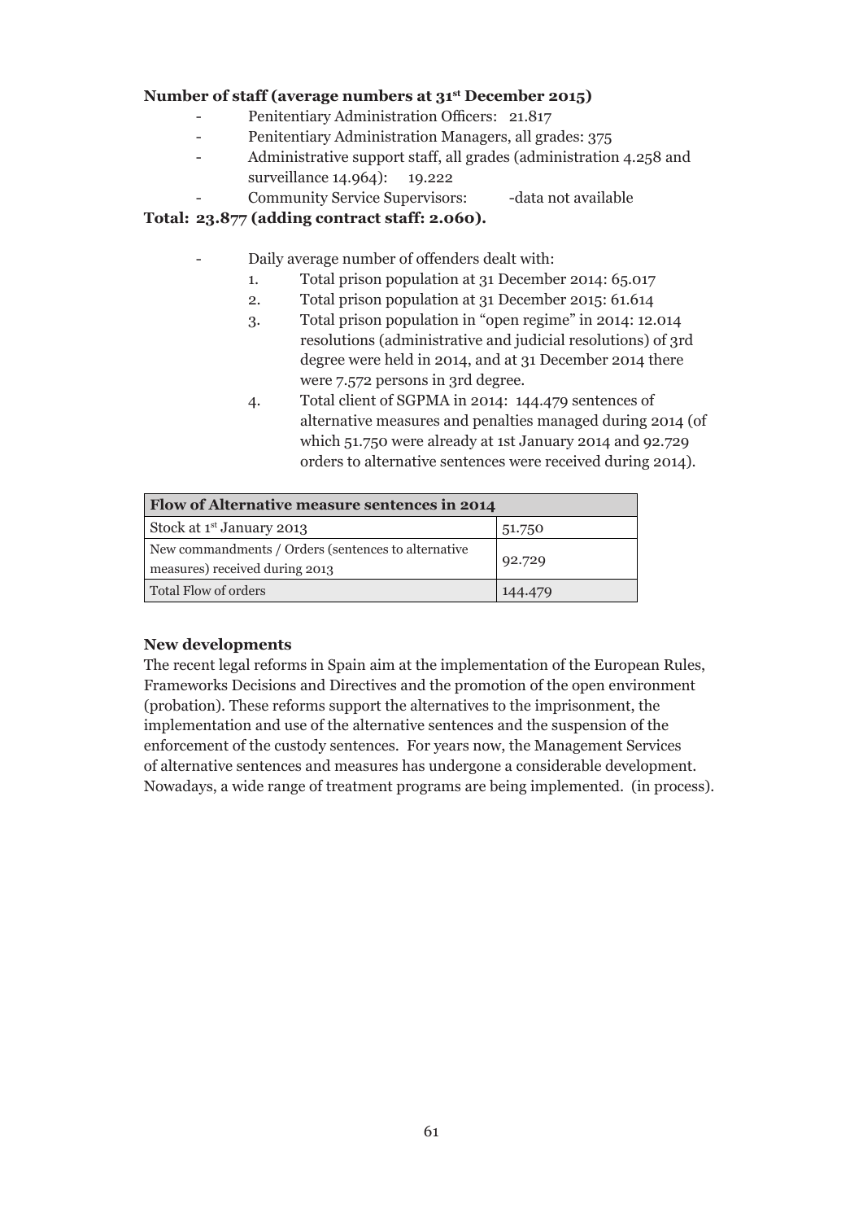**Number of staff (average numbers at 31st December 2015)**

- Penitentiary Administration Officers: 21.817
- Penitentiary Administration Managers, all grades: 375
- Administrative support staff, all grades (administration 4.258 and surveillance 14.964): 19.222
- Community Service Supervisors: -data not available

**Total: 23.877 (adding contract staff: 2.060).**

- Daily average number of offenders dealt with:
  1. Total prison population at 31 December 2014: 65.017
  2. Total prison population at 31 December 2015: 61.614
  3. Total prison population in "open regime" in 2014: 12.014 resolutions (administrative and judicial resolutions) of 3rd degree were held in 2014, and at 31 December 2014 there were 7.572 persons in 3rd degree.
  4. Total client of SGPMA in 2014: 144.479 sentences of alternative measures and penalties managed during 2014 (of which 51.750 were already at 1st January 2014 and 92.729 orders to alternative sentences were received during 2014).

| Flow of Alternative measure sentences in 2014 | |
|---|---|
| Stock at 1st January 2013 | 51.750 |
| New commandments / Orders (sentences to alternative measures) received during 2013 | 92.729 |
| Total Flow of orders | 144.479 |

**New developments**

The recent legal reforms in Spain aim at the implementation of the European Rules, Frameworks Decisions and Directives and the promotion of the open environment (probation). These reforms support the alternatives to the imprisonment, the implementation and use of the alternative sentences and the suspension of the enforcement of the custody sentences. For years now, the Management Services of alternative sentences and measures has undergone a considerable development. Nowadays, a wide range of treatment programs are being implemented. (in process).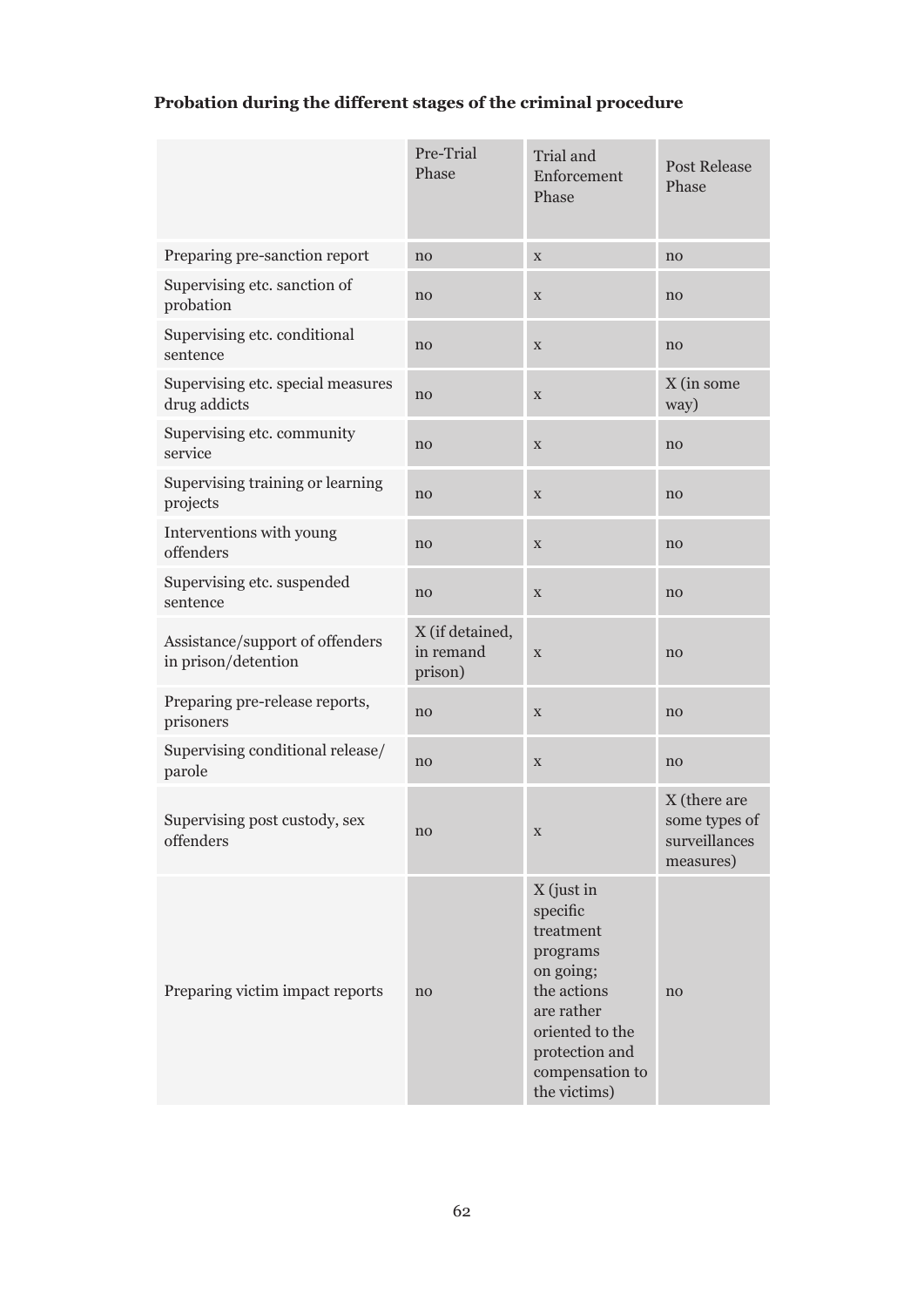**Probation during the different stages of the criminal procedure**

| | Pre-Trial Phase | Trial and Enforcement Phase | Post Release Phase |
|---|---|---|---|
| Preparing pre-sanction report | no | x | no |
| Supervising etc. sanction of probation | no | x | no |
| Supervising etc. conditional sentence | no | x | no |
| Supervising etc. special measures drug addicts | no | x | X (in some way) |
| Supervising etc. community service | no | x | no |
| Supervising training or learning projects | no | x | no |
| Interventions with young offenders | no | x | no |
| Supervising etc. suspended sentence | no | x | no |
| Assistance/support of offenders in prison/detention | X (if detained, in remand prison) | x | no |
| Preparing pre-release reports, prisoners | no | x | no |
| Supervising conditional release/ parole | no | x | no |
| Supervising post custody, sex offenders | no | x | X (there are some types of surveillances measures) |
| Preparing victim impact reports | no | X (just in specific treatment programs on going; the actions are rather oriented to the protection and compensation to the victims) | no |